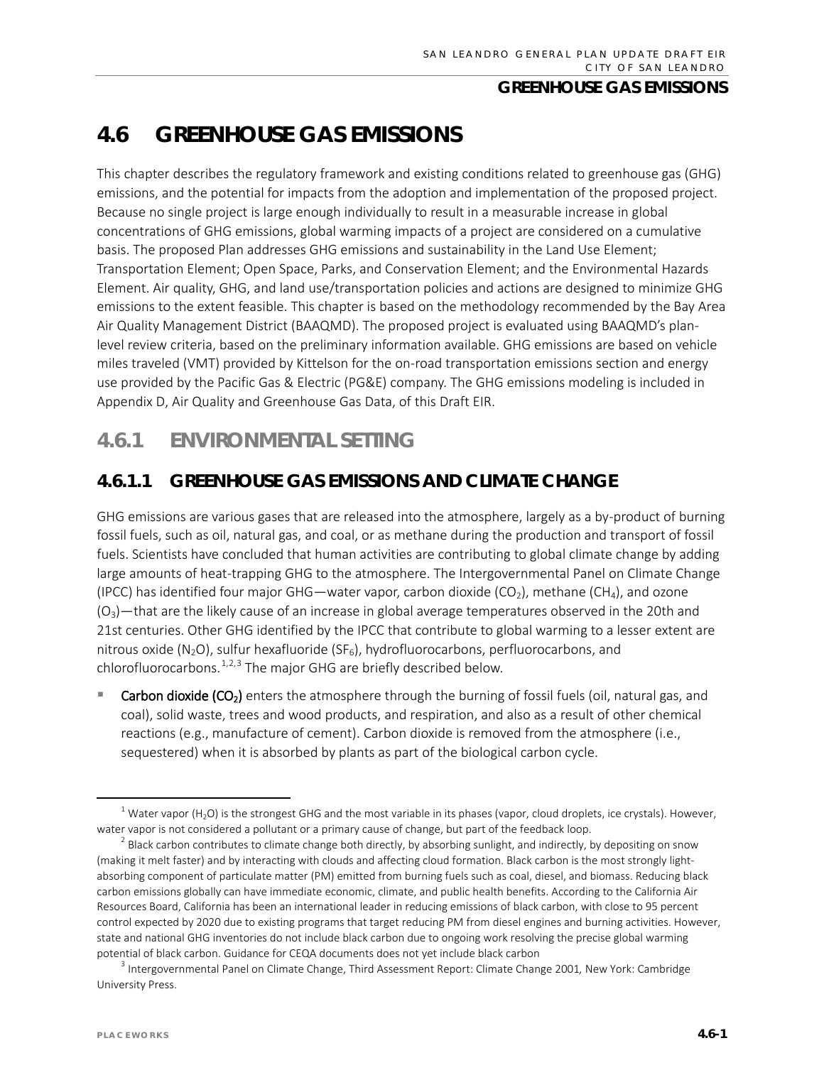# 4.6 GREENHOUSE GAS EMISSIONS

This chapter describes the regulatory framework and existing conditions related to greenhouse gas (GHG) emissions, and the potential for impacts from the adoption and implementation of the proposed project. Because no single project is large enough individually to result in a measurable increase in global concentrations of GHG emissions, global warming impacts of a project are considered on a cumulative basis. The proposed Plan addresses GHG emissions and sustainability in the Land Use Element; Transportation Element; Open Space, Parks, and Conservation Element; and the Environmental Hazards Element. Air quality, GHG, and land use/transportation policies and actions are designed to minimize GHG emissions to the extent feasible. This chapter is based on the methodology recommended by the Bay Area Air Quality Management District (BAAQMD). The proposed project is evaluated using BAAQMD's plan-level review criteria, based on the preliminary information available. GHG emissions are based on vehicle miles traveled (VMT) provided by Kittelson for the on-road transportation emissions section and energy use provided by the Pacific Gas & Electric (PG&E) company. The GHG emissions modeling is included in Appendix D, Air Quality and Greenhouse Gas Data, of this Draft EIR.

## 4.6.1 ENVIRONMENTAL SETTING

### 4.6.1.1 GREENHOUSE GAS EMISSIONS AND CLIMATE CHANGE

GHG emissions are various gases that are released into the atmosphere, largely as a by-product of burning fossil fuels, such as oil, natural gas, and coal, or as methane during the production and transport of fossil fuels. Scientists have concluded that human activities are contributing to global climate change by adding large amounts of heat-trapping GHG to the atmosphere. The Intergovernmental Panel on Climate Change (IPCC) has identified four major GHG—water vapor, carbon dioxide ($CO_2$), methane ($CH_4$), and ozone ($O_3$)—that are the likely cause of an increase in global average temperatures observed in the 20th and 21st centuries. Other GHG identified by the IPCC that contribute to global warming to a lesser extent are nitrous oxide ($N_2O$), sulfur hexafluoride ($SF_6$), hydrofluorocarbons, perfluorocarbons, and chlorofluorocarbons.[1,2,3] The major GHG are briefly described below.

- **Carbon dioxide ($CO_2$)** enters the atmosphere through the burning of fossil fuels (oil, natural gas, and coal), solid waste, trees and wood products, and respiration, and also as a result of other chemical reactions (e.g., manufacture of cement). Carbon dioxide is removed from the atmosphere (i.e., sequestered) when it is absorbed by plants as part of the biological carbon cycle.

---

[1] Water vapor ($H_2O$) is the strongest GHG and the most variable in its phases (vapor, cloud droplets, ice crystals). However, water vapor is not considered a pollutant or a primary cause of change, but part of the feedback loop.

[2] Black carbon contributes to climate change both directly, by absorbing sunlight, and indirectly, by depositing on snow (making it melt faster) and by interacting with clouds and affecting cloud formation. Black carbon is the most strongly light-absorbing component of particulate matter (PM) emitted from burning fuels such as coal, diesel, and biomass. Reducing black carbon emissions globally can have immediate economic, climate, and public health benefits. According to the California Air Resources Board, California has been an international leader in reducing emissions of black carbon, with close to 95 percent control expected by 2020 due to existing programs that target reducing PM from diesel engines and burning activities. However, state and national GHG inventories do not include black carbon due to ongoing work resolving the precise global warming potential of black carbon. Guidance for CEQA documents does not yet include black carbon

[3] Intergovernmental Panel on Climate Change, Third Assessment Report: Climate Change 2001*,* New York: Cambridge University Press.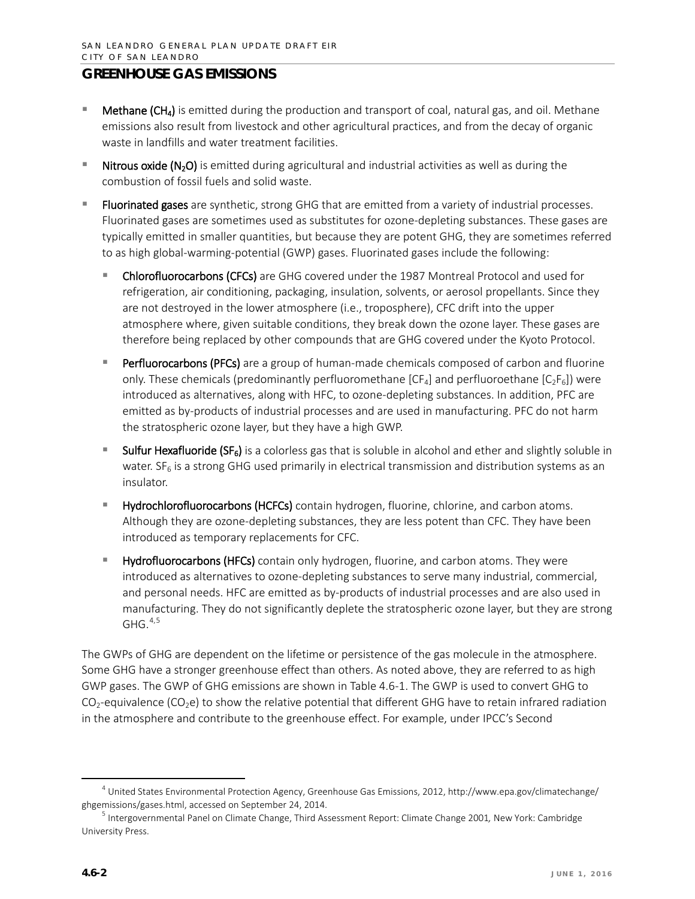## GREENHOUSE GAS EMISSIONS

- **Methane ($CH_4$)** is emitted during the production and transport of coal, natural gas, and oil. Methane emissions also result from livestock and other agricultural practices, and from the decay of organic waste in landfills and water treatment facilities.
- **Nitrous oxide ($N_2O$)** is emitted during agricultural and industrial activities as well as during the combustion of fossil fuels and solid waste.
- **Fluorinated gases** are synthetic, strong GHG that are emitted from a variety of industrial processes. Fluorinated gases are sometimes used as substitutes for ozone-depleting substances. These gases are typically emitted in smaller quantities, but because they are potent GHG, they are sometimes referred to as high global-warming-potential (GWP) gases. Fluorinated gases include the following:
  - **Chlorofluorocarbons (CFCs)** are GHG covered under the 1987 Montreal Protocol and used for refrigeration, air conditioning, packaging, insulation, solvents, or aerosol propellants. Since they are not destroyed in the lower atmosphere (i.e., troposphere), CFC drift into the upper atmosphere where, given suitable conditions, they break down the ozone layer. These gases are therefore being replaced by other compounds that are GHG covered under the Kyoto Protocol.
  - **Perfluorocarbons (PFCs)** are a group of human-made chemicals composed of carbon and fluorine only. These chemicals (predominantly perfluoromethane [$CF_4$] and perfluoroethane [$C_2F_6$]) were introduced as alternatives, along with HFC, to ozone-depleting substances. In addition, PFC are emitted as by-products of industrial processes and are used in manufacturing. PFC do not harm the stratospheric ozone layer, but they have a high GWP.
  - **Sulfur Hexafluoride ($SF_6$)** is a colorless gas that is soluble in alcohol and ether and slightly soluble in water. $SF_6$ is a strong GHG used primarily in electrical transmission and distribution systems as an insulator.
  - **Hydrochlorofluorocarbons (HCFCs)** contain hydrogen, fluorine, chlorine, and carbon atoms. Although they are ozone-depleting substances, they are less potent than CFC. They have been introduced as temporary replacements for CFC.
  - **Hydrofluorocarbons (HFCs)** contain only hydrogen, fluorine, and carbon atoms. They were introduced as alternatives to ozone-depleting substances to serve many industrial, commercial, and personal needs. HFC are emitted as by-products of industrial processes and are also used in manufacturing. They do not significantly deplete the stratospheric ozone layer, but they are strong GHG.[4,5]

The GWPs of GHG are dependent on the lifetime or persistence of the gas molecule in the atmosphere. Some GHG have a stronger greenhouse effect than others. As noted above, they are referred to as high GWP gases. The GWP of GHG emissions are shown in Table 4.6-1. The GWP is used to convert GHG to $CO_2$-equivalence ($CO_2e$) to show the relative potential that different GHG have to retain infrared radiation in the atmosphere and contribute to the greenhouse effect. For example, under IPCC's Second

---

[4] United States Environmental Protection Agency, Greenhouse Gas Emissions, 2012, http://www.epa.gov/climatechange/ghgemissions/gases.html, accessed on September 24, 2014.

[5] Intergovernmental Panel on Climate Change, Third Assessment Report: Climate Change 2001, New York: Cambridge University Press.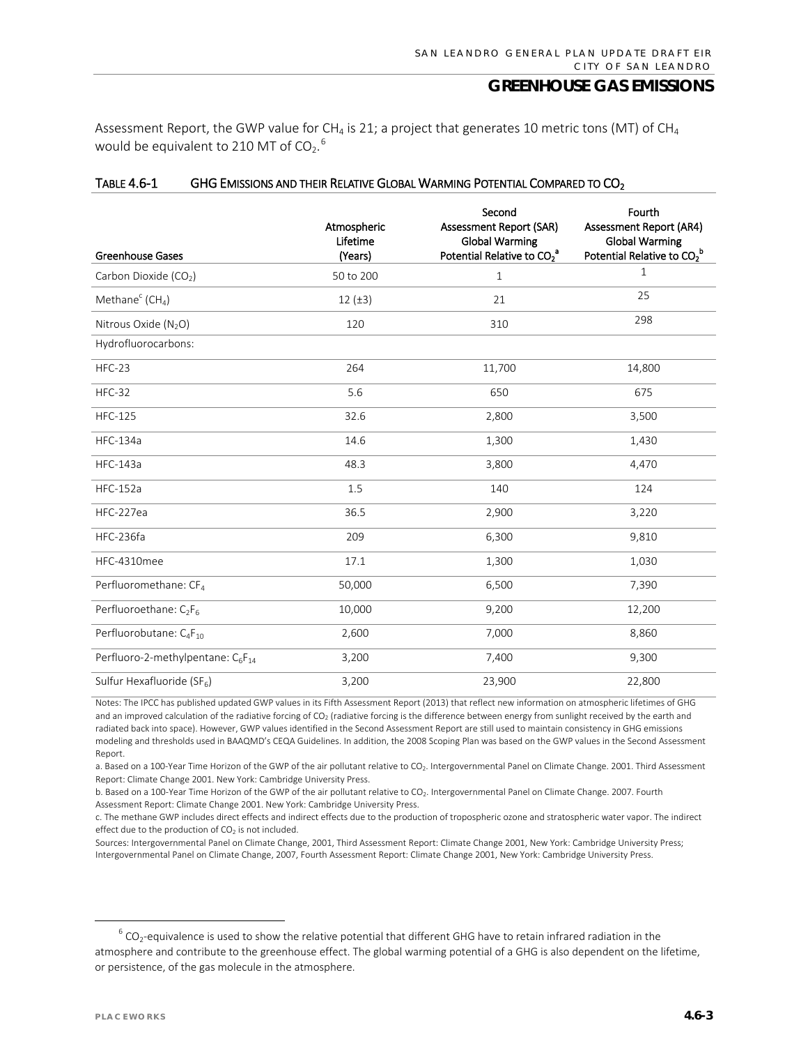Assessment Report, the GWP value for $CH_4$ is 21; a project that generates 10 metric tons (MT) of $CH_4$ would be equivalent to 210 MT of $CO_2$.[6]

**TABLE 4.6-1 GHG EMISSIONS AND THEIR RELATIVE GLOBAL WARMING POTENTIAL COMPARED TO $CO_2$**

| Greenhouse Gases | Atmospheric Lifetime (Years) | Second Assessment Report (SAR) Global Warming Potential Relative to $CO_2$[a] | Fourth Assessment Report (AR4) Global Warming Potential Relative to $CO_2$[b] |
|---|---|---|---|
| Carbon Dioxide ($CO_2$) | 50 to 200 | 1 | 1 |
| Methane[c] ($CH_4$) | 12 (±3) | 21 | 25 |
| Nitrous Oxide ($N_2O$) | 120 | 310 | 298 |
| Hydrofluorocarbons: | | | |
| HFC-23 | 264 | 11,700 | 14,800 |
| HFC-32 | 5.6 | 650 | 675 |
| HFC-125 | 32.6 | 2,800 | 3,500 |
| HFC-134a | 14.6 | 1,300 | 1,430 |
| HFC-143a | 48.3 | 3,800 | 4,470 |
| HFC-152a | 1.5 | 140 | 124 |
| HFC-227ea | 36.5 | 2,900 | 3,220 |
| HFC-236fa | 209 | 6,300 | 9,810 |
| HFC-4310mee | 17.1 | 1,300 | 1,030 |
| Perfluoromethane: $CF_4$ | 50,000 | 6,500 | 7,390 |
| Perfluoroethane: $C_2F_6$ | 10,000 | 9,200 | 12,200 |
| Perfluorobutane: $C_4F_{10}$ | 2,600 | 7,000 | 8,860 |
| Perfluoro-2-methylpentane: $C_6F_{14}$ | 3,200 | 7,400 | 9,300 |
| Sulfur Hexafluoride ($SF_6$) | 3,200 | 23,900 | 22,800 |

Notes: The IPCC has published updated GWP values in its Fifth Assessment Report (2013) that reflect new information on atmospheric lifetimes of GHG and an improved calculation of the radiative forcing of $CO_2$ (radiative forcing is the difference between energy from sunlight received by the earth and radiated back into space). However, GWP values identified in the Second Assessment Report are still used to maintain consistency in GHG emissions modeling and thresholds used in BAAQMD's CEQA Guidelines. In addition, the 2008 Scoping Plan was based on the GWP values in the Second Assessment Report.

a. Based on a 100-Year Time Horizon of the GWP of the air pollutant relative to $CO_2$. Intergovernmental Panel on Climate Change. 2001. Third Assessment Report: Climate Change 2001. New York: Cambridge University Press.

b. Based on a 100-Year Time Horizon of the GWP of the air pollutant relative to $CO_2$. Intergovernmental Panel on Climate Change. 2007. Fourth Assessment Report: Climate Change 2001. New York: Cambridge University Press.

c. The methane GWP includes direct effects and indirect effects due to the production of tropospheric ozone and stratospheric water vapor. The indirect effect due to the production of $CO_2$ is not included.

Sources: Intergovernmental Panel on Climate Change, 2001, Third Assessment Report: Climate Change 2001, New York: Cambridge University Press; Intergovernmental Panel on Climate Change, 2007, Fourth Assessment Report: Climate Change 2001, New York: Cambridge University Press.

[6] $CO_2$-equivalence is used to show the relative potential that different GHG have to retain infrared radiation in the atmosphere and contribute to the greenhouse effect. The global warming potential of a GHG is also dependent on the lifetime, or persistence, of the gas molecule in the atmosphere.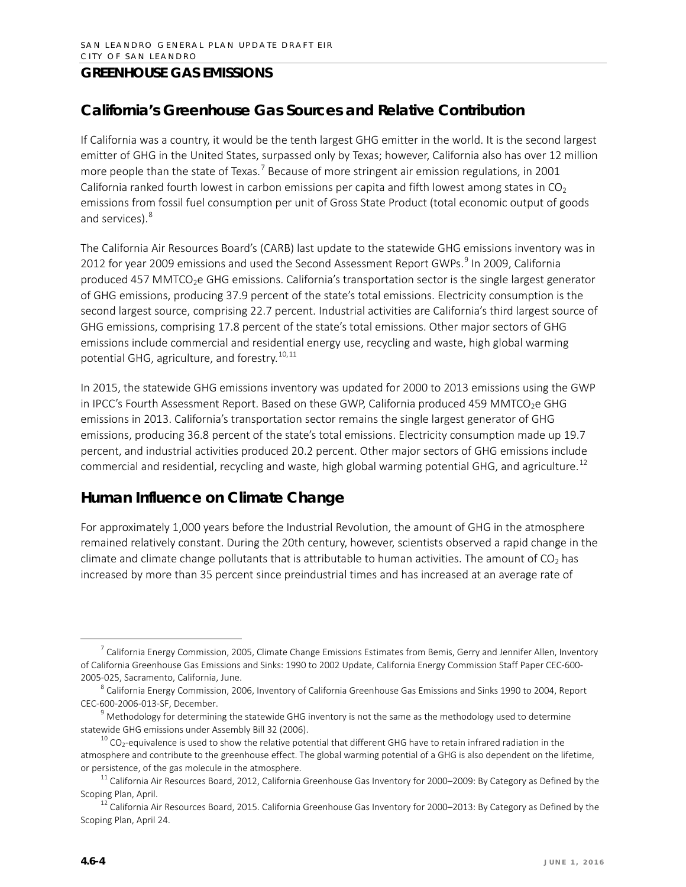## GREENHOUSE GAS EMISSIONS

### California's Greenhouse Gas Sources and Relative Contribution

If California was a country, it would be the tenth largest GHG emitter in the world. It is the second largest emitter of GHG in the United States, surpassed only by Texas; however, California also has over 12 million more people than the state of Texas.[7] Because of more stringent air emission regulations, in 2001 California ranked fourth lowest in carbon emissions per capita and fifth lowest among states in $CO_2$ emissions from fossil fuel consumption per unit of Gross State Product (total economic output of goods and services).[8]

The California Air Resources Board's (CARB) last update to the statewide GHG emissions inventory was in 2012 for year 2009 emissions and used the Second Assessment Report GWPs.[9] In 2009, California produced 457 $MMTCO_2e$ GHG emissions. California's transportation sector is the single largest generator of GHG emissions, producing 37.9 percent of the state's total emissions. Electricity consumption is the second largest source, comprising 22.7 percent. Industrial activities are California's third largest source of GHG emissions, comprising 17.8 percent of the state's total emissions. Other major sectors of GHG emissions include commercial and residential energy use, recycling and waste, high global warming potential GHG, agriculture, and forestry.[10,11]

In 2015, the statewide GHG emissions inventory was updated for 2000 to 2013 emissions using the GWP in IPCC's Fourth Assessment Report. Based on these GWP, California produced 459 $MMTCO_2e$ GHG emissions in 2013. California's transportation sector remains the single largest generator of GHG emissions, producing 36.8 percent of the state's total emissions. Electricity consumption made up 19.7 percent, and industrial activities produced 20.2 percent. Other major sectors of GHG emissions include commercial and residential, recycling and waste, high global warming potential GHG, and agriculture.[12]

### Human Influence on Climate Change

For approximately 1,000 years before the Industrial Revolution, the amount of GHG in the atmosphere remained relatively constant. During the 20th century, however, scientists observed a rapid change in the climate and climate change pollutants that is attributable to human activities. The amount of $CO_2$ has increased by more than 35 percent since preindustrial times and has increased at an average rate of

---

[7] California Energy Commission, 2005, Climate Change Emissions Estimates from Bemis, Gerry and Jennifer Allen, Inventory of California Greenhouse Gas Emissions and Sinks: 1990 to 2002 Update, California Energy Commission Staff Paper CEC-600-2005-025, Sacramento, California, June.

[8] California Energy Commission, 2006, Inventory of California Greenhouse Gas Emissions and Sinks 1990 to 2004, Report CEC-600-2006-013-SF, December.

[9] Methodology for determining the statewide GHG inventory is not the same as the methodology used to determine statewide GHG emissions under Assembly Bill 32 (2006).

[10] $CO_2$-equivalence is used to show the relative potential that different GHG have to retain infrared radiation in the atmosphere and contribute to the greenhouse effect. The global warming potential of a GHG is also dependent on the lifetime, or persistence, of the gas molecule in the atmosphere.

[11] California Air Resources Board, 2012, California Greenhouse Gas Inventory for 2000–2009: By Category as Defined by the Scoping Plan, April.

[12] California Air Resources Board, 2015. California Greenhouse Gas Inventory for 2000–2013: By Category as Defined by the Scoping Plan, April 24.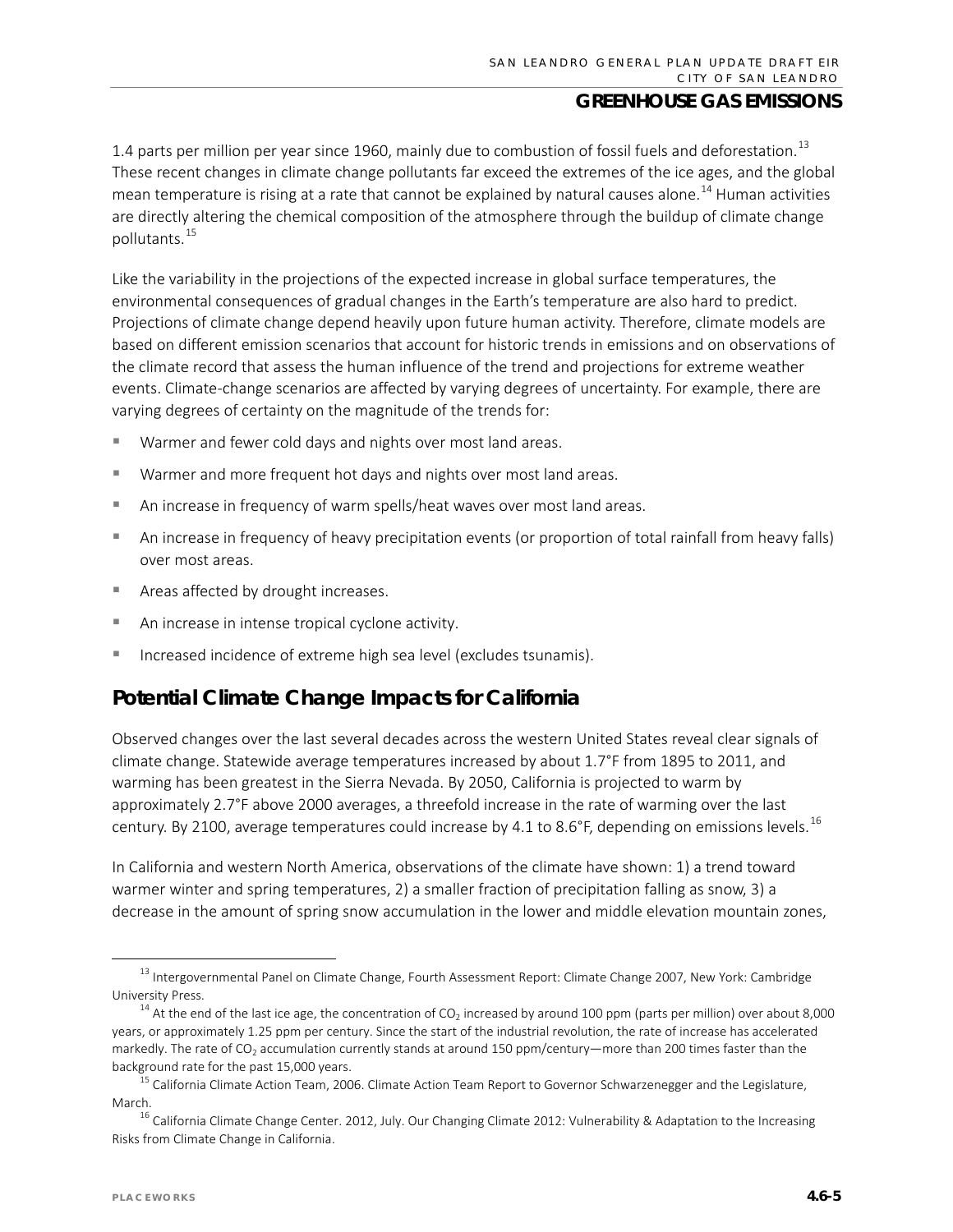1.4 parts per million per year since 1960, mainly due to combustion of fossil fuels and deforestation.[13] These recent changes in climate change pollutants far exceed the extremes of the ice ages, and the global mean temperature is rising at a rate that cannot be explained by natural causes alone.[14] Human activities are directly altering the chemical composition of the atmosphere through the buildup of climate change pollutants.[15]

Like the variability in the projections of the expected increase in global surface temperatures, the environmental consequences of gradual changes in the Earth's temperature are also hard to predict. Projections of climate change depend heavily upon future human activity. Therefore, climate models are based on different emission scenarios that account for historic trends in emissions and on observations of the climate record that assess the human influence of the trend and projections for extreme weather events. Climate-change scenarios are affected by varying degrees of uncertainty. For example, there are varying degrees of certainty on the magnitude of the trends for:

- Warmer and fewer cold days and nights over most land areas.
- Warmer and more frequent hot days and nights over most land areas.
- An increase in frequency of warm spells/heat waves over most land areas.
- An increase in frequency of heavy precipitation events (or proportion of total rainfall from heavy falls) over most areas.
- Areas affected by drought increases.
- An increase in intense tropical cyclone activity.
- Increased incidence of extreme high sea level (excludes tsunamis).

## Potential Climate Change Impacts for California

Observed changes over the last several decades across the western United States reveal clear signals of climate change. Statewide average temperatures increased by about 1.7°F from 1895 to 2011, and warming has been greatest in the Sierra Nevada. By 2050, California is projected to warm by approximately 2.7°F above 2000 averages, a threefold increase in the rate of warming over the last century. By 2100, average temperatures could increase by 4.1 to 8.6°F, depending on emissions levels.[16]

In California and western North America, observations of the climate have shown: 1) a trend toward warmer winter and spring temperatures, 2) a smaller fraction of precipitation falling as snow, 3) a decrease in the amount of spring snow accumulation in the lower and middle elevation mountain zones,

---

[13] Intergovernmental Panel on Climate Change, Fourth Assessment Report: Climate Change 2007, New York: Cambridge University Press.

[14] At the end of the last ice age, the concentration of $CO_2$ increased by around 100 ppm (parts per million) over about 8,000 years, or approximately 1.25 ppm per century. Since the start of the industrial revolution, the rate of increase has accelerated markedly. The rate of $CO_2$ accumulation currently stands at around 150 ppm/century—more than 200 times faster than the background rate for the past 15,000 years.

[15] California Climate Action Team, 2006. Climate Action Team Report to Governor Schwarzenegger and the Legislature, March.

[16] California Climate Change Center. 2012, July. Our Changing Climate 2012: Vulnerability & Adaptation to the Increasing Risks from Climate Change in California.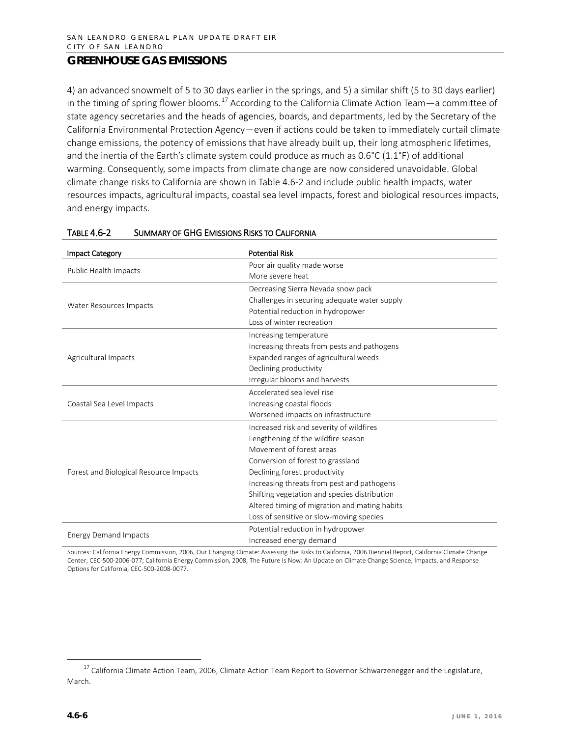## GREENHOUSE GAS EMISSIONS

4) an advanced snowmelt of 5 to 30 days earlier in the springs, and 5) a similar shift (5 to 30 days earlier) in the timing of spring flower blooms.[17] According to the California Climate Action Team—a committee of state agency secretaries and the heads of agencies, boards, and departments, led by the Secretary of the California Environmental Protection Agency—even if actions could be taken to immediately curtail climate change emissions, the potency of emissions that have already built up, their long atmospheric lifetimes, and the inertia of the Earth's climate system could produce as much as 0.6°C (1.1°F) of additional warming. Consequently, some impacts from climate change are now considered unavoidable. Global climate change risks to California are shown in Table 4.6-2 and include public health impacts, water resources impacts, agricultural impacts, coastal sea level impacts, forest and biological resources impacts, and energy impacts.

TABLE 4.6-2 SUMMARY OF GHG EMISSIONS RISKS TO CALIFORNIA

| Impact Category | Potential Risk |
|---|---|
| Public Health Impacts | Poor air quality made worse<br>More severe heat |
| Water Resources Impacts | Decreasing Sierra Nevada snow pack<br>Challenges in securing adequate water supply<br>Potential reduction in hydropower<br>Loss of winter recreation |
| Agricultural Impacts | Increasing temperature<br>Increasing threats from pests and pathogens<br>Expanded ranges of agricultural weeds<br>Declining productivity<br>Irregular blooms and harvests |
| Coastal Sea Level Impacts | Accelerated sea level rise<br>Increasing coastal floods<br>Worsened impacts on infrastructure |
| Forest and Biological Resource Impacts | Increased risk and severity of wildfires<br>Lengthening of the wildfire season<br>Movement of forest areas<br>Conversion of forest to grassland<br>Declining forest productivity<br>Increasing threats from pest and pathogens<br>Shifting vegetation and species distribution<br>Altered timing of migration and mating habits<br>Loss of sensitive or slow-moving species |
| Energy Demand Impacts | Potential reduction in hydropower<br>Increased energy demand |

Sources: California Energy Commission, 2006, Our Changing Climate: Assessing the Risks to California, 2006 Biennial Report, California Climate Change Center, CEC-500-2006-077; California Energy Commission, 2008, The Future Is Now: An Update on Climate Change Science, Impacts, and Response Options for California, CEC-500-2008-0077.

[17] California Climate Action Team, 2006, Climate Action Team Report to Governor Schwarzenegger and the Legislature, March.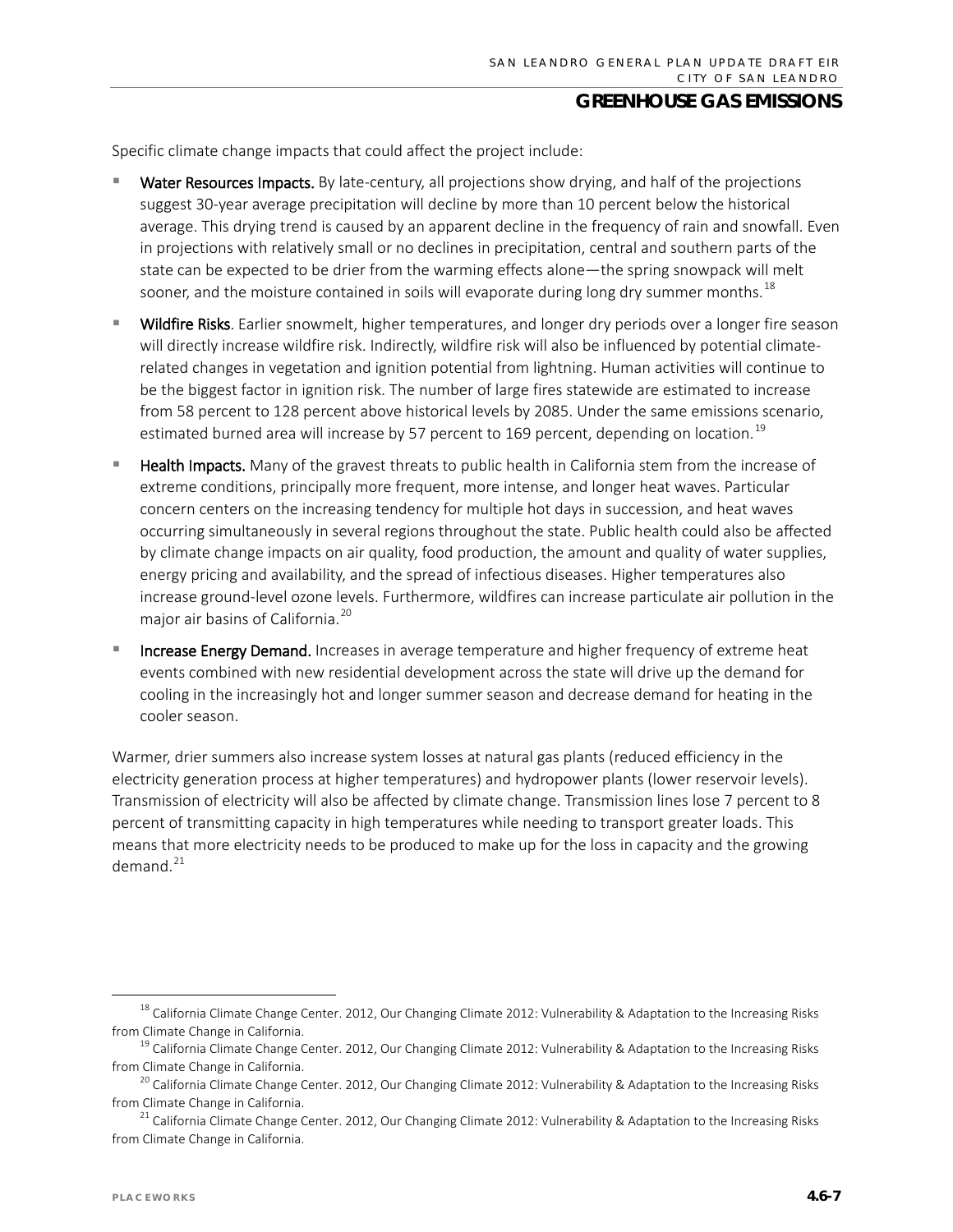Specific climate change impacts that could affect the project include:

- **Water Resources Impacts.** By late-century, all projections show drying, and half of the projections suggest 30-year average precipitation will decline by more than 10 percent below the historical average. This drying trend is caused by an apparent decline in the frequency of rain and snowfall. Even in projections with relatively small or no declines in precipitation, central and southern parts of the state can be expected to be drier from the warming effects alone—the spring snowpack will melt sooner, and the moisture contained in soils will evaporate during long dry summer months.[18]
- **Wildfire Risks**. Earlier snowmelt, higher temperatures, and longer dry periods over a longer fire season will directly increase wildfire risk. Indirectly, wildfire risk will also be influenced by potential climate-related changes in vegetation and ignition potential from lightning. Human activities will continue to be the biggest factor in ignition risk. The number of large fires statewide are estimated to increase from 58 percent to 128 percent above historical levels by 2085. Under the same emissions scenario, estimated burned area will increase by 57 percent to 169 percent, depending on location.[19]
- **Health Impacts.** Many of the gravest threats to public health in California stem from the increase of extreme conditions, principally more frequent, more intense, and longer heat waves. Particular concern centers on the increasing tendency for multiple hot days in succession, and heat waves occurring simultaneously in several regions throughout the state. Public health could also be affected by climate change impacts on air quality, food production, the amount and quality of water supplies, energy pricing and availability, and the spread of infectious diseases. Higher temperatures also increase ground-level ozone levels. Furthermore, wildfires can increase particulate air pollution in the major air basins of California.[20]
- **Increase Energy Demand.** Increases in average temperature and higher frequency of extreme heat events combined with new residential development across the state will drive up the demand for cooling in the increasingly hot and longer summer season and decrease demand for heating in the cooler season.

Warmer, drier summers also increase system losses at natural gas plants (reduced efficiency in the electricity generation process at higher temperatures) and hydropower plants (lower reservoir levels). Transmission of electricity will also be affected by climate change. Transmission lines lose 7 percent to 8 percent of transmitting capacity in high temperatures while needing to transport greater loads. This means that more electricity needs to be produced to make up for the loss in capacity and the growing demand.[21]

---

[18] California Climate Change Center. 2012, Our Changing Climate 2012: Vulnerability & Adaptation to the Increasing Risks from Climate Change in California.

[19] California Climate Change Center. 2012, Our Changing Climate 2012: Vulnerability & Adaptation to the Increasing Risks from Climate Change in California.

[20] California Climate Change Center. 2012, Our Changing Climate 2012: Vulnerability & Adaptation to the Increasing Risks from Climate Change in California.

[21] California Climate Change Center. 2012, Our Changing Climate 2012: Vulnerability & Adaptation to the Increasing Risks from Climate Change in California.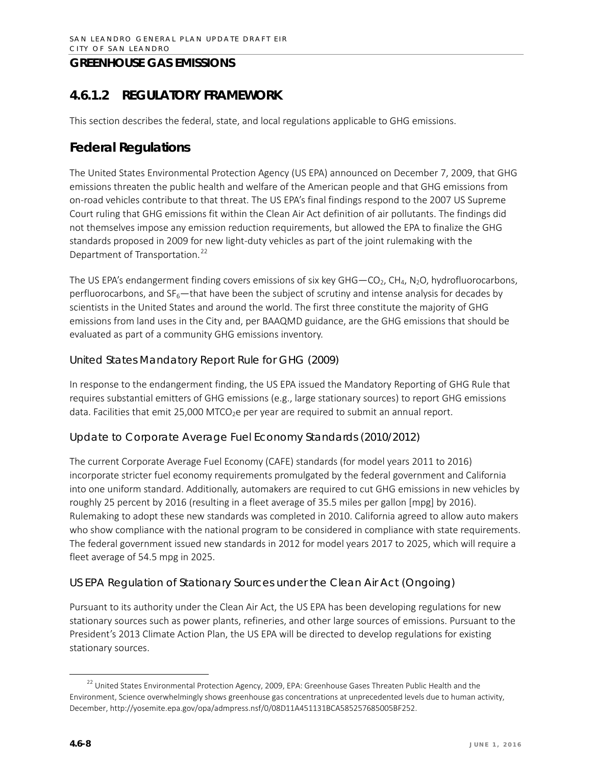## GREENHOUSE GAS EMISSIONS

## 4.6.1.2 REGULATORY FRAMEWORK

This section describes the federal, state, and local regulations applicable to GHG emissions.

### Federal Regulations

The United States Environmental Protection Agency (US EPA) announced on December 7, 2009, that GHG emissions threaten the public health and welfare of the American people and that GHG emissions from on-road vehicles contribute to that threat. The US EPA's final findings respond to the 2007 US Supreme Court ruling that GHG emissions fit within the Clean Air Act definition of air pollutants. The findings did not themselves impose any emission reduction requirements, but allowed the EPA to finalize the GHG standards proposed in 2009 for new light-duty vehicles as part of the joint rulemaking with the Department of Transportation.[22]

The US EPA's endangerment finding covers emissions of six key GHG—$CO_2$, $CH_4$, $N_2O$, hydrofluorocarbons, perfluorocarbons, and $SF_6$—that have been the subject of scrutiny and intense analysis for decades by scientists in the United States and around the world. The first three constitute the majority of GHG emissions from land uses in the City and, per BAAQMD guidance, are the GHG emissions that should be evaluated as part of a community GHG emissions inventory.

#### United States Mandatory Report Rule for GHG (2009)

In response to the endangerment finding, the US EPA issued the Mandatory Reporting of GHG Rule that requires substantial emitters of GHG emissions (e.g., large stationary sources) to report GHG emissions data. Facilities that emit 25,000 $MTCO_2e$ per year are required to submit an annual report.

#### Update to Corporate Average Fuel Economy Standards (2010/2012)

The current Corporate Average Fuel Economy (CAFE) standards (for model years 2011 to 2016) incorporate stricter fuel economy requirements promulgated by the federal government and California into one uniform standard. Additionally, automakers are required to cut GHG emissions in new vehicles by roughly 25 percent by 2016 (resulting in a fleet average of 35.5 miles per gallon [mpg] by 2016). Rulemaking to adopt these new standards was completed in 2010. California agreed to allow auto makers who show compliance with the national program to be considered in compliance with state requirements. The federal government issued new standards in 2012 for model years 2017 to 2025, which will require a fleet average of 54.5 mpg in 2025.

#### US EPA Regulation of Stationary Sources under the Clean Air Act (Ongoing)

Pursuant to its authority under the Clean Air Act, the US EPA has been developing regulations for new stationary sources such as power plants, refineries, and other large sources of emissions. Pursuant to the President's 2013 Climate Action Plan, the US EPA will be directed to develop regulations for existing stationary sources.

---

[22] United States Environmental Protection Agency, 2009, EPA: Greenhouse Gases Threaten Public Health and the Environment, Science overwhelmingly shows greenhouse gas concentrations at unprecedented levels due to human activity, December, http://yosemite.epa.gov/opa/admpress.nsf/0/08D11A451131BCA585257685005BF252.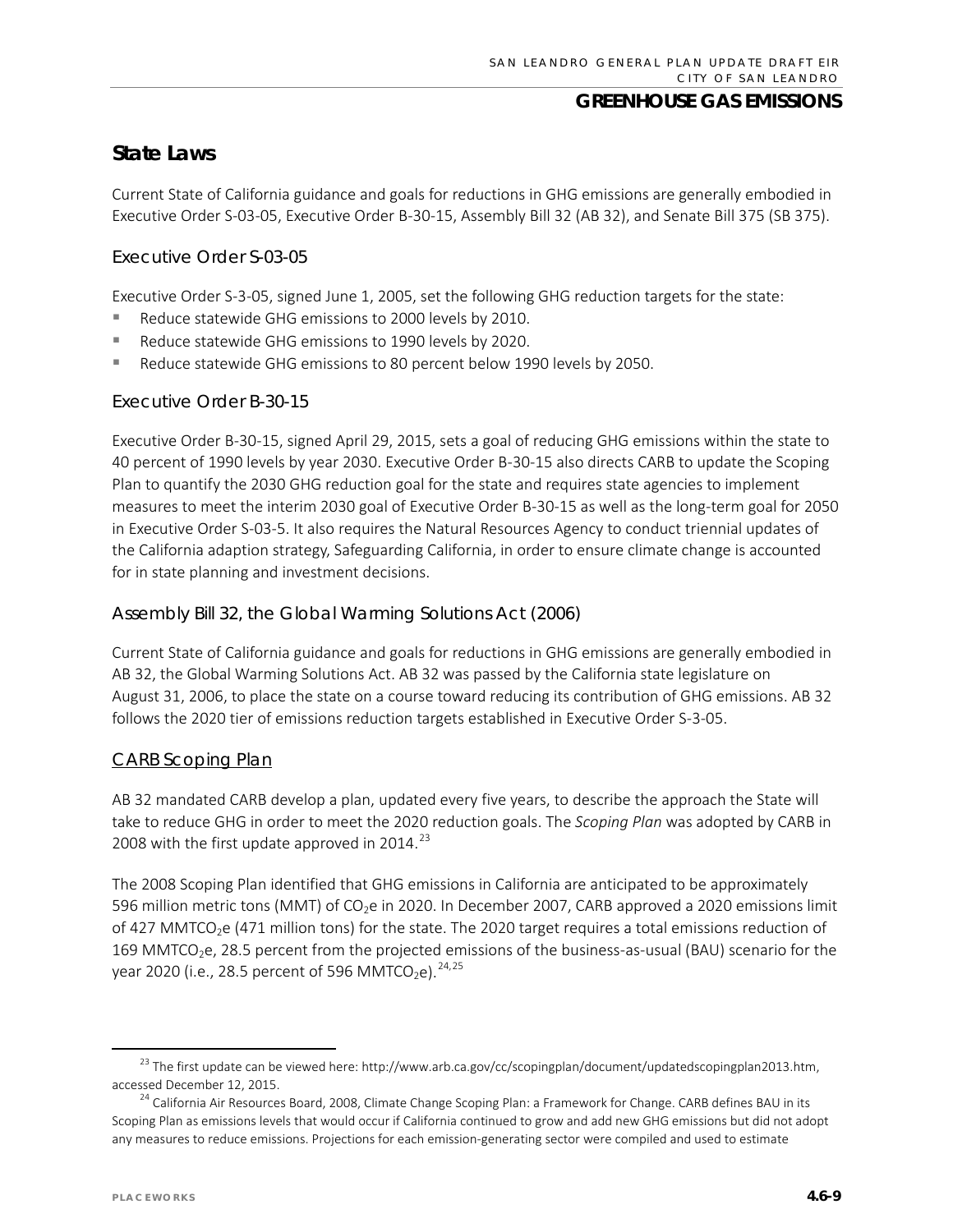## State Laws

Current State of California guidance and goals for reductions in GHG emissions are generally embodied in Executive Order S-03-05, Executive Order B-30-15, Assembly Bill 32 (AB 32), and Senate Bill 375 (SB 375).

### Executive Order S-03-05

Executive Order S-3-05, signed June 1, 2005, set the following GHG reduction targets for the state:

- Reduce statewide GHG emissions to 2000 levels by 2010.
- Reduce statewide GHG emissions to 1990 levels by 2020.
- Reduce statewide GHG emissions to 80 percent below 1990 levels by 2050.

### Executive Order B-30-15

Executive Order B-30-15, signed April 29, 2015, sets a goal of reducing GHG emissions within the state to 40 percent of 1990 levels by year 2030. Executive Order B-30-15 also directs CARB to update the Scoping Plan to quantify the 2030 GHG reduction goal for the state and requires state agencies to implement measures to meet the interim 2030 goal of Executive Order B-30-15 as well as the long-term goal for 2050 in Executive Order S-03-5. It also requires the Natural Resources Agency to conduct triennial updates of the California adaption strategy, Safeguarding California, in order to ensure climate change is accounted for in state planning and investment decisions.

### Assembly Bill 32, the Global Warming Solutions Act (2006)

Current State of California guidance and goals for reductions in GHG emissions are generally embodied in AB 32, the Global Warming Solutions Act. AB 32 was passed by the California state legislature on August 31, 2006, to place the state on a course toward reducing its contribution of GHG emissions. AB 32 follows the 2020 tier of emissions reduction targets established in Executive Order S-3-05.

#### CARB Scoping Plan

AB 32 mandated CARB develop a plan, updated every five years, to describe the approach the State will take to reduce GHG in order to meet the 2020 reduction goals. The *Scoping Plan* was adopted by CARB in 2008 with the first update approved in 2014.[23]

The 2008 Scoping Plan identified that GHG emissions in California are anticipated to be approximately 596 million metric tons (MMT) of $CO_2e$ in 2020. In December 2007, CARB approved a 2020 emissions limit of 427 $MMTCO_2e$ (471 million tons) for the state. The 2020 target requires a total emissions reduction of 169 $MMTCO_2e$, 28.5 percent from the projected emissions of the business-as-usual (BAU) scenario for the year 2020 (i.e., 28.5 percent of 596 $MMTCO_2e$).[24,25]

---

[23] The first update can be viewed here: http://www.arb.ca.gov/cc/scopingplan/document/updatedscopingplan2013.htm, accessed December 12, 2015.

[24] California Air Resources Board, 2008, Climate Change Scoping Plan: a Framework for Change. CARB defines BAU in its Scoping Plan as emissions levels that would occur if California continued to grow and add new GHG emissions but did not adopt any measures to reduce emissions. Projections for each emission-generating sector were compiled and used to estimate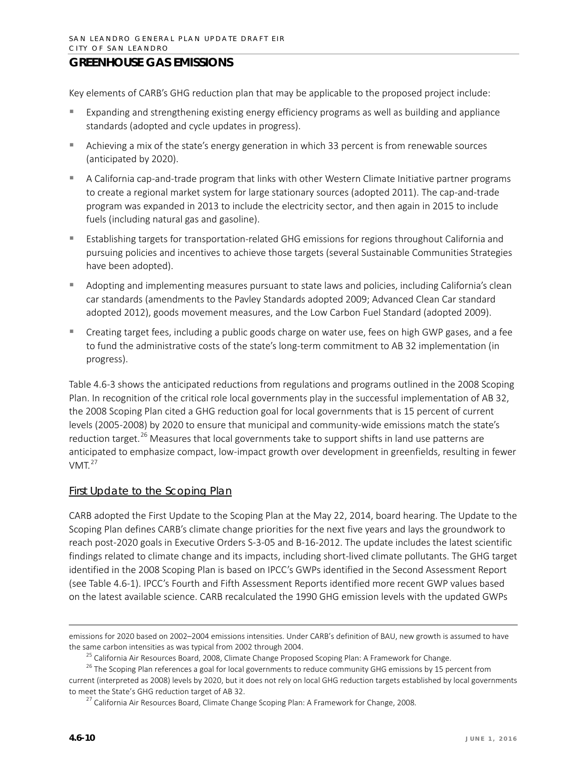## GREENHOUSE GAS EMISSIONS

Key elements of CARB's GHG reduction plan that may be applicable to the proposed project include:

- Expanding and strengthening existing energy efficiency programs as well as building and appliance standards (adopted and cycle updates in progress).
- Achieving a mix of the state's energy generation in which 33 percent is from renewable sources (anticipated by 2020).
- A California cap-and-trade program that links with other Western Climate Initiative partner programs to create a regional market system for large stationary sources (adopted 2011). The cap-and-trade program was expanded in 2013 to include the electricity sector, and then again in 2015 to include fuels (including natural gas and gasoline).
- Establishing targets for transportation-related GHG emissions for regions throughout California and pursuing policies and incentives to achieve those targets (several Sustainable Communities Strategies have been adopted).
- Adopting and implementing measures pursuant to state laws and policies, including California's clean car standards (amendments to the Pavley Standards adopted 2009; Advanced Clean Car standard adopted 2012), goods movement measures, and the Low Carbon Fuel Standard (adopted 2009).
- Creating target fees, including a public goods charge on water use, fees on high GWP gases, and a fee to fund the administrative costs of the state's long-term commitment to AB 32 implementation (in progress).

Table 4.6-3 shows the anticipated reductions from regulations and programs outlined in the 2008 Scoping Plan. In recognition of the critical role local governments play in the successful implementation of AB 32, the 2008 Scoping Plan cited a GHG reduction goal for local governments that is 15 percent of current levels (2005-2008) by 2020 to ensure that municipal and community-wide emissions match the state's reduction target.[26] Measures that local governments take to support shifts in land use patterns are anticipated to emphasize compact, low-impact growth over development in greenfields, resulting in fewer VMT.[27]

### First Update to the Scoping Plan

CARB adopted the First Update to the Scoping Plan at the May 22, 2014, board hearing. The Update to the Scoping Plan defines CARB's climate change priorities for the next five years and lays the groundwork to reach post-2020 goals in Executive Orders S-3-05 and B-16-2012. The update includes the latest scientific findings related to climate change and its impacts, including short-lived climate pollutants. The GHG target identified in the 2008 Scoping Plan is based on IPCC's GWPs identified in the Second Assessment Report (see Table 4.6-1). IPCC's Fourth and Fifth Assessment Reports identified more recent GWP values based on the latest available science. CARB recalculated the 1990 GHG emission levels with the updated GWPs

---

emissions for 2020 based on 2002–2004 emissions intensities. Under CARB's definition of BAU, new growth is assumed to have the same carbon intensities as was typical from 2002 through 2004.

[25] California Air Resources Board, 2008, Climate Change Proposed Scoping Plan: A Framework for Change.

[26] The Scoping Plan references a goal for local governments to reduce community GHG emissions by 15 percent from current (interpreted as 2008) levels by 2020, but it does not rely on local GHG reduction targets established by local governments to meet the State's GHG reduction target of AB 32.

[27] California Air Resources Board, Climate Change Scoping Plan: A Framework for Change, 2008.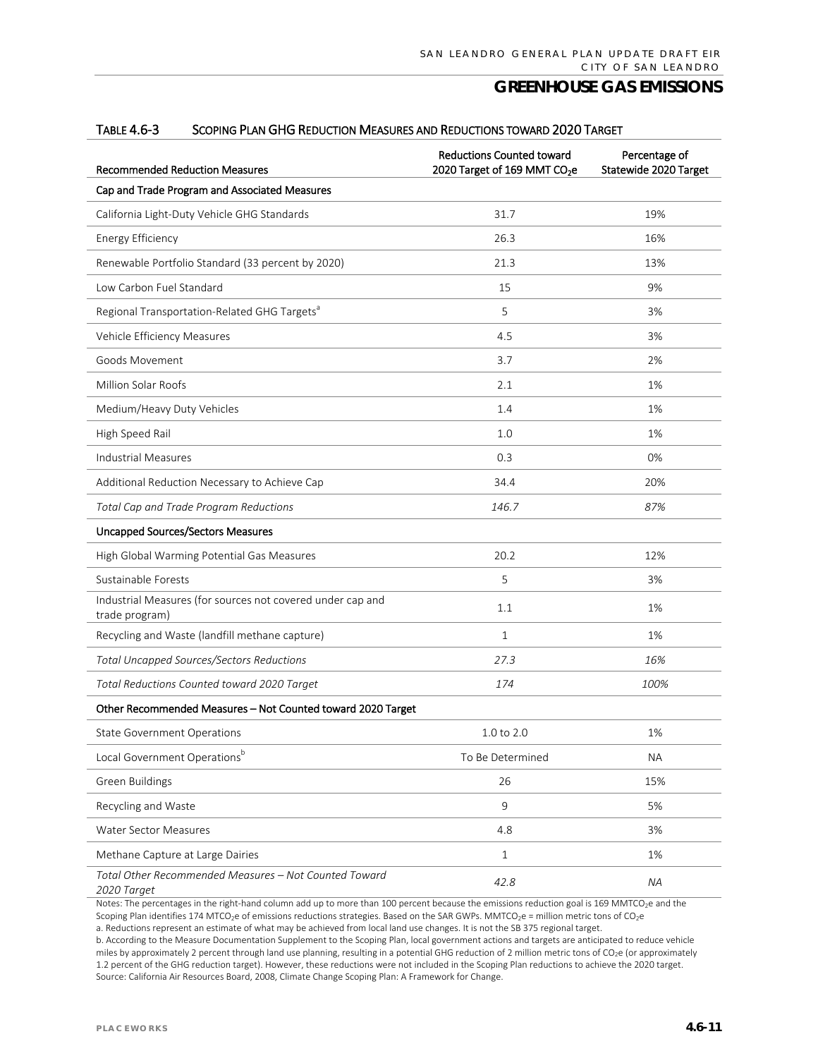## GREENHOUSE GAS EMISSIONS

TABLE 4.6-3 SCOPING PLAN GHG REDUCTION MEASURES AND REDUCTIONS TOWARD 2020 TARGET

| Recommended Reduction Measures | Reductions Counted toward 2020 Target of 169 MMT $CO_2e$ | Percentage of Statewide 2020 Target |
|---|---|---|
| **Cap and Trade Program and Associated Measures** | | |
| California Light-Duty Vehicle GHG Standards | 31.7 | 19% |
| Energy Efficiency | 26.3 | 16% |
| Renewable Portfolio Standard (33 percent by 2020) | 21.3 | 13% |
| Low Carbon Fuel Standard | 15 | 9% |
| Regional Transportation-Related GHG Targets[a] | 5 | 3% |
| Vehicle Efficiency Measures | 4.5 | 3% |
| Goods Movement | 3.7 | 2% |
| Million Solar Roofs | 2.1 | 1% |
| Medium/Heavy Duty Vehicles | 1.4 | 1% |
| High Speed Rail | 1.0 | 1% |
| Industrial Measures | 0.3 | 0% |
| Additional Reduction Necessary to Achieve Cap | 34.4 | 20% |
| *Total Cap and Trade Program Reductions* | *146.7* | *87%* |
| **Uncapped Sources/Sectors Measures** | | |
| High Global Warming Potential Gas Measures | 20.2 | 12% |
| Sustainable Forests | 5 | 3% |
| Industrial Measures (for sources not covered under cap and trade program) | 1.1 | 1% |
| Recycling and Waste (landfill methane capture) | 1 | 1% |
| *Total Uncapped Sources/Sectors Reductions* | *27.3* | *16%* |
| *Total Reductions Counted toward 2020 Target* | *174* | *100%* |
| **Other Recommended Measures – Not Counted toward 2020 Target** | | |
| State Government Operations | 1.0 to 2.0 | 1% |
| Local Government Operations[b] | To Be Determined | NA |
| Green Buildings | 26 | 15% |
| Recycling and Waste | 9 | 5% |
| Water Sector Measures | 4.8 | 3% |
| Methane Capture at Large Dairies | 1 | 1% |
| *Total Other Recommended Measures – Not Counted Toward 2020 Target* | *42.8* | *NA* |

Notes: The percentages in the right-hand column add up to more than 100 percent because the emissions reduction goal is 169 $MMTCO_2e$ and the Scoping Plan identifies 174 $MTCO_2e$ of emissions reductions strategies. Based on the SAR GWPs. $MMTCO_2e$ = million metric tons of $CO_2e$

a. Reductions represent an estimate of what may be achieved from local land use changes. It is not the SB 375 regional target.

b. According to the Measure Documentation Supplement to the Scoping Plan, local government actions and targets are anticipated to reduce vehicle miles by approximately 2 percent through land use planning, resulting in a potential GHG reduction of 2 million metric tons of $CO_2e$ (or approximately 1.2 percent of the GHG reduction target). However, these reductions were not included in the Scoping Plan reductions to achieve the 2020 target.

Source: California Air Resources Board, 2008, Climate Change Scoping Plan: A Framework for Change.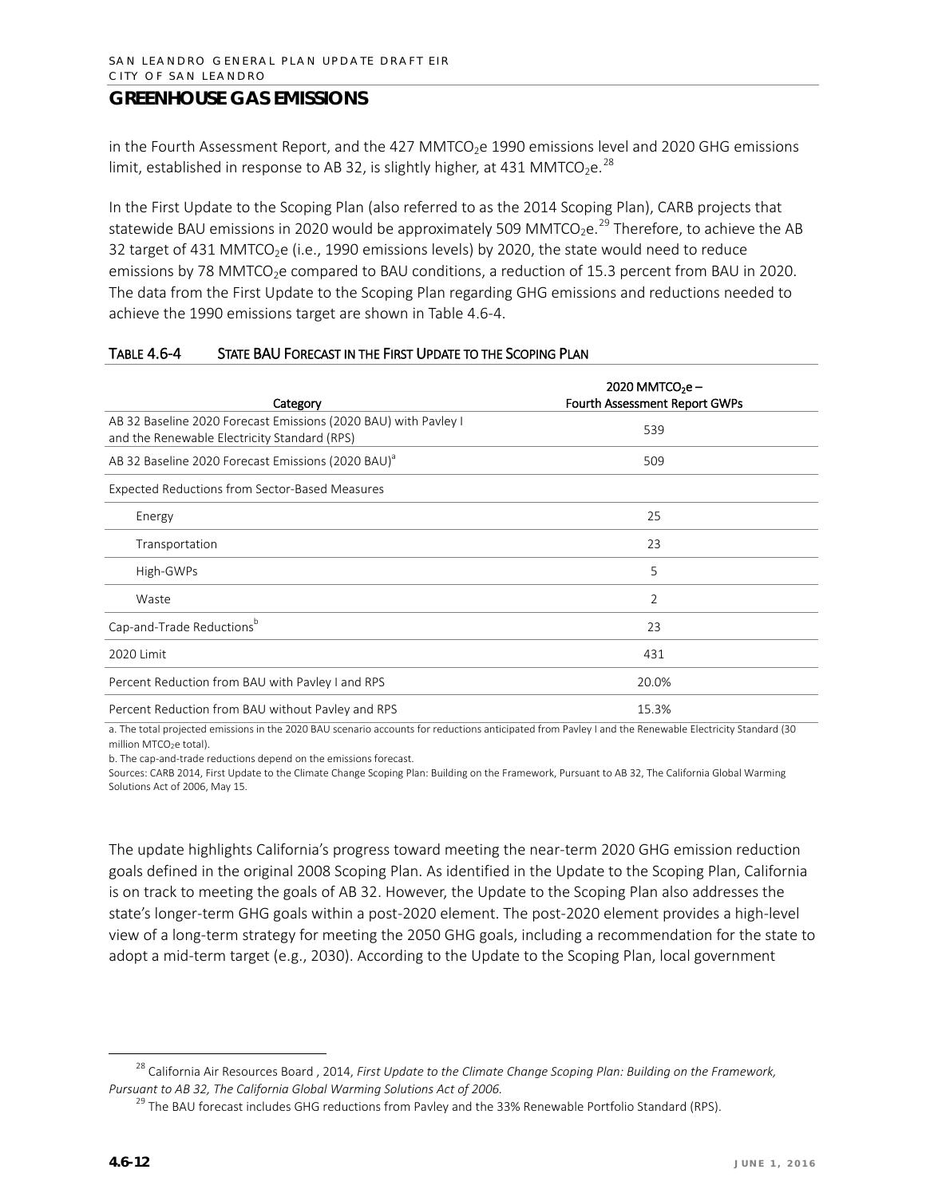## GREENHOUSE GAS EMISSIONS

in the Fourth Assessment Report, and the 427 $MMTCO_2e$ 1990 emissions level and 2020 GHG emissions limit, established in response to AB 32, is slightly higher, at 431 $MMTCO_2e$.[28]

In the First Update to the Scoping Plan (also referred to as the 2014 Scoping Plan), CARB projects that statewide BAU emissions in 2020 would be approximately 509 $MMTCO_2e$.[29] Therefore, to achieve the AB 32 target of 431 $MMTCO_2e$ (i.e., 1990 emissions levels) by 2020, the state would need to reduce emissions by 78 $MMTCO_2e$ compared to BAU conditions, a reduction of 15.3 percent from BAU in 2020. The data from the First Update to the Scoping Plan regarding GHG emissions and reductions needed to achieve the 1990 emissions target are shown in Table 4.6-4.

**TABLE 4.6-4 STATE BAU FORECAST IN THE FIRST UPDATE TO THE SCOPING PLAN**

| Category | 2020 $MMTCO_2e$ – Fourth Assessment Report GWPs |
|---|---|
| AB 32 Baseline 2020 Forecast Emissions (2020 BAU) with Pavley I and the Renewable Electricity Standard (RPS) | 539 |
| AB 32 Baseline 2020 Forecast Emissions (2020 BAU)[a] | 509 |
| Expected Reductions from Sector-Based Measures | |
| Energy | 25 |
| Transportation | 23 |
| High-GWPs | 5 |
| Waste | 2 |
| Cap-and-Trade Reductions[b] | 23 |
| 2020 Limit | 431 |
| Percent Reduction from BAU with Pavley I and RPS | 20.0% |
| Percent Reduction from BAU without Pavley and RPS | 15.3% |

a. The total projected emissions in the 2020 BAU scenario accounts for reductions anticipated from Pavley I and the Renewable Electricity Standard (30 million $MTCO_2e$ total).
b. The cap-and-trade reductions depend on the emissions forecast.
Sources: CARB 2014, First Update to the Climate Change Scoping Plan: Building on the Framework, Pursuant to AB 32, The California Global Warming Solutions Act of 2006, May 15.

The update highlights California's progress toward meeting the near-term 2020 GHG emission reduction goals defined in the original 2008 Scoping Plan. As identified in the Update to the Scoping Plan, California is on track to meeting the goals of AB 32. However, the Update to the Scoping Plan also addresses the state's longer-term GHG goals within a post-2020 element. The post-2020 element provides a high-level view of a long-term strategy for meeting the 2050 GHG goals, including a recommendation for the state to adopt a mid-term target (e.g., 2030). According to the Update to the Scoping Plan, local government

[28] California Air Resources Board , 2014, *First Update to the Climate Change Scoping Plan: Building on the Framework, Pursuant to AB 32, The California Global Warming Solutions Act of 2006.*

[29] The BAU forecast includes GHG reductions from Pavley and the 33% Renewable Portfolio Standard (RPS).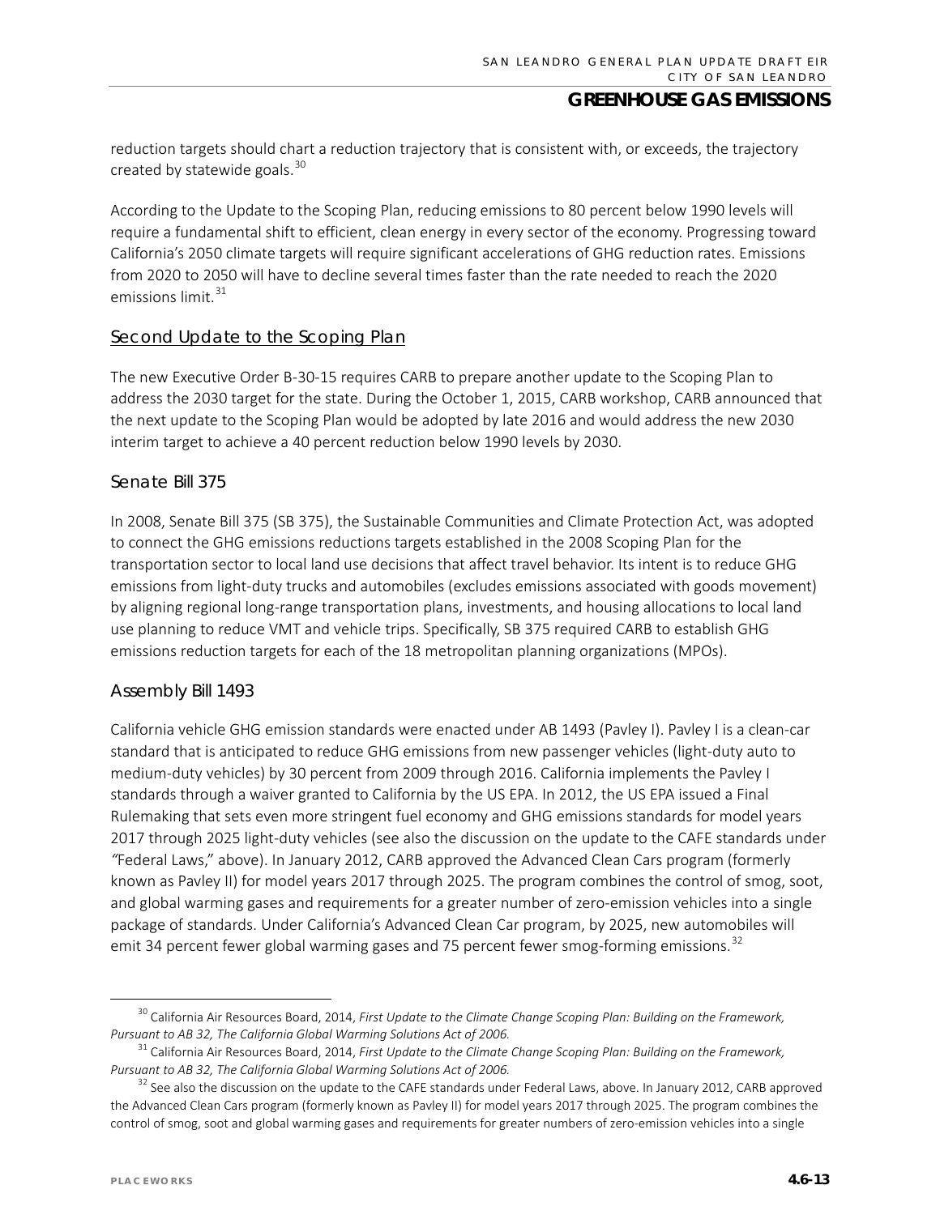reduction targets should chart a reduction trajectory that is consistent with, or exceeds, the trajectory created by statewide goals.[30]

According to the Update to the Scoping Plan, reducing emissions to 80 percent below 1990 levels will require a fundamental shift to efficient, clean energy in every sector of the economy. Progressing toward California's 2050 climate targets will require significant accelerations of GHG reduction rates. Emissions from 2020 to 2050 will have to decline several times faster than the rate needed to reach the 2020 emissions limit.[31]

#### Second Update to the Scoping Plan

The new Executive Order B-30-15 requires CARB to prepare another update to the Scoping Plan to address the 2030 target for the state. During the October 1, 2015, CARB workshop, CARB announced that the next update to the Scoping Plan would be adopted by late 2016 and would address the new 2030 interim target to achieve a 40 percent reduction below 1990 levels by 2030.

### Senate Bill 375

In 2008, Senate Bill 375 (SB 375), the Sustainable Communities and Climate Protection Act, was adopted to connect the GHG emissions reductions targets established in the 2008 Scoping Plan for the transportation sector to local land use decisions that affect travel behavior. Its intent is to reduce GHG emissions from light-duty trucks and automobiles (excludes emissions associated with goods movement) by aligning regional long-range transportation plans, investments, and housing allocations to local land use planning to reduce VMT and vehicle trips. Specifically, SB 375 required CARB to establish GHG emissions reduction targets for each of the 18 metropolitan planning organizations (MPOs).

### Assembly Bill 1493

California vehicle GHG emission standards were enacted under AB 1493 (Pavley I). Pavley I is a clean-car standard that is anticipated to reduce GHG emissions from new passenger vehicles (light-duty auto to medium-duty vehicles) by 30 percent from 2009 through 2016. California implements the Pavley I standards through a waiver granted to California by the US EPA. In 2012, the US EPA issued a Final Rulemaking that sets even more stringent fuel economy and GHG emissions standards for model years 2017 through 2025 light-duty vehicles (see also the discussion on the update to the CAFE standards under "Federal Laws," above). In January 2012, CARB approved the Advanced Clean Cars program (formerly known as Pavley II) for model years 2017 through 2025. The program combines the control of smog, soot, and global warming gases and requirements for a greater number of zero-emission vehicles into a single package of standards. Under California's Advanced Clean Car program, by 2025, new automobiles will emit 34 percent fewer global warming gases and 75 percent fewer smog-forming emissions.[32]

---

[30] California Air Resources Board, 2014, *First Update to the Climate Change Scoping Plan: Building on the Framework, Pursuant to AB 32, The California Global Warming Solutions Act of 2006.*

[31] California Air Resources Board, 2014, *First Update to the Climate Change Scoping Plan: Building on the Framework, Pursuant to AB 32, The California Global Warming Solutions Act of 2006.*

[32] See also the discussion on the update to the CAFE standards under Federal Laws, above. In January 2012, CARB approved the Advanced Clean Cars program (formerly known as Pavley II) for model years 2017 through 2025. The program combines the control of smog, soot and global warming gases and requirements for greater numbers of zero-emission vehicles into a single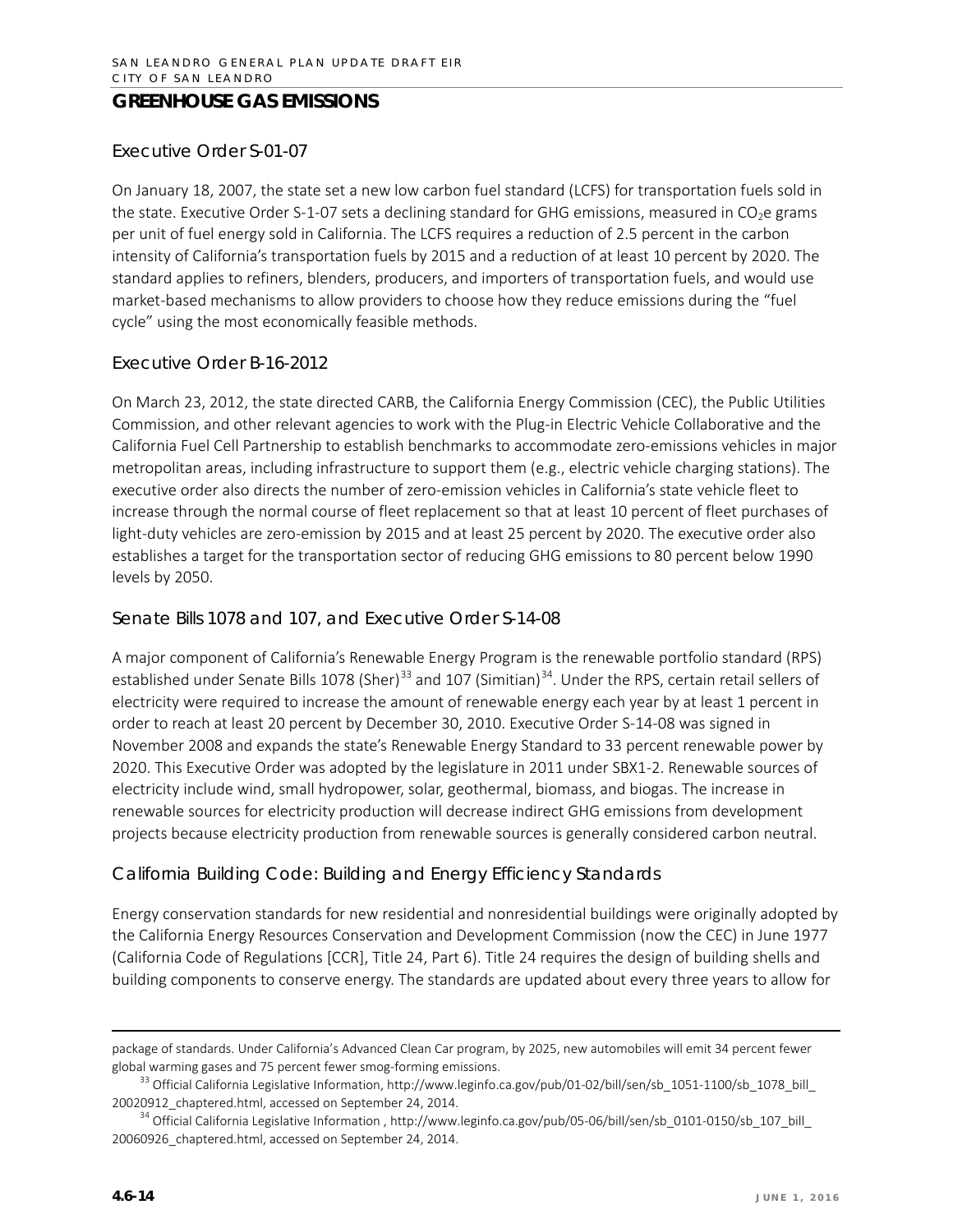## GREENHOUSE GAS EMISSIONS

### Executive Order S-01-07

On January 18, 2007, the state set a new low carbon fuel standard (LCFS) for transportation fuels sold in the state. Executive Order S-1-07 sets a declining standard for GHG emissions, measured in $CO_2e$ grams per unit of fuel energy sold in California. The LCFS requires a reduction of 2.5 percent in the carbon intensity of California's transportation fuels by 2015 and a reduction of at least 10 percent by 2020. The standard applies to refiners, blenders, producers, and importers of transportation fuels, and would use market-based mechanisms to allow providers to choose how they reduce emissions during the "fuel cycle" using the most economically feasible methods.

### Executive Order B-16-2012

On March 23, 2012, the state directed CARB, the California Energy Commission (CEC), the Public Utilities Commission, and other relevant agencies to work with the Plug-in Electric Vehicle Collaborative and the California Fuel Cell Partnership to establish benchmarks to accommodate zero-emissions vehicles in major metropolitan areas, including infrastructure to support them (e.g., electric vehicle charging stations). The executive order also directs the number of zero-emission vehicles in California's state vehicle fleet to increase through the normal course of fleet replacement so that at least 10 percent of fleet purchases of light-duty vehicles are zero-emission by 2015 and at least 25 percent by 2020. The executive order also establishes a target for the transportation sector of reducing GHG emissions to 80 percent below 1990 levels by 2050.

### Senate Bills 1078 and 107, and Executive Order S-14-08

A major component of California's Renewable Energy Program is the renewable portfolio standard (RPS) established under Senate Bills 1078 (Sher)[33] and 107 (Simitian)[34]. Under the RPS, certain retail sellers of electricity were required to increase the amount of renewable energy each year by at least 1 percent in order to reach at least 20 percent by December 30, 2010. Executive Order S-14-08 was signed in November 2008 and expands the state's Renewable Energy Standard to 33 percent renewable power by 2020. This Executive Order was adopted by the legislature in 2011 under SBX1-2. Renewable sources of electricity include wind, small hydropower, solar, geothermal, biomass, and biogas. The increase in renewable sources for electricity production will decrease indirect GHG emissions from development projects because electricity production from renewable sources is generally considered carbon neutral.

### California Building Code: Building and Energy Efficiency Standards

Energy conservation standards for new residential and nonresidential buildings were originally adopted by the California Energy Resources Conservation and Development Commission (now the CEC) in June 1977 (California Code of Regulations [CCR], Title 24, Part 6). Title 24 requires the design of building shells and building components to conserve energy. The standards are updated about every three years to allow for

---

package of standards. Under California's Advanced Clean Car program, by 2025, new automobiles will emit 34 percent fewer global warming gases and 75 percent fewer smog-forming emissions.

[33] Official California Legislative Information, http://www.leginfo.ca.gov/pub/01-02/bill/sen/sb_1051-1100/sb_1078_bill_20020912_chaptered.html, accessed on September 24, 2014.

[34] Official California Legislative Information , http://www.leginfo.ca.gov/pub/05-06/bill/sen/sb_0101-0150/sb_107_bill_20060926_chaptered.html, accessed on September 24, 2014.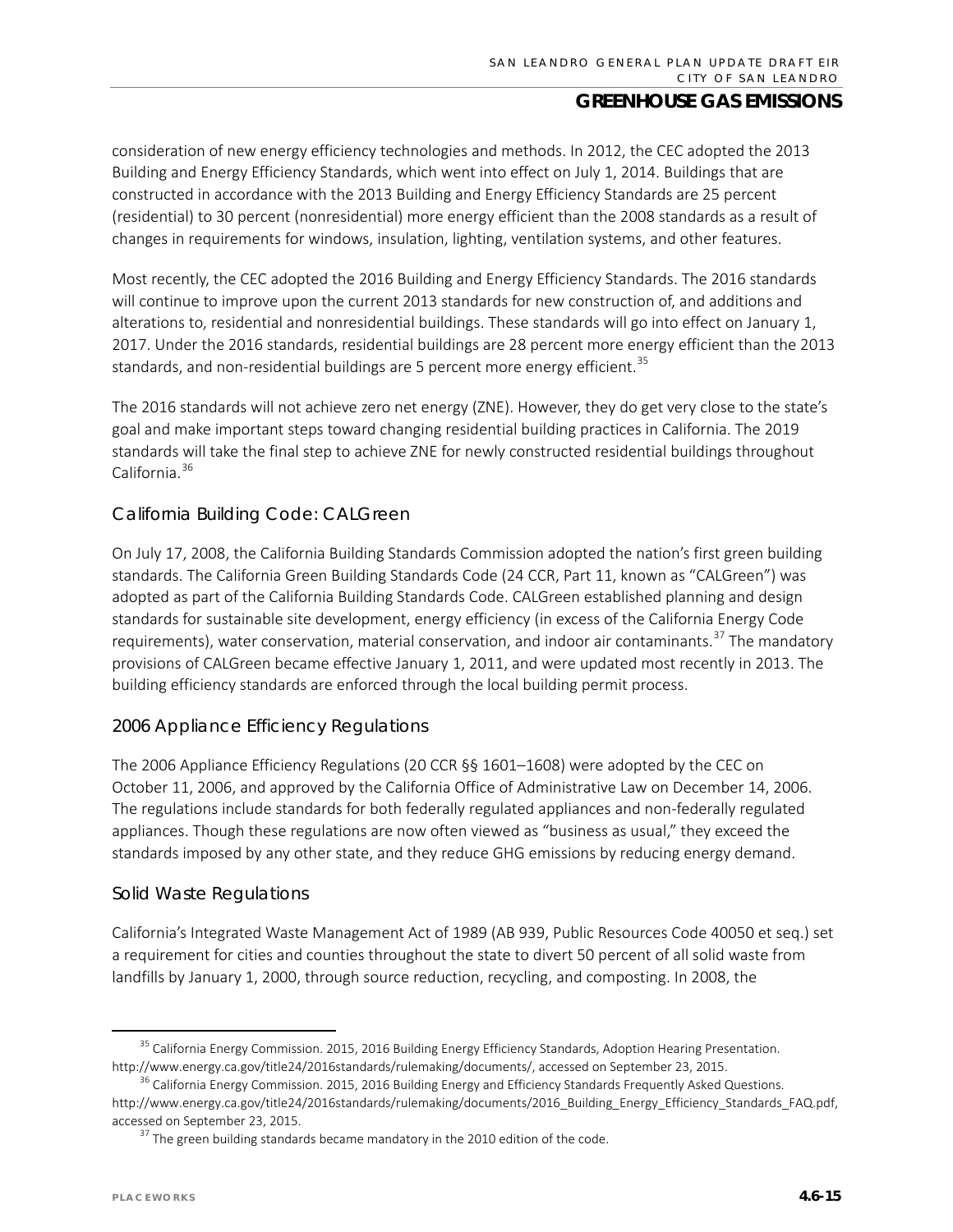consideration of new energy efficiency technologies and methods. In 2012, the CEC adopted the 2013 Building and Energy Efficiency Standards, which went into effect on July 1, 2014. Buildings that are constructed in accordance with the 2013 Building and Energy Efficiency Standards are 25 percent (residential) to 30 percent (nonresidential) more energy efficient than the 2008 standards as a result of changes in requirements for windows, insulation, lighting, ventilation systems, and other features.

Most recently, the CEC adopted the 2016 Building and Energy Efficiency Standards. The 2016 standards will continue to improve upon the current 2013 standards for new construction of, and additions and alterations to, residential and nonresidential buildings. These standards will go into effect on January 1, 2017. Under the 2016 standards, residential buildings are 28 percent more energy efficient than the 2013 standards, and non-residential buildings are 5 percent more energy efficient.[35]

The 2016 standards will not achieve zero net energy (ZNE). However, they do get very close to the state's goal and make important steps toward changing residential building practices in California. The 2019 standards will take the final step to achieve ZNE for newly constructed residential buildings throughout California.[36]

### California Building Code: CALGreen

On July 17, 2008, the California Building Standards Commission adopted the nation's first green building standards. The California Green Building Standards Code (24 CCR, Part 11, known as "CALGreen") was adopted as part of the California Building Standards Code. CALGreen established planning and design standards for sustainable site development, energy efficiency (in excess of the California Energy Code requirements), water conservation, material conservation, and indoor air contaminants.[37] The mandatory provisions of CALGreen became effective January 1, 2011, and were updated most recently in 2013. The building efficiency standards are enforced through the local building permit process.

### 2006 Appliance Efficiency Regulations

The 2006 Appliance Efficiency Regulations (20 CCR §§ 1601–1608) were adopted by the CEC on October 11, 2006, and approved by the California Office of Administrative Law on December 14, 2006. The regulations include standards for both federally regulated appliances and non-federally regulated appliances. Though these regulations are now often viewed as "business as usual," they exceed the standards imposed by any other state, and they reduce GHG emissions by reducing energy demand.

### Solid Waste Regulations

California's Integrated Waste Management Act of 1989 (AB 939, Public Resources Code 40050 et seq.) set a requirement for cities and counties throughout the state to divert 50 percent of all solid waste from landfills by January 1, 2000, through source reduction, recycling, and composting. In 2008, the

---

[35] California Energy Commission. 2015, 2016 Building Energy Efficiency Standards, Adoption Hearing Presentation. http://www.energy.ca.gov/title24/2016standards/rulemaking/documents/, accessed on September 23, 2015.

[36] California Energy Commission. 2015, 2016 Building Energy and Efficiency Standards Frequently Asked Questions. http://www.energy.ca.gov/title24/2016standards/rulemaking/documents/2016_Building_Energy_Efficiency_Standards_FAQ.pdf, accessed on September 23, 2015.

[37] The green building standards became mandatory in the 2010 edition of the code.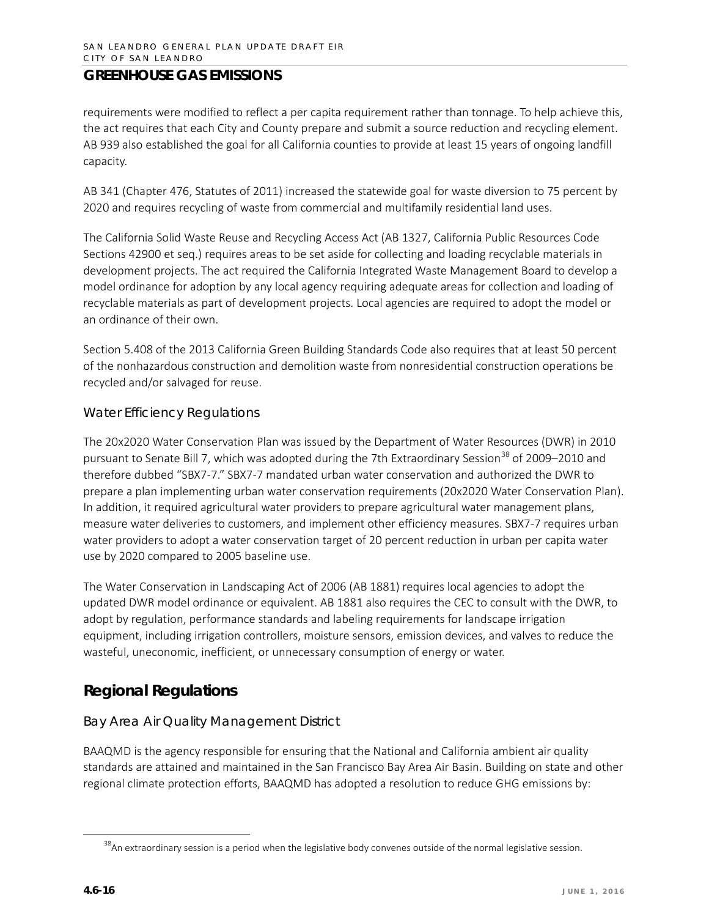requirements were modified to reflect a per capita requirement rather than tonnage. To help achieve this, the act requires that each City and County prepare and submit a source reduction and recycling element. AB 939 also established the goal for all California counties to provide at least 15 years of ongoing landfill capacity.

AB 341 (Chapter 476, Statutes of 2011) increased the statewide goal for waste diversion to 75 percent by 2020 and requires recycling of waste from commercial and multifamily residential land uses.

The California Solid Waste Reuse and Recycling Access Act (AB 1327, California Public Resources Code Sections 42900 et seq.) requires areas to be set aside for collecting and loading recyclable materials in development projects. The act required the California Integrated Waste Management Board to develop a model ordinance for adoption by any local agency requiring adequate areas for collection and loading of recyclable materials as part of development projects. Local agencies are required to adopt the model or an ordinance of their own.

Section 5.408 of the 2013 California Green Building Standards Code also requires that at least 50 percent of the nonhazardous construction and demolition waste from nonresidential construction operations be recycled and/or salvaged for reuse.

### Water Efficiency Regulations

The 20x2020 Water Conservation Plan was issued by the Department of Water Resources (DWR) in 2010 pursuant to Senate Bill 7, which was adopted during the 7th Extraordinary Session[38] of 2009–2010 and therefore dubbed "SBX7-7." SBX7-7 mandated urban water conservation and authorized the DWR to prepare a plan implementing urban water conservation requirements (20x2020 Water Conservation Plan). In addition, it required agricultural water providers to prepare agricultural water management plans, measure water deliveries to customers, and implement other efficiency measures. SBX7-7 requires urban water providers to adopt a water conservation target of 20 percent reduction in urban per capita water use by 2020 compared to 2005 baseline use.

The Water Conservation in Landscaping Act of 2006 (AB 1881) requires local agencies to adopt the updated DWR model ordinance or equivalent. AB 1881 also requires the CEC to consult with the DWR, to adopt by regulation, performance standards and labeling requirements for landscape irrigation equipment, including irrigation controllers, moisture sensors, emission devices, and valves to reduce the wasteful, uneconomic, inefficient, or unnecessary consumption of energy or water.

## Regional Regulations

### Bay Area Air Quality Management District

BAAQMD is the agency responsible for ensuring that the National and California ambient air quality standards are attained and maintained in the San Francisco Bay Area Air Basin. Building on state and other regional climate protection efforts, BAAQMD has adopted a resolution to reduce GHG emissions by:

[38] An extraordinary session is a period when the legislative body convenes outside of the normal legislative session.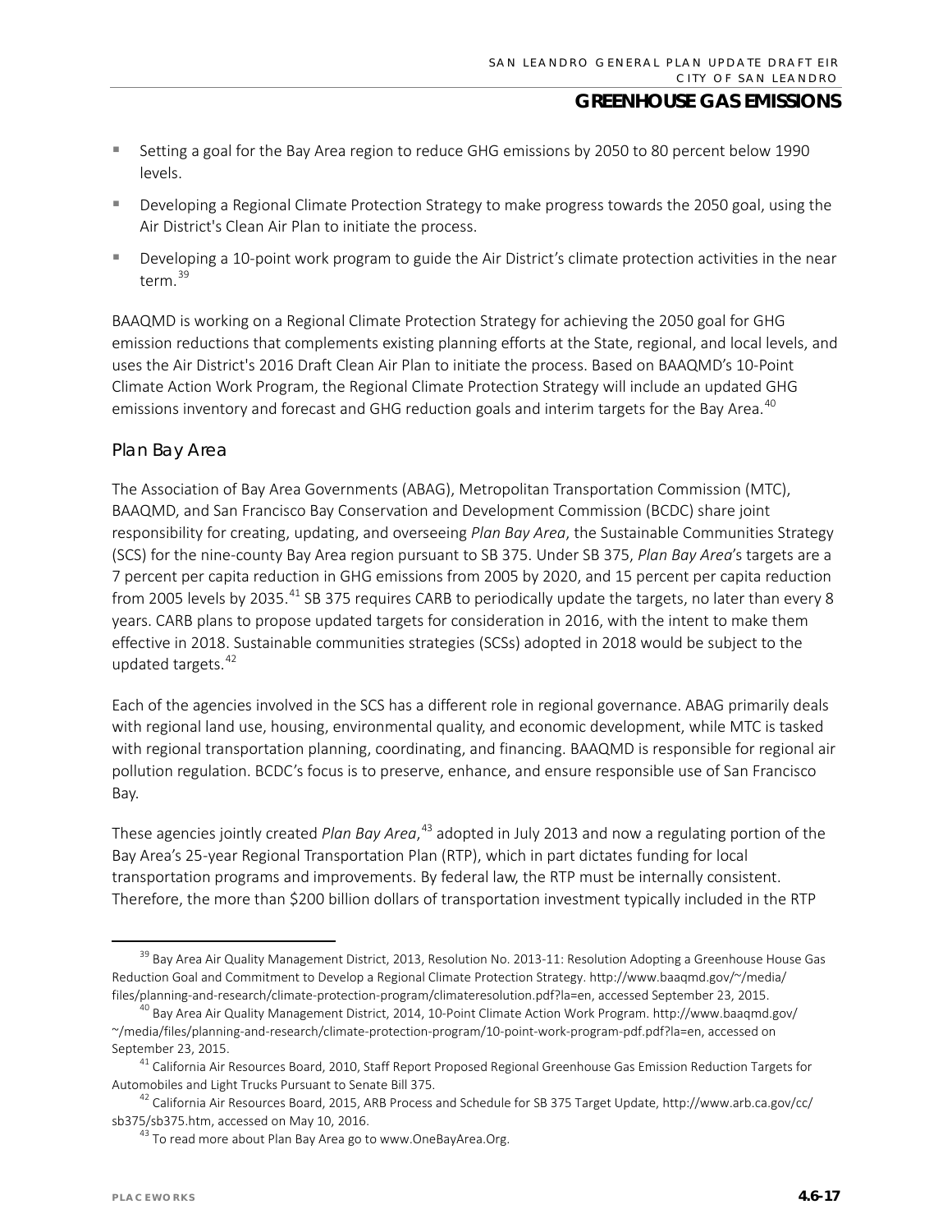- Setting a goal for the Bay Area region to reduce GHG emissions by 2050 to 80 percent below 1990 levels.
- Developing a Regional Climate Protection Strategy to make progress towards the 2050 goal, using the Air District's Clean Air Plan to initiate the process.
- Developing a 10-point work program to guide the Air District's climate protection activities in the near term.[39]

BAAQMD is working on a Regional Climate Protection Strategy for achieving the 2050 goal for GHG emission reductions that complements existing planning efforts at the State, regional, and local levels, and uses the Air District's 2016 Draft Clean Air Plan to initiate the process. Based on BAAQMD's 10-Point Climate Action Work Program, the Regional Climate Protection Strategy will include an updated GHG emissions inventory and forecast and GHG reduction goals and interim targets for the Bay Area.[40]

### Plan Bay Area

The Association of Bay Area Governments (ABAG), Metropolitan Transportation Commission (MTC), BAAQMD, and San Francisco Bay Conservation and Development Commission (BCDC) share joint responsibility for creating, updating, and overseeing *Plan Bay Area*, the Sustainable Communities Strategy (SCS) for the nine-county Bay Area region pursuant to SB 375. Under SB 375, *Plan Bay Area*'s targets are a 7 percent per capita reduction in GHG emissions from 2005 by 2020, and 15 percent per capita reduction from 2005 levels by 2035.[41] SB 375 requires CARB to periodically update the targets, no later than every 8 years. CARB plans to propose updated targets for consideration in 2016, with the intent to make them effective in 2018. Sustainable communities strategies (SCSs) adopted in 2018 would be subject to the updated targets.[42]

Each of the agencies involved in the SCS has a different role in regional governance. ABAG primarily deals with regional land use, housing, environmental quality, and economic development, while MTC is tasked with regional transportation planning, coordinating, and financing. BAAQMD is responsible for regional air pollution regulation. BCDC's focus is to preserve, enhance, and ensure responsible use of San Francisco Bay.

These agencies jointly created *Plan Bay Area*,[43] adopted in July 2013 and now a regulating portion of the Bay Area's 25-year Regional Transportation Plan (RTP), which in part dictates funding for local transportation programs and improvements. By federal law, the RTP must be internally consistent. Therefore, the more than $200 billion dollars of transportation investment typically included in the RTP

---

[39] Bay Area Air Quality Management District, 2013, Resolution No. 2013-11: Resolution Adopting a Greenhouse House Gas Reduction Goal and Commitment to Develop a Regional Climate Protection Strategy. http://www.baaqmd.gov/~/media/files/planning-and-research/climate-protection-program/climateresolution.pdf?la=en, accessed September 23, 2015.

[40] Bay Area Air Quality Management District, 2014, 10-Point Climate Action Work Program. http://www.baaqmd.gov/~/media/files/planning-and-research/climate-protection-program/10-point-work-program-pdf.pdf?la=en, accessed on September 23, 2015.

[41] California Air Resources Board, 2010, Staff Report Proposed Regional Greenhouse Gas Emission Reduction Targets for Automobiles and Light Trucks Pursuant to Senate Bill 375.

[42] California Air Resources Board, 2015, ARB Process and Schedule for SB 375 Target Update, http://www.arb.ca.gov/cc/sb375/sb375.htm, accessed on May 10, 2016.

[43] To read more about Plan Bay Area go to www.OneBayArea.Org.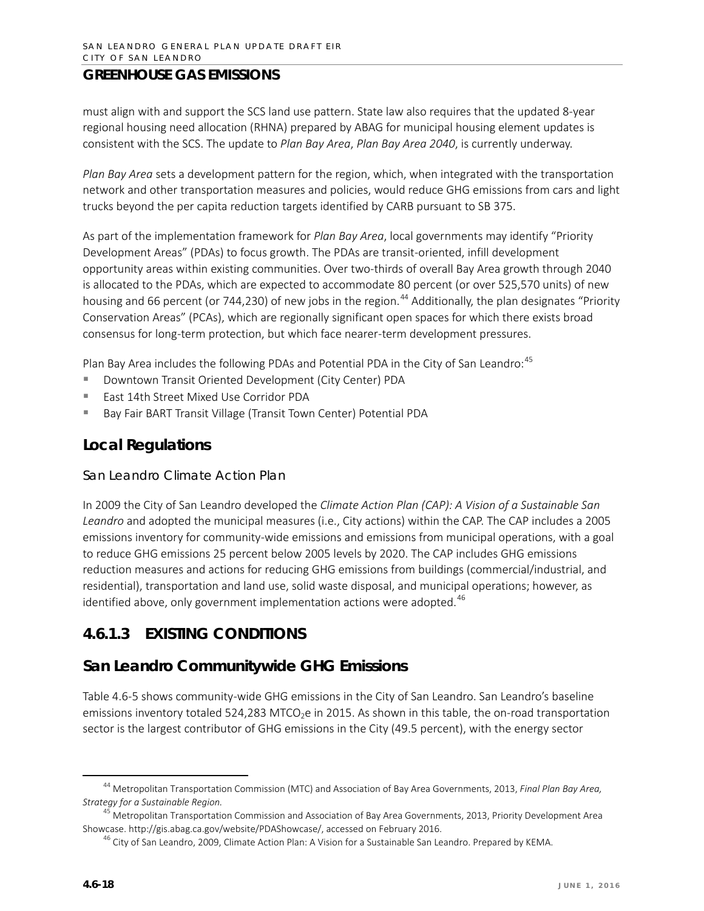must align with and support the SCS land use pattern. State law also requires that the updated 8-year regional housing need allocation (RHNA) prepared by ABAG for municipal housing element updates is consistent with the SCS. The update to *Plan Bay Area*, *Plan Bay Area 2040*, is currently underway.

*Plan Bay Area* sets a development pattern for the region, which, when integrated with the transportation network and other transportation measures and policies, would reduce GHG emissions from cars and light trucks beyond the per capita reduction targets identified by CARB pursuant to SB 375.

As part of the implementation framework for *Plan Bay Area*, local governments may identify "Priority Development Areas" (PDAs) to focus growth. The PDAs are transit-oriented, infill development opportunity areas within existing communities. Over two-thirds of overall Bay Area growth through 2040 is allocated to the PDAs, which are expected to accommodate 80 percent (or over 525,570 units) of new housing and 66 percent (or 744,230) of new jobs in the region.[44] Additionally, the plan designates "Priority Conservation Areas" (PCAs), which are regionally significant open spaces for which there exists broad consensus for long-term protection, but which face nearer-term development pressures.

Plan Bay Area includes the following PDAs and Potential PDA in the City of San Leandro:[45]

- Downtown Transit Oriented Development (City Center) PDA
- East 14th Street Mixed Use Corridor PDA
- Bay Fair BART Transit Village (Transit Town Center) Potential PDA

## Local Regulations

### San Leandro Climate Action Plan

In 2009 the City of San Leandro developed the *Climate Action Plan (CAP): A Vision of a Sustainable San Leandro* and adopted the municipal measures (i.e., City actions) within the CAP. The CAP includes a 2005 emissions inventory for community-wide emissions and emissions from municipal operations, with a goal to reduce GHG emissions 25 percent below 2005 levels by 2020. The CAP includes GHG emissions reduction measures and actions for reducing GHG emissions from buildings (commercial/industrial, and residential), transportation and land use, solid waste disposal, and municipal operations; however, as identified above, only government implementation actions were adopted.[46]

## 4.6.1.3 EXISTING CONDITIONS

## San Leandro Communitywide GHG Emissions

Table 4.6-5 shows community-wide GHG emissions in the City of San Leandro. San Leandro's baseline emissions inventory totaled 524,283 $MTCO_2e$ in 2015. As shown in this table, the on-road transportation sector is the largest contributor of GHG emissions in the City (49.5 percent), with the energy sector

---

[44] Metropolitan Transportation Commission (MTC) and Association of Bay Area Governments, 2013, *Final Plan Bay Area, Strategy for a Sustainable Region.*

[45] Metropolitan Transportation Commission and Association of Bay Area Governments, 2013, Priority Development Area Showcase. http://gis.abag.ca.gov/website/PDAShowcase/, accessed on February 2016.

[46] City of San Leandro, 2009, Climate Action Plan: A Vision for a Sustainable San Leandro. Prepared by KEMA.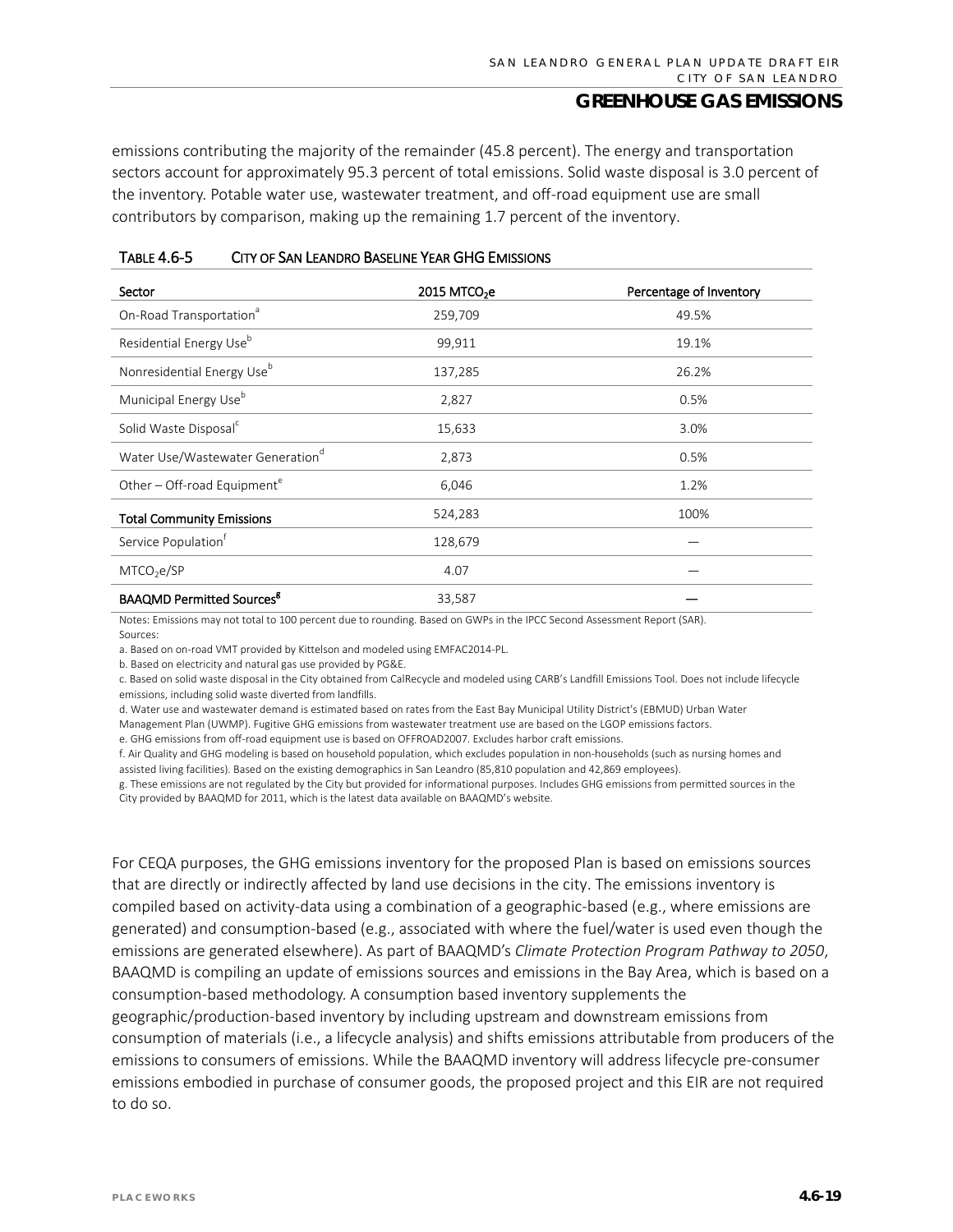emissions contributing the majority of the remainder (45.8 percent). The energy and transportation sectors account for approximately 95.3 percent of total emissions. Solid waste disposal is 3.0 percent of the inventory. Potable water use, wastewater treatment, and off-road equipment use are small contributors by comparison, making up the remaining 1.7 percent of the inventory.

**TABLE 4.6-5 CITY OF SAN LEANDRO BASELINE YEAR GHG EMISSIONS**

| Sector | 2015 $MTCO_2e$ | Percentage of Inventory |
|---|---|---|
| On-Road Transportation[a] | 259,709 | 49.5% |
| Residential Energy Use[b] | 99,911 | 19.1% |
| Nonresidential Energy Use[b] | 137,285 | 26.2% |
| Municipal Energy Use[b] | 2,827 | 0.5% |
| Solid Waste Disposal[c] | 15,633 | 3.0% |
| Water Use/Wastewater Generation[d] | 2,873 | 0.5% |
| Other – Off-road Equipment[e] | 6,046 | 1.2% |
| **Total Community Emissions** | 524,283 | 100% |
| Service Population[f] | 128,679 | — |
| $MTCO_2e/SP$ | 4.07 | — |
| **BAAQMD Permitted Sources[g]** | 33,587 | — |

Notes: Emissions may not total to 100 percent due to rounding. Based on GWPs in the IPCC Second Assessment Report (SAR).
Sources:
a. Based on on-road VMT provided by Kittelson and modeled using EMFAC2014-PL.
b. Based on electricity and natural gas use provided by PG&E.
c. Based on solid waste disposal in the City obtained from CalRecycle and modeled using CARB's Landfill Emissions Tool. Does not include lifecycle emissions, including solid waste diverted from landfills.
d. Water use and wastewater demand is estimated based on rates from the East Bay Municipal Utility District's (EBMUD) Urban Water Management Plan (UWMP). Fugitive GHG emissions from wastewater treatment use are based on the LGOP emissions factors.
e. GHG emissions from off-road equipment use is based on OFFROAD2007. Excludes harbor craft emissions.
f. Air Quality and GHG modeling is based on household population, which excludes population in non-households (such as nursing homes and assisted living facilities). Based on the existing demographics in San Leandro (85,810 population and 42,869 employees).
g. These emissions are not regulated by the City but provided for informational purposes. Includes GHG emissions from permitted sources in the City provided by BAAQMD for 2011, which is the latest data available on BAAQMD's website.

For CEQA purposes, the GHG emissions inventory for the proposed Plan is based on emissions sources that are directly or indirectly affected by land use decisions in the city. The emissions inventory is compiled based on activity-data using a combination of a geographic-based (e.g., where emissions are generated) and consumption-based (e.g., associated with where the fuel/water is used even though the emissions are generated elsewhere). As part of BAAQMD's *Climate Protection Program Pathway to 2050*, BAAQMD is compiling an update of emissions sources and emissions in the Bay Area, which is based on a consumption-based methodology. A consumption based inventory supplements the geographic/production-based inventory by including upstream and downstream emissions from consumption of materials (i.e., a lifecycle analysis) and shifts emissions attributable from producers of the emissions to consumers of emissions. While the BAAQMD inventory will address lifecycle pre-consumer emissions embodied in purchase of consumer goods, the proposed project and this EIR are not required to do so.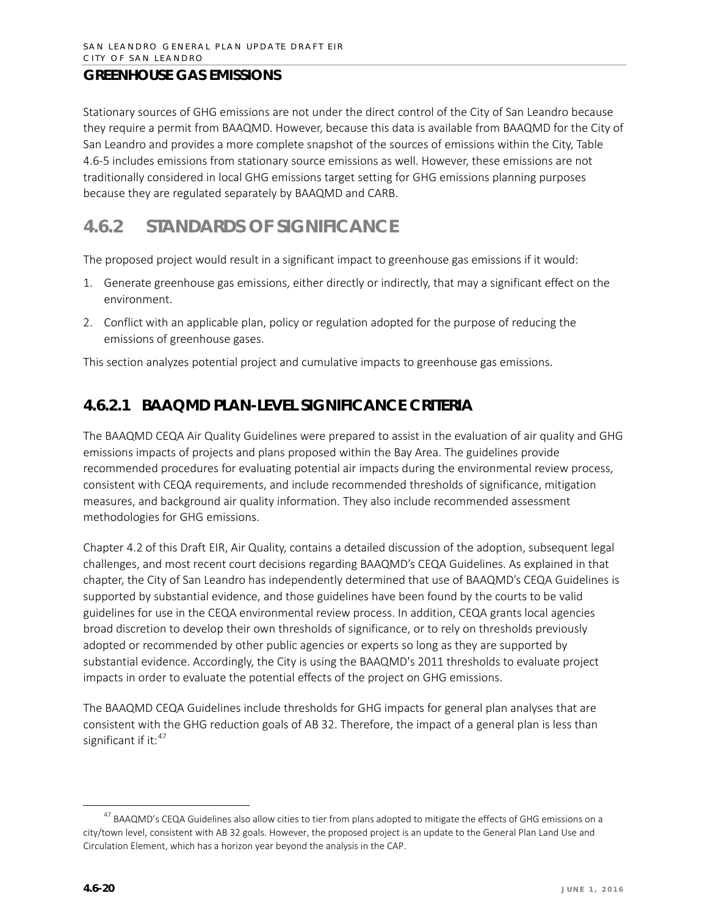Stationary sources of GHG emissions are not under the direct control of the City of San Leandro because they require a permit from BAAQMD. However, because this data is available from BAAQMD for the City of San Leandro and provides a more complete snapshot of the sources of emissions within the City, Table 4.6-5 includes emissions from stationary source emissions as well. However, these emissions are not traditionally considered in local GHG emissions target setting for GHG emissions planning purposes because they are regulated separately by BAAQMD and CARB.

## 4.6.2 STANDARDS OF SIGNIFICANCE

The proposed project would result in a significant impact to greenhouse gas emissions if it would:

1. Generate greenhouse gas emissions, either directly or indirectly, that may a significant effect on the environment.
2. Conflict with an applicable plan, policy or regulation adopted for the purpose of reducing the emissions of greenhouse gases.

This section analyzes potential project and cumulative impacts to greenhouse gas emissions.

### 4.6.2.1 BAAQMD PLAN-LEVEL SIGNIFICANCE CRITERIA

The BAAQMD CEQA Air Quality Guidelines were prepared to assist in the evaluation of air quality and GHG emissions impacts of projects and plans proposed within the Bay Area. The guidelines provide recommended procedures for evaluating potential air impacts during the environmental review process, consistent with CEQA requirements, and include recommended thresholds of significance, mitigation measures, and background air quality information. They also include recommended assessment methodologies for GHG emissions.

Chapter 4.2 of this Draft EIR, Air Quality, contains a detailed discussion of the adoption, subsequent legal challenges, and most recent court decisions regarding BAAQMD's CEQA Guidelines. As explained in that chapter, the City of San Leandro has independently determined that use of BAAQMD's CEQA Guidelines is supported by substantial evidence, and those guidelines have been found by the courts to be valid guidelines for use in the CEQA environmental review process. In addition, CEQA grants local agencies broad discretion to develop their own thresholds of significance, or to rely on thresholds previously adopted or recommended by other public agencies or experts so long as they are supported by substantial evidence. Accordingly, the City is using the BAAQMD's 2011 thresholds to evaluate project impacts in order to evaluate the potential effects of the project on GHG emissions.

The BAAQMD CEQA Guidelines include thresholds for GHG impacts for general plan analyses that are consistent with the GHG reduction goals of AB 32. Therefore, the impact of a general plan is less than significant if it:[47]

[47] BAAQMD's CEQA Guidelines also allow cities to tier from plans adopted to mitigate the effects of GHG emissions on a city/town level, consistent with AB 32 goals. However, the proposed project is an update to the General Plan Land Use and Circulation Element, which has a horizon year beyond the analysis in the CAP.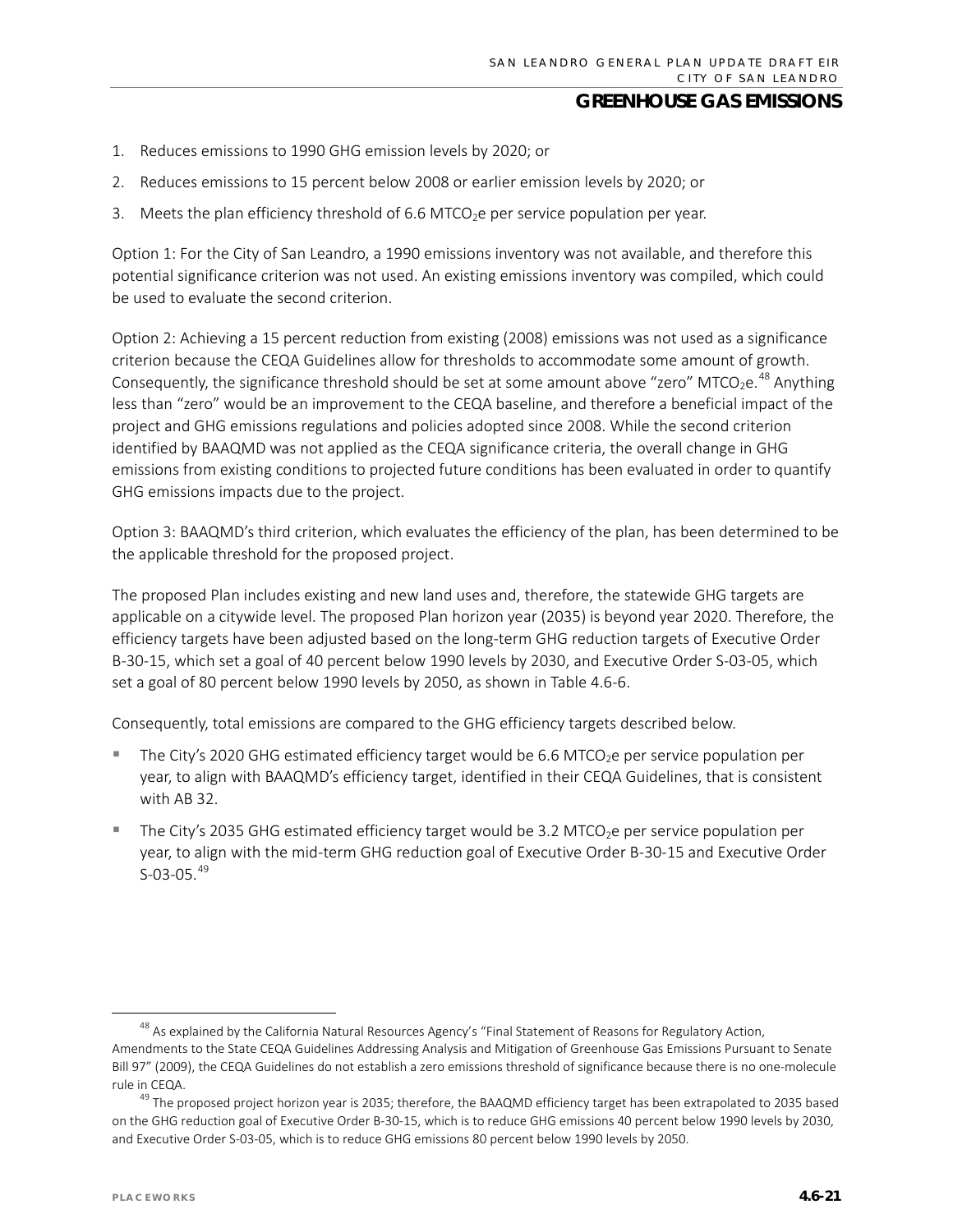1. Reduces emissions to 1990 GHG emission levels by 2020; or
2. Reduces emissions to 15 percent below 2008 or earlier emission levels by 2020; or
3. Meets the plan efficiency threshold of 6.6 $MTCO_2e$ per service population per year.

Option 1: For the City of San Leandro, a 1990 emissions inventory was not available, and therefore this potential significance criterion was not used. An existing emissions inventory was compiled, which could be used to evaluate the second criterion.

Option 2: Achieving a 15 percent reduction from existing (2008) emissions was not used as a significance criterion because the CEQA Guidelines allow for thresholds to accommodate some amount of growth. Consequently, the significance threshold should be set at some amount above "zero" $MTCO_2e$.[48] Anything less than "zero" would be an improvement to the CEQA baseline, and therefore a beneficial impact of the project and GHG emissions regulations and policies adopted since 2008. While the second criterion identified by BAAQMD was not applied as the CEQA significance criteria, the overall change in GHG emissions from existing conditions to projected future conditions has been evaluated in order to quantify GHG emissions impacts due to the project.

Option 3: BAAQMD's third criterion, which evaluates the efficiency of the plan, has been determined to be the applicable threshold for the proposed project.

The proposed Plan includes existing and new land uses and, therefore, the statewide GHG targets are applicable on a citywide level. The proposed Plan horizon year (2035) is beyond year 2020. Therefore, the efficiency targets have been adjusted based on the long-term GHG reduction targets of Executive Order B-30-15, which set a goal of 40 percent below 1990 levels by 2030, and Executive Order S-03-05, which set a goal of 80 percent below 1990 levels by 2050, as shown in Table 4.6-6.

Consequently, total emissions are compared to the GHG efficiency targets described below.

- The City's 2020 GHG estimated efficiency target would be 6.6 $MTCO_2e$ per service population per year, to align with BAAQMD's efficiency target, identified in their CEQA Guidelines, that is consistent with AB 32.
- The City's 2035 GHG estimated efficiency target would be 3.2 $MTCO_2e$ per service population per year, to align with the mid-term GHG reduction goal of Executive Order B-30-15 and Executive Order S-03-05.[49]

---

[48] As explained by the California Natural Resources Agency's "Final Statement of Reasons for Regulatory Action, Amendments to the State CEQA Guidelines Addressing Analysis and Mitigation of Greenhouse Gas Emissions Pursuant to Senate Bill 97" (2009), the CEQA Guidelines do not establish a zero emissions threshold of significance because there is no one-molecule rule in CEQA.

[49] The proposed project horizon year is 2035; therefore, the BAAQMD efficiency target has been extrapolated to 2035 based on the GHG reduction goal of Executive Order B-30-15, which is to reduce GHG emissions 40 percent below 1990 levels by 2030, and Executive Order S-03-05, which is to reduce GHG emissions 80 percent below 1990 levels by 2050.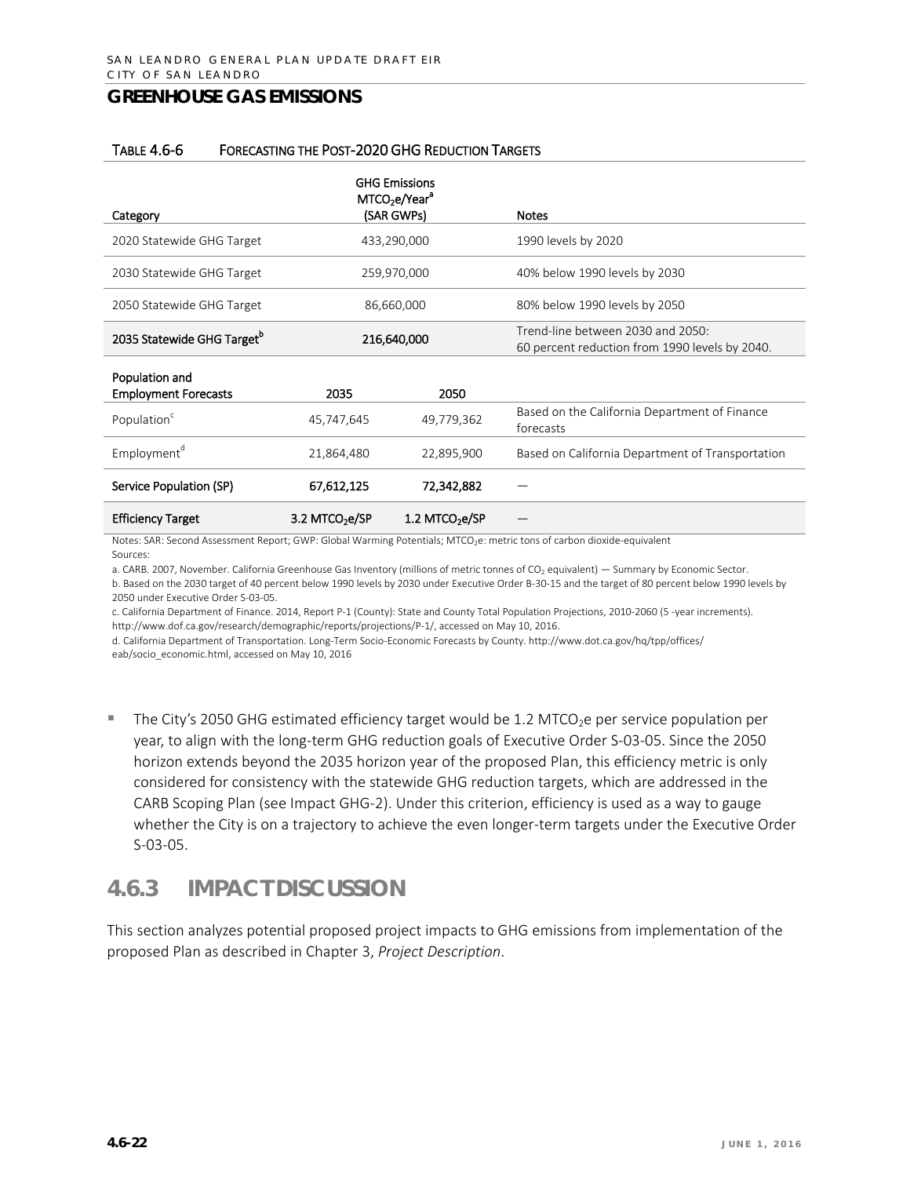## GREENHOUSE GAS EMISSIONS

TABLE 4.6-6 FORECASTING THE POST-2020 GHG REDUCTION TARGETS

| Category | GHG Emissions $MTCO_2e$/Year[a] (SAR GWPs) | | Notes |
|---|---|---|---|
| 2020 Statewide GHG Target | 433,290,000 | | 1990 levels by 2020 |
| 2030 Statewide GHG Target | 259,970,000 | | 40% below 1990 levels by 2030 |
| 2050 Statewide GHG Target | 86,660,000 | | 80% below 1990 levels by 2050 |
| **2035 Statewide GHG Target[b]** | **216,640,000** | | Trend-line between 2030 and 2050: 60 percent reduction from 1990 levels by 2040. |
| **Population and Employment Forecasts** | **2035** | **2050** | |
| Population[c] | 45,747,645 | 49,779,362 | Based on the California Department of Finance forecasts |
| Employment[d] | 21,864,480 | 22,895,900 | Based on California Department of Transportation |
| **Service Population (SP)** | **67,612,125** | **72,342,882** | — |
| **Efficiency Target** | **3.2 $MTCO_2e$/SP** | **1.2 $MTCO_2e$/SP** | — |

Notes: SAR: Second Assessment Report; GWP: Global Warming Potentials; $MTCO_2e$: metric tons of carbon dioxide-equivalent

Sources:

a. CARB. 2007, November. California Greenhouse Gas Inventory (millions of metric tonnes of $CO_2$ equivalent) — Summary by Economic Sector.

b. Based on the 2030 target of 40 percent below 1990 levels by 2030 under Executive Order B-30-15 and the target of 80 percent below 1990 levels by 2050 under Executive Order S-03-05.

c. California Department of Finance. 2014, Report P-1 (County): State and County Total Population Projections, 2010-2060 (5 -year increments). http://www.dof.ca.gov/research/demographic/reports/projections/P-1/, accessed on May 10, 2016.

d. California Department of Transportation. Long-Term Socio-Economic Forecasts by County. http://www.dot.ca.gov/hq/tpp/offices/eab/socio_economic.html, accessed on May 10, 2016

- The City's 2050 GHG estimated efficiency target would be 1.2 $MTCO_2e$ per service population per year, to align with the long-term GHG reduction goals of Executive Order S-03-05. Since the 2050 horizon extends beyond the 2035 horizon year of the proposed Plan, this efficiency metric is only considered for consistency with the statewide GHG reduction targets, which are addressed in the CARB Scoping Plan (see Impact GHG-2). Under this criterion, efficiency is used as a way to gauge whether the City is on a trajectory to achieve the even longer-term targets under the Executive Order S-03-05.

## 4.6.3 IMPACT DISCUSSION

This section analyzes potential proposed project impacts to GHG emissions from implementation of the proposed Plan as described in Chapter 3, *Project Description*.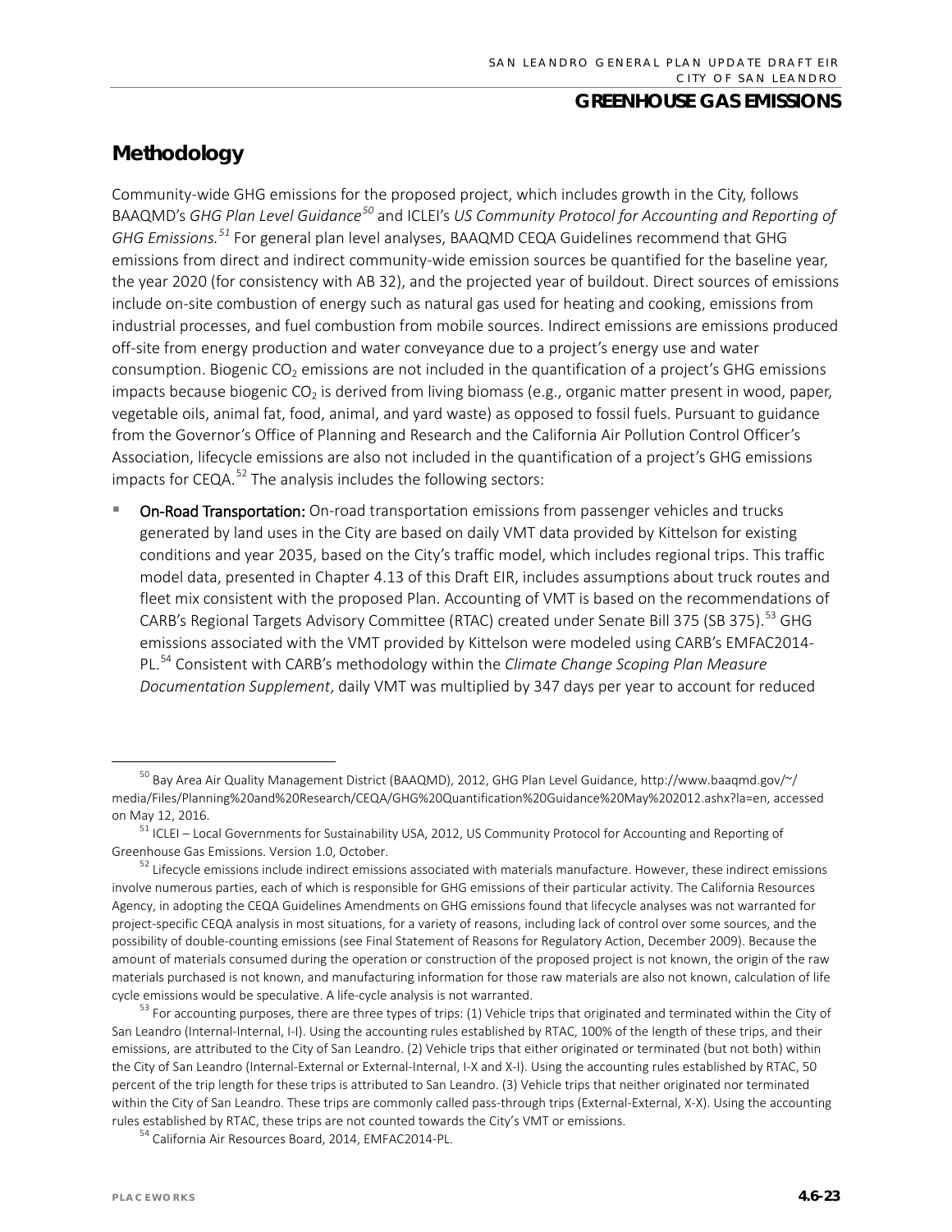## Methodology

Community-wide GHG emissions for the proposed project, which includes growth in the City, follows BAAQMD's *GHG Plan Level Guidance*[50] and ICLEI's *US Community Protocol for Accounting and Reporting of GHG Emissions.*[51] For general plan level analyses, BAAQMD CEQA Guidelines recommend that GHG emissions from direct and indirect community-wide emission sources be quantified for the baseline year, the year 2020 (for consistency with AB 32), and the projected year of buildout. Direct sources of emissions include on-site combustion of energy such as natural gas used for heating and cooking, emissions from industrial processes, and fuel combustion from mobile sources. Indirect emissions are emissions produced off-site from energy production and water conveyance due to a project's energy use and water consumption. Biogenic $CO_2$ emissions are not included in the quantification of a project's GHG emissions impacts because biogenic $CO_2$ is derived from living biomass (e.g., organic matter present in wood, paper, vegetable oils, animal fat, food, animal, and yard waste) as opposed to fossil fuels. Pursuant to guidance from the Governor's Office of Planning and Research and the California Air Pollution Control Officer's Association, lifecycle emissions are also not included in the quantification of a project's GHG emissions impacts for CEQA.[52] The analysis includes the following sectors:

- **On-Road Transportation:** On-road transportation emissions from passenger vehicles and trucks generated by land uses in the City are based on daily VMT data provided by Kittelson for existing conditions and year 2035, based on the City's traffic model, which includes regional trips. This traffic model data, presented in Chapter 4.13 of this Draft EIR, includes assumptions about truck routes and fleet mix consistent with the proposed Plan. Accounting of VMT is based on the recommendations of CARB's Regional Targets Advisory Committee (RTAC) created under Senate Bill 375 (SB 375).[53] GHG emissions associated with the VMT provided by Kittelson were modeled using CARB's EMFAC2014-PL.[54] Consistent with CARB's methodology within the *Climate Change Scoping Plan Measure Documentation Supplement*, daily VMT was multiplied by 347 days per year to account for reduced

---

[50] Bay Area Air Quality Management District (BAAQMD), 2012, GHG Plan Level Guidance, http://www.baaqmd.gov/~/media/Files/Planning%20and%20Research/CEQA/GHG%20Quantification%20Guidance%20May%202012.ashx?la=en, accessed on May 12, 2016.

[51] ICLEI – Local Governments for Sustainability USA, 2012, US Community Protocol for Accounting and Reporting of Greenhouse Gas Emissions. Version 1.0, October.

[52] Lifecycle emissions include indirect emissions associated with materials manufacture. However, these indirect emissions involve numerous parties, each of which is responsible for GHG emissions of their particular activity. The California Resources Agency, in adopting the CEQA Guidelines Amendments on GHG emissions found that lifecycle analyses was not warranted for project-specific CEQA analysis in most situations, for a variety of reasons, including lack of control over some sources, and the possibility of double-counting emissions (see Final Statement of Reasons for Regulatory Action, December 2009). Because the amount of materials consumed during the operation or construction of the proposed project is not known, the origin of the raw materials purchased is not known, and manufacturing information for those raw materials are also not known, calculation of life cycle emissions would be speculative. A life-cycle analysis is not warranted.

[53] For accounting purposes, there are three types of trips: (1) Vehicle trips that originated and terminated within the City of San Leandro (Internal-Internal, I-I). Using the accounting rules established by RTAC, 100% of the length of these trips, and their emissions, are attributed to the City of San Leandro. (2) Vehicle trips that either originated or terminated (but not both) within the City of San Leandro (Internal-External or External-Internal, I-X and X-I). Using the accounting rules established by RTAC, 50 percent of the trip length for these trips is attributed to San Leandro. (3) Vehicle trips that neither originated nor terminated within the City of San Leandro. These trips are commonly called pass-through trips (External-External, X-X). Using the accounting rules established by RTAC, these trips are not counted towards the City's VMT or emissions.

[54] California Air Resources Board, 2014, EMFAC2014-PL.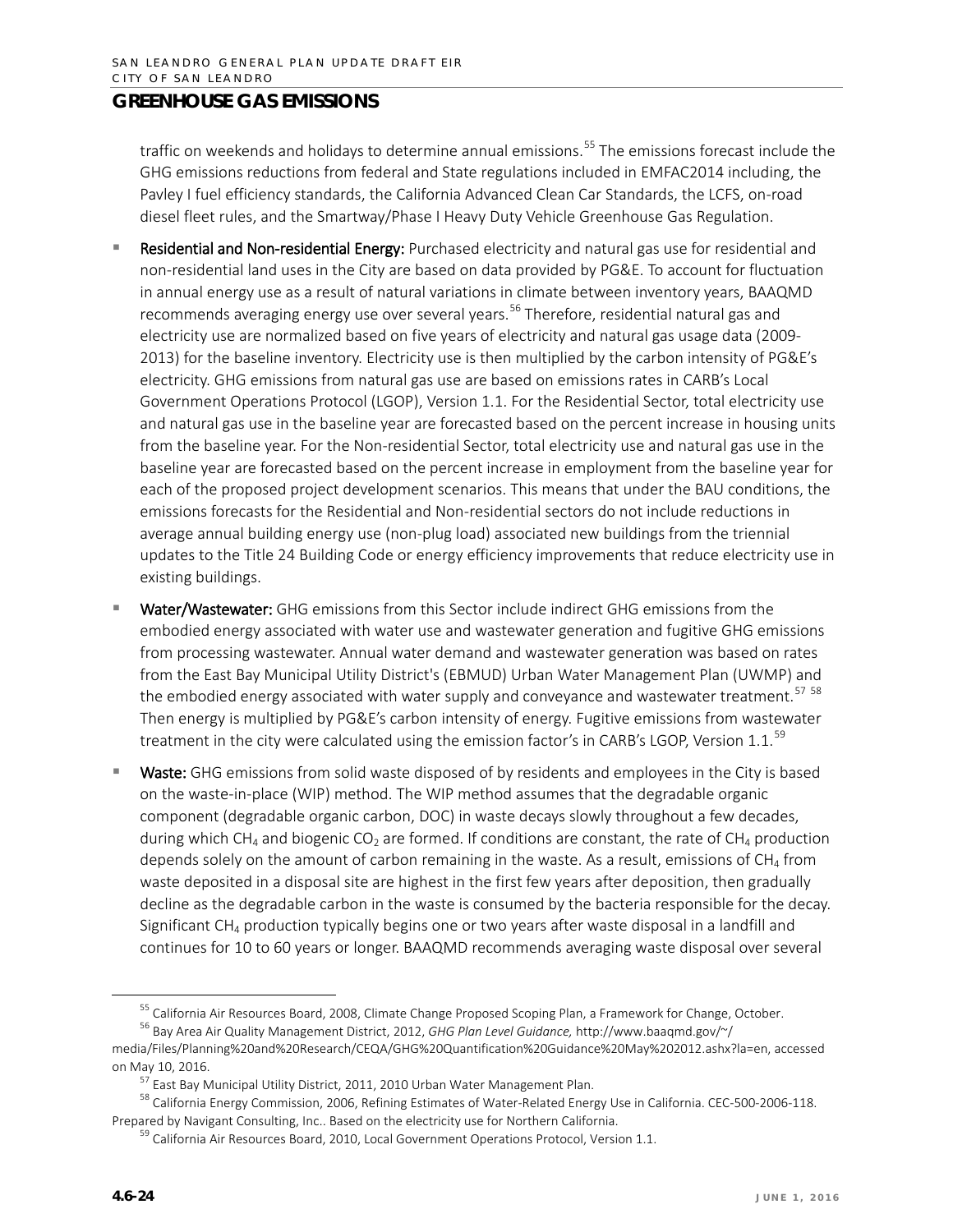traffic on weekends and holidays to determine annual emissions.[55] The emissions forecast include the GHG emissions reductions from federal and State regulations included in EMFAC2014 including, the Pavley I fuel efficiency standards, the California Advanced Clean Car Standards, the LCFS, on-road diesel fleet rules, and the Smartway/Phase I Heavy Duty Vehicle Greenhouse Gas Regulation.

- **Residential and Non-residential Energy:** Purchased electricity and natural gas use for residential and non-residential land uses in the City are based on data provided by PG&E. To account for fluctuation in annual energy use as a result of natural variations in climate between inventory years, BAAQMD recommends averaging energy use over several years.[56] Therefore, residential natural gas and electricity use are normalized based on five years of electricity and natural gas usage data (2009-2013) for the baseline inventory. Electricity use is then multiplied by the carbon intensity of PG&E's electricity. GHG emissions from natural gas use are based on emissions rates in CARB's Local Government Operations Protocol (LGOP), Version 1.1. For the Residential Sector, total electricity use and natural gas use in the baseline year are forecasted based on the percent increase in housing units from the baseline year. For the Non-residential Sector, total electricity use and natural gas use in the baseline year are forecasted based on the percent increase in employment from the baseline year for each of the proposed project development scenarios. This means that under the BAU conditions, the emissions forecasts for the Residential and Non-residential sectors do not include reductions in average annual building energy use (non-plug load) associated new buildings from the triennial updates to the Title 24 Building Code or energy efficiency improvements that reduce electricity use in existing buildings.

- **Water/Wastewater:** GHG emissions from this Sector include indirect GHG emissions from the embodied energy associated with water use and wastewater generation and fugitive GHG emissions from processing wastewater. Annual water demand and wastewater generation was based on rates from the East Bay Municipal Utility District's (EBMUD) Urban Water Management Plan (UWMP) and the embodied energy associated with water supply and conveyance and wastewater treatment.[57] [58] Then energy is multiplied by PG&E's carbon intensity of energy. Fugitive emissions from wastewater treatment in the city were calculated using the emission factor's in CARB's LGOP, Version 1.1.[59]

- **Waste:** GHG emissions from solid waste disposed of by residents and employees in the City is based on the waste-in-place (WIP) method. The WIP method assumes that the degradable organic component (degradable organic carbon, DOC) in waste decays slowly throughout a few decades, during which $CH_4$ and biogenic $CO_2$ are formed. If conditions are constant, the rate of $CH_4$ production depends solely on the amount of carbon remaining in the waste. As a result, emissions of $CH_4$ from waste deposited in a disposal site are highest in the first few years after deposition, then gradually decline as the degradable carbon in the waste is consumed by the bacteria responsible for the decay. Significant $CH_4$ production typically begins one or two years after waste disposal in a landfill and continues for 10 to 60 years or longer. BAAQMD recommends averaging waste disposal over several

---

[55] California Air Resources Board, 2008, Climate Change Proposed Scoping Plan, a Framework for Change, October.

[56] Bay Area Air Quality Management District, 2012, *GHG Plan Level Guidance,* http://www.baaqmd.gov/~/media/Files/Planning%20and%20Research/CEQA/GHG%20Quantification%20Guidance%20May%202012.ashx?la=en, accessed on May 10, 2016.

[57] East Bay Municipal Utility District, 2011, 2010 Urban Water Management Plan.

[58] California Energy Commission, 2006, Refining Estimates of Water-Related Energy Use in California. CEC-500-2006-118. Prepared by Navigant Consulting, Inc.. Based on the electricity use for Northern California.

[59] California Air Resources Board, 2010, Local Government Operations Protocol, Version 1.1.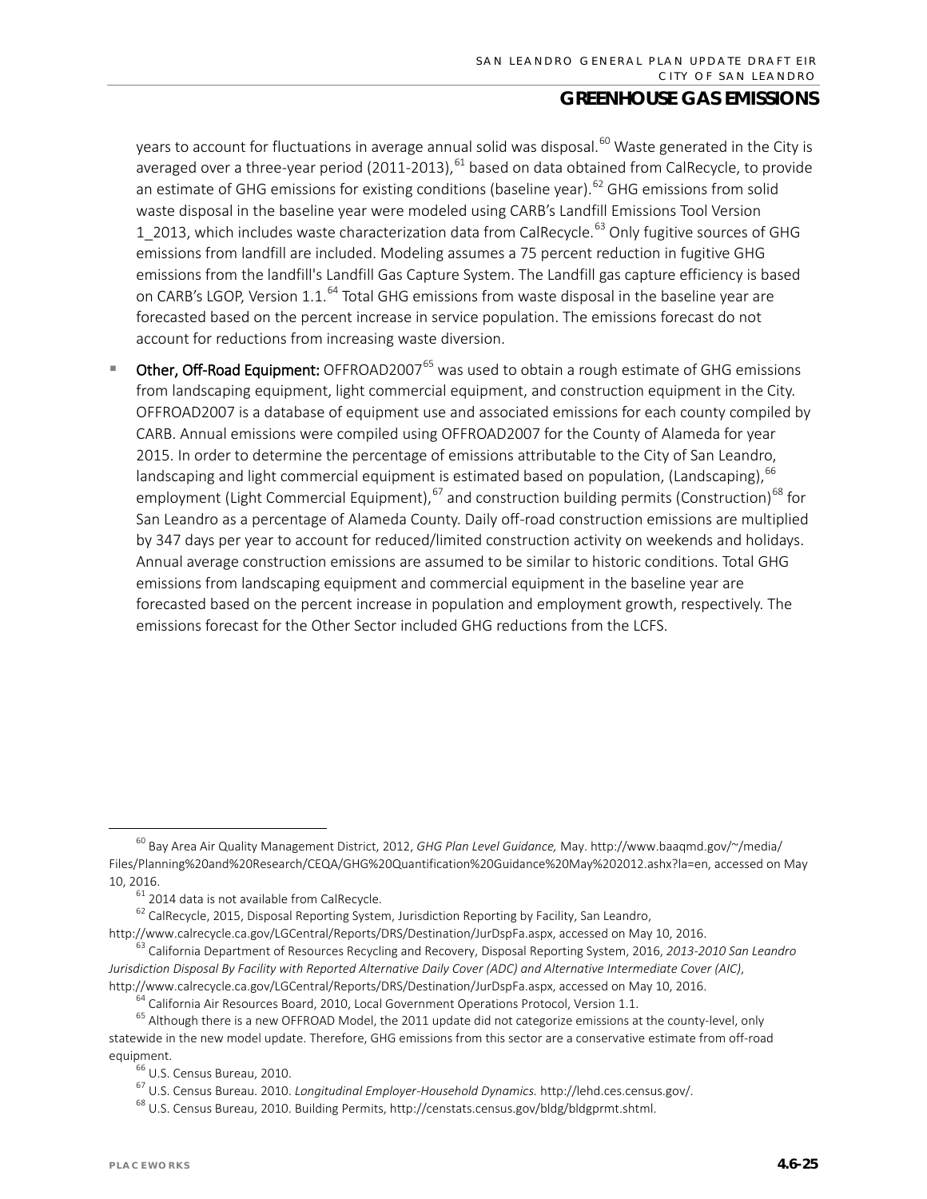years to account for fluctuations in average annual solid was disposal.[60] Waste generated in the City is averaged over a three-year period (2011-2013),[61] based on data obtained from CalRecycle, to provide an estimate of GHG emissions for existing conditions (baseline year).[62] GHG emissions from solid waste disposal in the baseline year were modeled using CARB's Landfill Emissions Tool Version 1_2013, which includes waste characterization data from CalRecycle.[63] Only fugitive sources of GHG emissions from landfill are included. Modeling assumes a 75 percent reduction in fugitive GHG emissions from the landfill's Landfill Gas Capture System. The Landfill gas capture efficiency is based on CARB's LGOP, Version 1.1.[64] Total GHG emissions from waste disposal in the baseline year are forecasted based on the percent increase in service population. The emissions forecast do not account for reductions from increasing waste diversion.

- **Other, Off-Road Equipment:** OFFROAD2007[65] was used to obtain a rough estimate of GHG emissions from landscaping equipment, light commercial equipment, and construction equipment in the City. OFFROAD2007 is a database of equipment use and associated emissions for each county compiled by CARB. Annual emissions were compiled using OFFROAD2007 for the County of Alameda for year 2015. In order to determine the percentage of emissions attributable to the City of San Leandro, landscaping and light commercial equipment is estimated based on population, (Landscaping),[66] employment (Light Commercial Equipment),[67] and construction building permits (Construction)[68] for San Leandro as a percentage of Alameda County. Daily off-road construction emissions are multiplied by 347 days per year to account for reduced/limited construction activity on weekends and holidays. Annual average construction emissions are assumed to be similar to historic conditions. Total GHG emissions from landscaping equipment and commercial equipment in the baseline year are forecasted based on the percent increase in population and employment growth, respectively. The emissions forecast for the Other Sector included GHG reductions from the LCFS.

---

[60] Bay Area Air Quality Management District, 2012, *GHG Plan Level Guidance,* May. http://www.baaqmd.gov/~/media/Files/Planning%20and%20Research/CEQA/GHG%20Quantification%20Guidance%20May%202012.ashx?la=en, accessed on May 10, 2016.

[61] 2014 data is not available from CalRecycle.

[62] CalRecycle, 2015, Disposal Reporting System, Jurisdiction Reporting by Facility, San Leandro, http://www.calrecycle.ca.gov/LGCentral/Reports/DRS/Destination/JurDspFa.aspx, accessed on May 10, 2016.

[63] California Department of Resources Recycling and Recovery, Disposal Reporting System, 2016, *2013-2010 San Leandro Jurisdiction Disposal By Facility with Reported Alternative Daily Cover (ADC) and Alternative Intermediate Cover (AIC)*, http://www.calrecycle.ca.gov/LGCentral/Reports/DRS/Destination/JurDspFa.aspx, accessed on May 10, 2016.

[64] California Air Resources Board, 2010, Local Government Operations Protocol, Version 1.1.

[65] Although there is a new OFFROAD Model, the 2011 update did not categorize emissions at the county-level, only statewide in the new model update. Therefore, GHG emissions from this sector are a conservative estimate from off-road equipment.

[66] U.S. Census Bureau, 2010.

[67] U.S. Census Bureau. 2010. *Longitudinal Employer-Household Dynamics.* http://lehd.ces.census.gov/.

[68] U.S. Census Bureau, 2010. Building Permits, http://censtats.census.gov/bldg/bldgprmt.shtml.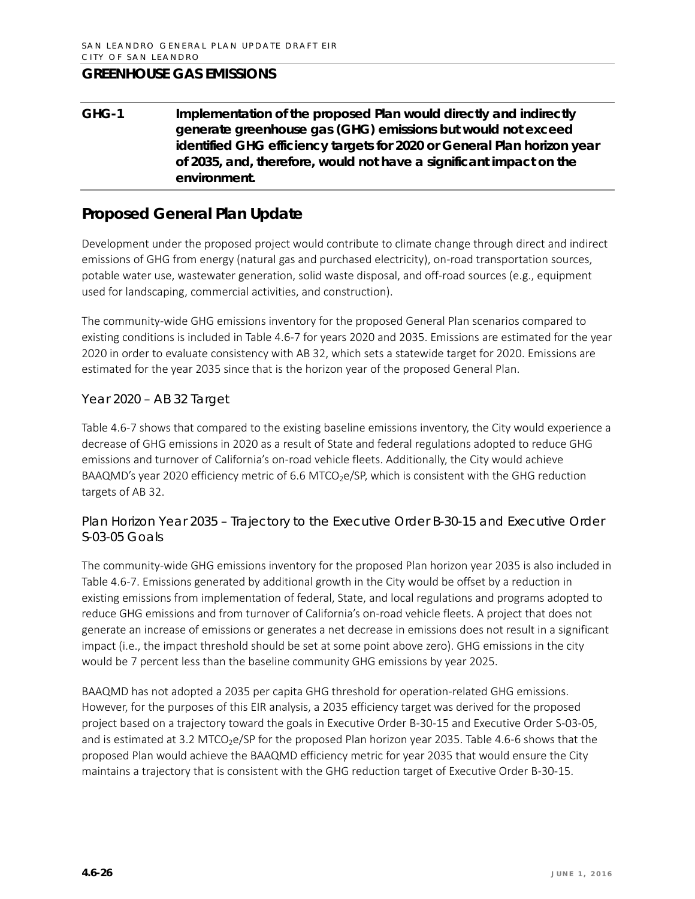## GREENHOUSE GAS EMISSIONS

**GHG-1 Implementation of the proposed Plan would directly and indirectly generate greenhouse gas (GHG) emissions but would not exceed identified GHG efficiency targets for 2020 or General Plan horizon year of 2035, and, therefore, would not have a significant impact on the environment.**

## Proposed General Plan Update

Development under the proposed project would contribute to climate change through direct and indirect emissions of GHG from energy (natural gas and purchased electricity), on-road transportation sources, potable water use, wastewater generation, solid waste disposal, and off-road sources (e.g., equipment used for landscaping, commercial activities, and construction).

The community-wide GHG emissions inventory for the proposed General Plan scenarios compared to existing conditions is included in Table 4.6-7 for years 2020 and 2035. Emissions are estimated for the year 2020 in order to evaluate consistency with AB 32, which sets a statewide target for 2020. Emissions are estimated for the year 2035 since that is the horizon year of the proposed General Plan.

### Year 2020 – AB 32 Target

Table 4.6-7 shows that compared to the existing baseline emissions inventory, the City would experience a decrease of GHG emissions in 2020 as a result of State and federal regulations adopted to reduce GHG emissions and turnover of California's on-road vehicle fleets. Additionally, the City would achieve BAAQMD's year 2020 efficiency metric of 6.6 $MTCO_2e$/SP, which is consistent with the GHG reduction targets of AB 32.

### Plan Horizon Year 2035 – Trajectory to the Executive Order B-30-15 and Executive Order S-03-05 Goals

The community-wide GHG emissions inventory for the proposed Plan horizon year 2035 is also included in Table 4.6-7. Emissions generated by additional growth in the City would be offset by a reduction in existing emissions from implementation of federal, State, and local regulations and programs adopted to reduce GHG emissions and from turnover of California's on-road vehicle fleets. A project that does not generate an increase of emissions or generates a net decrease in emissions does not result in a significant impact (i.e., the impact threshold should be set at some point above zero). GHG emissions in the city would be 7 percent less than the baseline community GHG emissions by year 2025.

BAAQMD has not adopted a 2035 per capita GHG threshold for operation-related GHG emissions. However, for the purposes of this EIR analysis, a 2035 efficiency target was derived for the proposed project based on a trajectory toward the goals in Executive Order B-30-15 and Executive Order S-03-05, and is estimated at 3.2 $MTCO_2e$/SP for the proposed Plan horizon year 2035. Table 4.6-6 shows that the proposed Plan would achieve the BAAQMD efficiency metric for year 2035 that would ensure the City maintains a trajectory that is consistent with the GHG reduction target of Executive Order B-30-15.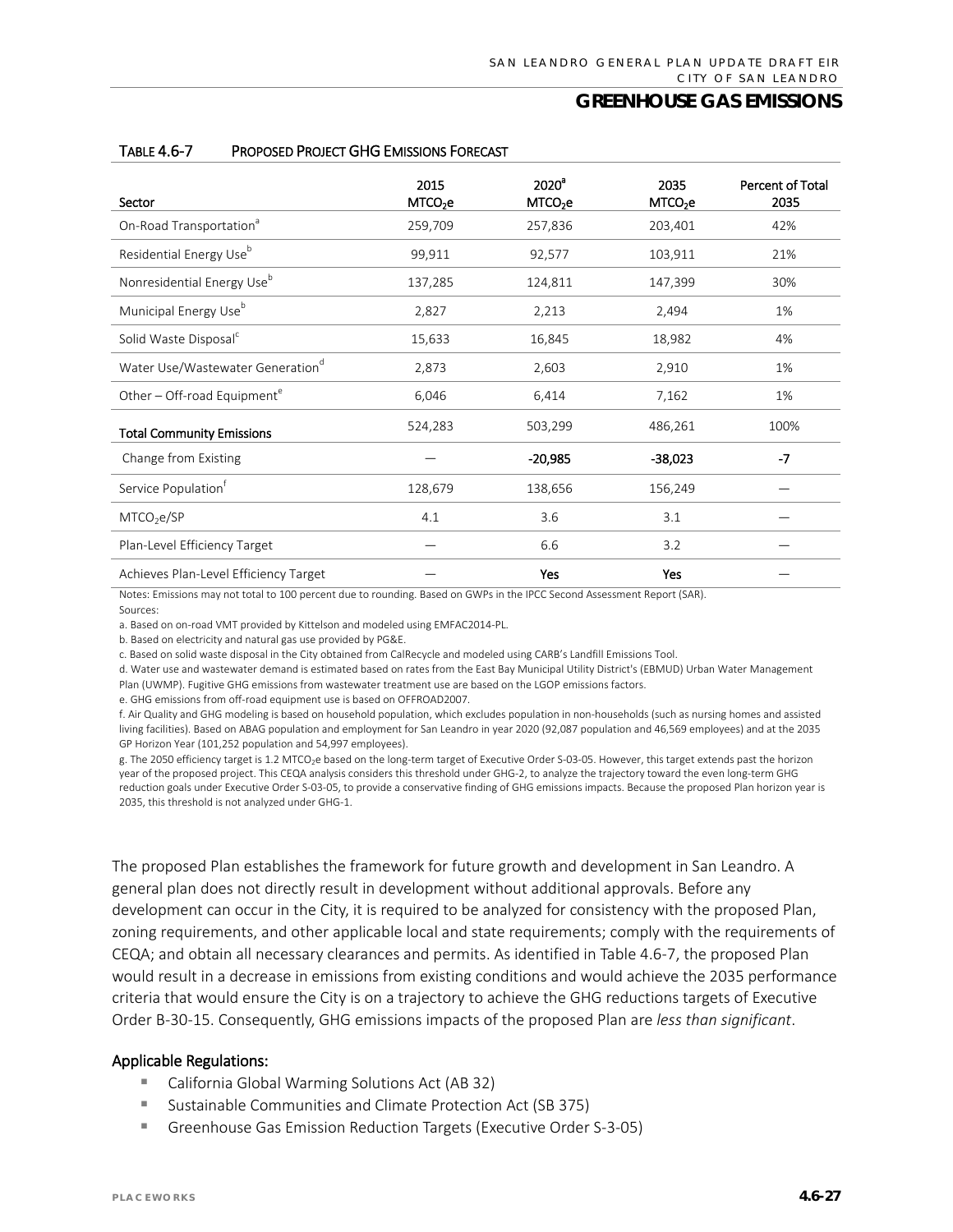# GREENHOUSE GAS EMISSIONS

**TABLE 4.6-7 PROPOSED PROJECT GHG EMISSIONS FORECAST**

| Sector | 2015 $MTCO_2e$ | 2020[a] $MTCO_2e$ | 2035 $MTCO_2e$ | Percent of Total 2035 |
|---|---|---|---|---|
| On-Road Transportation[a] | 259,709 | 257,836 | 203,401 | 42% |
| Residential Energy Use[b] | 99,911 | 92,577 | 103,911 | 21% |
| Nonresidential Energy Use[b] | 137,285 | 124,811 | 147,399 | 30% |
| Municipal Energy Use[b] | 2,827 | 2,213 | 2,494 | 1% |
| Solid Waste Disposal[c] | 15,633 | 16,845 | 18,982 | 4% |
| Water Use/Wastewater Generation[d] | 2,873 | 2,603 | 2,910 | 1% |
| Other – Off-road Equipment[e] | 6,046 | 6,414 | 7,162 | 1% |
| **Total Community Emissions** | 524,283 | 503,299 | 486,261 | 100% |
| Change from Existing | — | **-20,985** | **-38,023** | **-7** |
| Service Population[f] | 128,679 | 138,656 | 156,249 | — |
| $MTCO_2e$/SP | 4.1 | 3.6 | 3.1 | — |
| Plan-Level Efficiency Target | — | 6.6 | 3.2 | — |
| Achieves Plan-Level Efficiency Target | — | **Yes** | **Yes** | — |

Notes: Emissions may not total to 100 percent due to rounding. Based on GWPs in the IPCC Second Assessment Report (SAR).

Sources:

a. Based on on-road VMT provided by Kittelson and modeled using EMFAC2014-PL.

b. Based on electricity and natural gas use provided by PG&E.

c. Based on solid waste disposal in the City obtained from CalRecycle and modeled using CARB's Landfill Emissions Tool.

d. Water use and wastewater demand is estimated based on rates from the East Bay Municipal Utility District's (EBMUD) Urban Water Management Plan (UWMP). Fugitive GHG emissions from wastewater treatment use are based on the LGOP emissions factors.

e. GHG emissions from off-road equipment use is based on OFFROAD2007.

f. Air Quality and GHG modeling is based on household population, which excludes population in non-households (such as nursing homes and assisted living facilities). Based on ABAG population and employment for San Leandro in year 2020 (92,087 population and 46,569 employees) and at the 2035 GP Horizon Year (101,252 population and 54,997 employees).

g. The 2050 efficiency target is 1.2 $MTCO_2e$ based on the long-term target of Executive Order S-03-05. However, this target extends past the horizon year of the proposed project. This CEQA analysis considers this threshold under GHG-2, to analyze the trajectory toward the even long-term GHG reduction goals under Executive Order S-03-05, to provide a conservative finding of GHG emissions impacts. Because the proposed Plan horizon year is 2035, this threshold is not analyzed under GHG-1.

The proposed Plan establishes the framework for future growth and development in San Leandro. A general plan does not directly result in development without additional approvals. Before any development can occur in the City, it is required to be analyzed for consistency with the proposed Plan, zoning requirements, and other applicable local and state requirements; comply with the requirements of CEQA; and obtain all necessary clearances and permits. As identified in Table 4.6-7, the proposed Plan would result in a decrease in emissions from existing conditions and would achieve the 2035 performance criteria that would ensure the City is on a trajectory to achieve the GHG reductions targets of Executive Order B-30-15. Consequently, GHG emissions impacts of the proposed Plan are *less than significant*.

**Applicable Regulations:**

- California Global Warming Solutions Act (AB 32)
- Sustainable Communities and Climate Protection Act (SB 375)
- Greenhouse Gas Emission Reduction Targets (Executive Order S-3-05)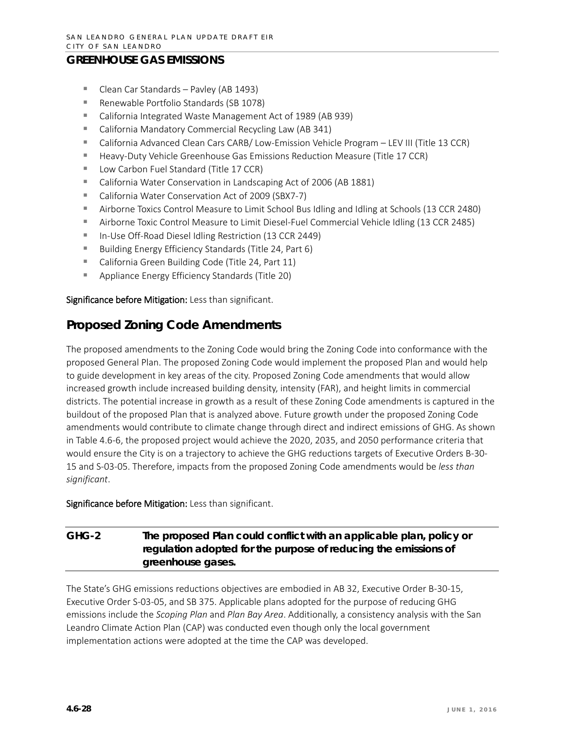## GREENHOUSE GAS EMISSIONS

- Clean Car Standards – Pavley (AB 1493)
- Renewable Portfolio Standards (SB 1078)
- California Integrated Waste Management Act of 1989 (AB 939)
- California Mandatory Commercial Recycling Law (AB 341)
- California Advanced Clean Cars CARB/ Low-Emission Vehicle Program – LEV III (Title 13 CCR)
- Heavy-Duty Vehicle Greenhouse Gas Emissions Reduction Measure (Title 17 CCR)
- Low Carbon Fuel Standard (Title 17 CCR)
- California Water Conservation in Landscaping Act of 2006 (AB 1881)
- California Water Conservation Act of 2009 (SBX7-7)
- Airborne Toxics Control Measure to Limit School Bus Idling and Idling at Schools (13 CCR 2480)
- Airborne Toxic Control Measure to Limit Diesel-Fuel Commercial Vehicle Idling (13 CCR 2485)
- In-Use Off-Road Diesel Idling Restriction (13 CCR 2449)
- Building Energy Efficiency Standards (Title 24, Part 6)
- California Green Building Code (Title 24, Part 11)
- Appliance Energy Efficiency Standards (Title 20)

**Significance before Mitigation:** Less than significant.

## Proposed Zoning Code Amendments

The proposed amendments to the Zoning Code would bring the Zoning Code into conformance with the proposed General Plan. The proposed Zoning Code would implement the proposed Plan and would help to guide development in key areas of the city. Proposed Zoning Code amendments that would allow increased growth include increased building density, intensity (FAR), and height limits in commercial districts. The potential increase in growth as a result of these Zoning Code amendments is captured in the buildout of the proposed Plan that is analyzed above. Future growth under the proposed Zoning Code amendments would contribute to climate change through direct and indirect emissions of GHG. As shown in Table 4.6-6, the proposed project would achieve the 2020, 2035, and 2050 performance criteria that would ensure the City is on a trajectory to achieve the GHG reductions targets of Executive Orders B-30-15 and S-03-05. Therefore, impacts from the proposed Zoning Code amendments would be *less than significant*.

**Significance before Mitigation:** Less than significant.

| GHG-2 | The proposed Plan could conflict with an applicable plan, policy or regulation adopted for the purpose of reducing the emissions of greenhouse gases. |
|---|---|

The State's GHG emissions reductions objectives are embodied in AB 32, Executive Order B-30-15, Executive Order S-03-05, and SB 375. Applicable plans adopted for the purpose of reducing GHG emissions include the *Scoping Plan* and *Plan Bay Area*. Additionally, a consistency analysis with the San Leandro Climate Action Plan (CAP) was conducted even though only the local government implementation actions were adopted at the time the CAP was developed.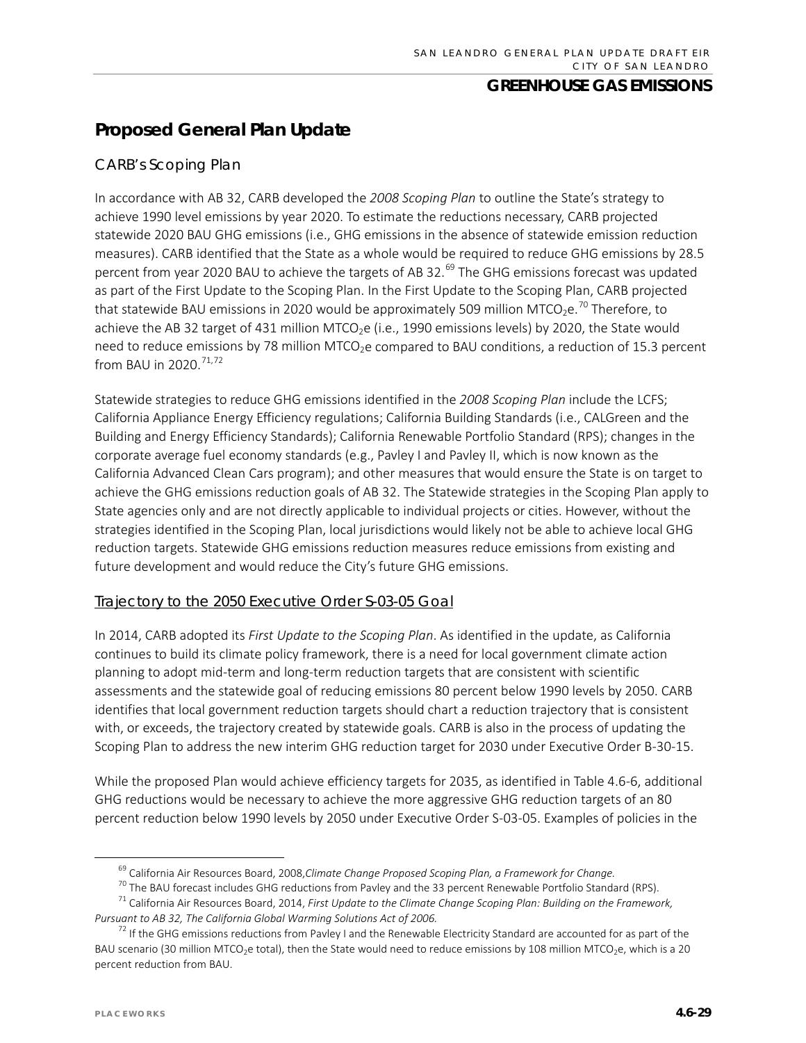## Proposed General Plan Update

### CARB's Scoping Plan

In accordance with AB 32, CARB developed the *2008 Scoping Plan* to outline the State's strategy to achieve 1990 level emissions by year 2020. To estimate the reductions necessary, CARB projected statewide 2020 BAU GHG emissions (i.e., GHG emissions in the absence of statewide emission reduction measures). CARB identified that the State as a whole would be required to reduce GHG emissions by 28.5 percent from year 2020 BAU to achieve the targets of AB 32.[69] The GHG emissions forecast was updated as part of the First Update to the Scoping Plan. In the First Update to the Scoping Plan, CARB projected that statewide BAU emissions in 2020 would be approximately 509 million $MTCO_2e$.[70] Therefore, to achieve the AB 32 target of 431 million $MTCO_2e$ (i.e., 1990 emissions levels) by 2020, the State would need to reduce emissions by 78 million $MTCO_2e$ compared to BAU conditions, a reduction of 15.3 percent from BAU in 2020.[71,72]

Statewide strategies to reduce GHG emissions identified in the *2008 Scoping Plan* include the LCFS; California Appliance Energy Efficiency regulations; California Building Standards (i.e., CALGreen and the Building and Energy Efficiency Standards); California Renewable Portfolio Standard (RPS); changes in the corporate average fuel economy standards (e.g., Pavley I and Pavley II, which is now known as the California Advanced Clean Cars program); and other measures that would ensure the State is on target to achieve the GHG emissions reduction goals of AB 32. The Statewide strategies in the Scoping Plan apply to State agencies only and are not directly applicable to individual projects or cities. However, without the strategies identified in the Scoping Plan, local jurisdictions would likely not be able to achieve local GHG reduction targets. Statewide GHG emissions reduction measures reduce emissions from existing and future development and would reduce the City's future GHG emissions.

#### Trajectory to the 2050 Executive Order S-03-05 Goal

In 2014, CARB adopted its *First Update to the Scoping Plan*. As identified in the update, as California continues to build its climate policy framework, there is a need for local government climate action planning to adopt mid-term and long-term reduction targets that are consistent with scientific assessments and the statewide goal of reducing emissions 80 percent below 1990 levels by 2050. CARB identifies that local government reduction targets should chart a reduction trajectory that is consistent with, or exceeds, the trajectory created by statewide goals. CARB is also in the process of updating the Scoping Plan to address the new interim GHG reduction target for 2030 under Executive Order B-30-15.

While the proposed Plan would achieve efficiency targets for 2035, as identified in Table 4.6-6, additional GHG reductions would be necessary to achieve the more aggressive GHG reduction targets of an 80 percent reduction below 1990 levels by 2050 under Executive Order S-03-05. Examples of policies in the

---

[69] California Air Resources Board, 2008, *Climate Change Proposed Scoping Plan, a Framework for Change.*

[70] The BAU forecast includes GHG reductions from Pavley and the 33 percent Renewable Portfolio Standard (RPS).

[71] California Air Resources Board, 2014, *First Update to the Climate Change Scoping Plan: Building on the Framework, Pursuant to AB 32, The California Global Warming Solutions Act of 2006.*

[72] If the GHG emissions reductions from Pavley I and the Renewable Electricity Standard are accounted for as part of the BAU scenario (30 million $MTCO_2e$ total), then the State would need to reduce emissions by 108 million $MTCO_2e$, which is a 20 percent reduction from BAU.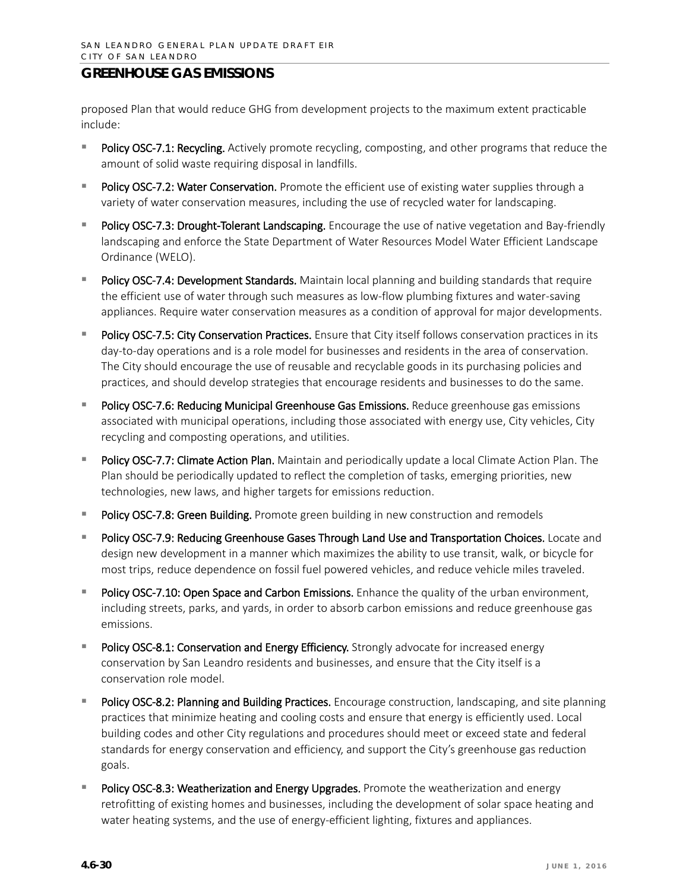proposed Plan that would reduce GHG from development projects to the maximum extent practicable include:

- **Policy OSC-7.1: Recycling.** Actively promote recycling, composting, and other programs that reduce the amount of solid waste requiring disposal in landfills.
- **Policy OSC-7.2: Water Conservation.** Promote the efficient use of existing water supplies through a variety of water conservation measures, including the use of recycled water for landscaping.
- **Policy OSC-7.3: Drought-Tolerant Landscaping.** Encourage the use of native vegetation and Bay-friendly landscaping and enforce the State Department of Water Resources Model Water Efficient Landscape Ordinance (WELO).
- **Policy OSC-7.4: Development Standards.** Maintain local planning and building standards that require the efficient use of water through such measures as low-flow plumbing fixtures and water-saving appliances. Require water conservation measures as a condition of approval for major developments.
- **Policy OSC-7.5: City Conservation Practices.** Ensure that City itself follows conservation practices in its day-to-day operations and is a role model for businesses and residents in the area of conservation. The City should encourage the use of reusable and recyclable goods in its purchasing policies and practices, and should develop strategies that encourage residents and businesses to do the same.
- **Policy OSC-7.6: Reducing Municipal Greenhouse Gas Emissions.** Reduce greenhouse gas emissions associated with municipal operations, including those associated with energy use, City vehicles, City recycling and composting operations, and utilities.
- **Policy OSC-7.7: Climate Action Plan.** Maintain and periodically update a local Climate Action Plan. The Plan should be periodically updated to reflect the completion of tasks, emerging priorities, new technologies, new laws, and higher targets for emissions reduction.
- **Policy OSC-7.8: Green Building.** Promote green building in new construction and remodels
- **Policy OSC-7.9: Reducing Greenhouse Gases Through Land Use and Transportation Choices.** Locate and design new development in a manner which maximizes the ability to use transit, walk, or bicycle for most trips, reduce dependence on fossil fuel powered vehicles, and reduce vehicle miles traveled.
- **Policy OSC-7.10: Open Space and Carbon Emissions.** Enhance the quality of the urban environment, including streets, parks, and yards, in order to absorb carbon emissions and reduce greenhouse gas emissions.
- **Policy OSC-8.1: Conservation and Energy Efficiency.** Strongly advocate for increased energy conservation by San Leandro residents and businesses, and ensure that the City itself is a conservation role model.
- **Policy OSC-8.2: Planning and Building Practices.** Encourage construction, landscaping, and site planning practices that minimize heating and cooling costs and ensure that energy is efficiently used. Local building codes and other City regulations and procedures should meet or exceed state and federal standards for energy conservation and efficiency, and support the City's greenhouse gas reduction goals.
- **Policy OSC-8.3: Weatherization and Energy Upgrades.** Promote the weatherization and energy retrofitting of existing homes and businesses, including the development of solar space heating and water heating systems, and the use of energy-efficient lighting, fixtures and appliances.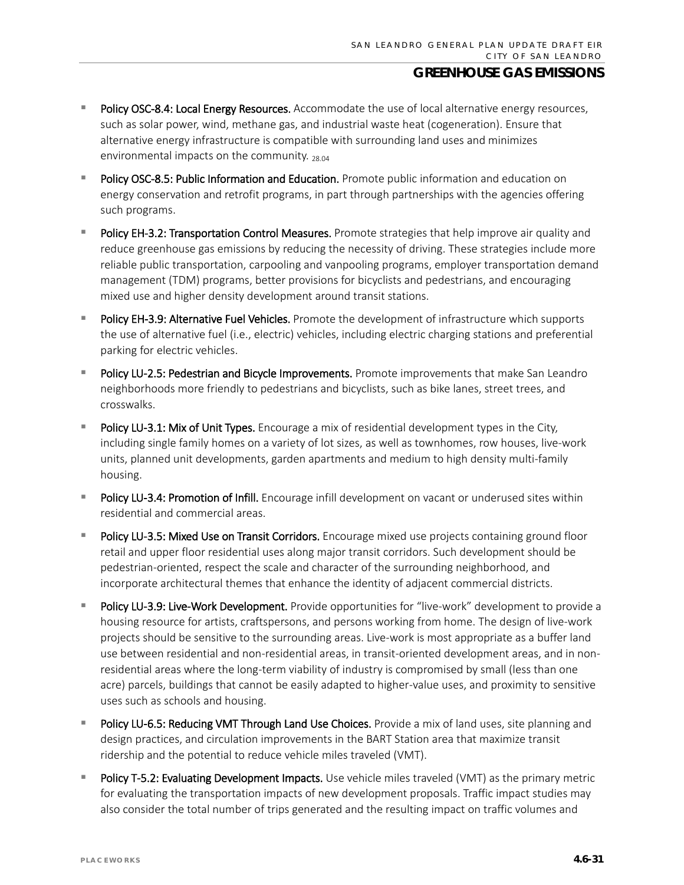- **Policy OSC-8.4: Local Energy Resources.** Accommodate the use of local alternative energy resources, such as solar power, wind, methane gas, and industrial waste heat (cogeneration). Ensure that alternative energy infrastructure is compatible with surrounding land uses and minimizes environmental impacts on the community. 28.04

- **Policy OSC-8.5: Public Information and Education.** Promote public information and education on energy conservation and retrofit programs, in part through partnerships with the agencies offering such programs.

- **Policy EH-3.2: Transportation Control Measures.** Promote strategies that help improve air quality and reduce greenhouse gas emissions by reducing the necessity of driving. These strategies include more reliable public transportation, carpooling and vanpooling programs, employer transportation demand management (TDM) programs, better provisions for bicyclists and pedestrians, and encouraging mixed use and higher density development around transit stations.

- **Policy EH-3.9: Alternative Fuel Vehicles.** Promote the development of infrastructure which supports the use of alternative fuel (i.e., electric) vehicles, including electric charging stations and preferential parking for electric vehicles.

- **Policy LU-2.5: Pedestrian and Bicycle Improvements.** Promote improvements that make San Leandro neighborhoods more friendly to pedestrians and bicyclists, such as bike lanes, street trees, and crosswalks.

- **Policy LU-3.1: Mix of Unit Types.** Encourage a mix of residential development types in the City, including single family homes on a variety of lot sizes, as well as townhomes, row houses, live-work units, planned unit developments, garden apartments and medium to high density multi-family housing.

- **Policy LU-3.4: Promotion of Infill.** Encourage infill development on vacant or underused sites within residential and commercial areas.

- **Policy LU-3.5: Mixed Use on Transit Corridors.** Encourage mixed use projects containing ground floor retail and upper floor residential uses along major transit corridors. Such development should be pedestrian-oriented, respect the scale and character of the surrounding neighborhood, and incorporate architectural themes that enhance the identity of adjacent commercial districts.

- **Policy LU-3.9: Live-Work Development.** Provide opportunities for "live-work" development to provide a housing resource for artists, craftspersons, and persons working from home. The design of live-work projects should be sensitive to the surrounding areas. Live-work is most appropriate as a buffer land use between residential and non-residential areas, in transit-oriented development areas, and in non-residential areas where the long-term viability of industry is compromised by small (less than one acre) parcels, buildings that cannot be easily adapted to higher-value uses, and proximity to sensitive uses such as schools and housing.

- **Policy LU-6.5: Reducing VMT Through Land Use Choices.** Provide a mix of land uses, site planning and design practices, and circulation improvements in the BART Station area that maximize transit ridership and the potential to reduce vehicle miles traveled (VMT).

- **Policy T-5.2: Evaluating Development Impacts.** Use vehicle miles traveled (VMT) as the primary metric for evaluating the transportation impacts of new development proposals. Traffic impact studies may also consider the total number of trips generated and the resulting impact on traffic volumes and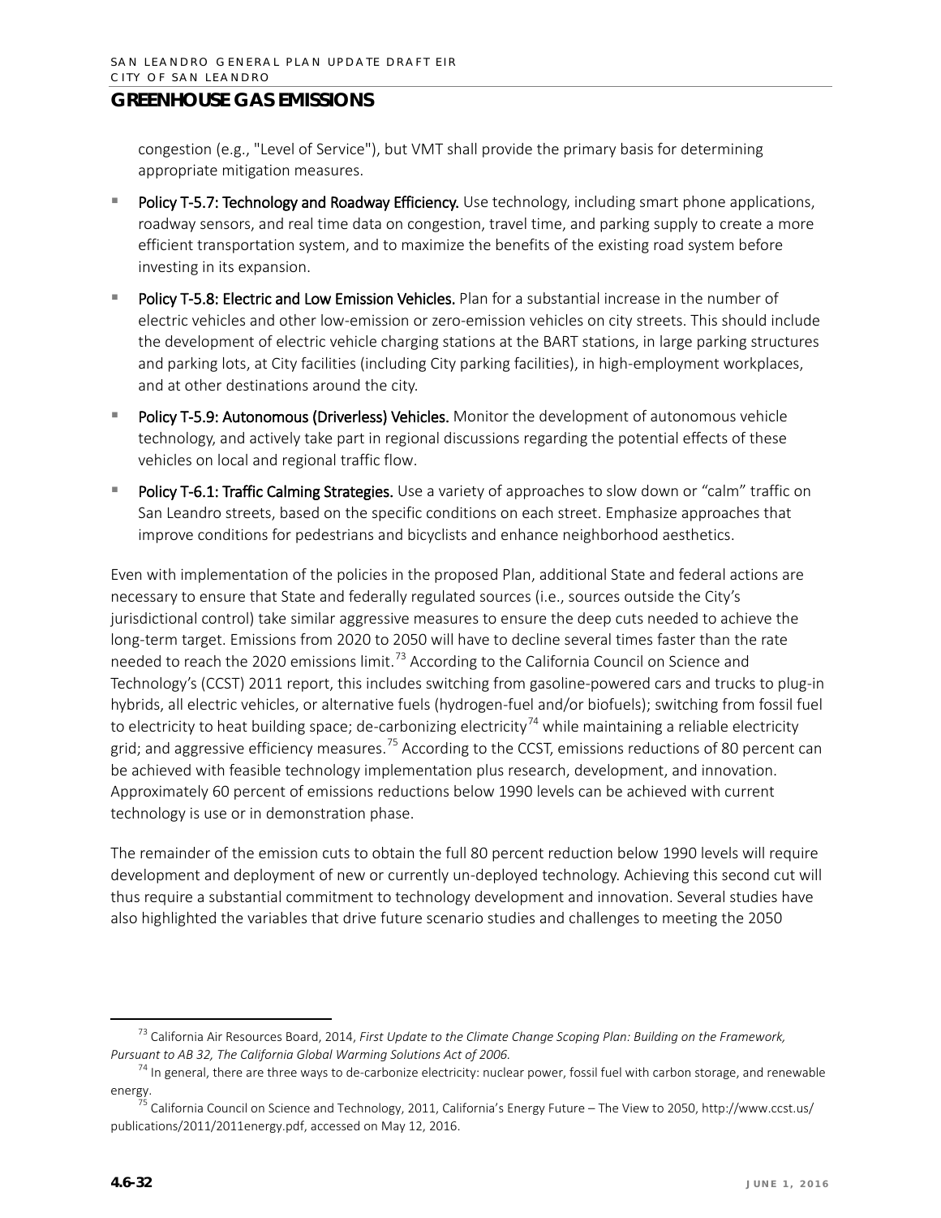## GREENHOUSE GAS EMISSIONS

congestion (e.g., "Level of Service"), but VMT shall provide the primary basis for determining appropriate mitigation measures.

- **Policy T-5.7: Technology and Roadway Efficiency.** Use technology, including smart phone applications, roadway sensors, and real time data on congestion, travel time, and parking supply to create a more efficient transportation system, and to maximize the benefits of the existing road system before investing in its expansion.
- **Policy T-5.8: Electric and Low Emission Vehicles.** Plan for a substantial increase in the number of electric vehicles and other low-emission or zero-emission vehicles on city streets. This should include the development of electric vehicle charging stations at the BART stations, in large parking structures and parking lots, at City facilities (including City parking facilities), in high-employment workplaces, and at other destinations around the city.
- **Policy T-5.9: Autonomous (Driverless) Vehicles.** Monitor the development of autonomous vehicle technology, and actively take part in regional discussions regarding the potential effects of these vehicles on local and regional traffic flow.
- **Policy T-6.1: Traffic Calming Strategies.** Use a variety of approaches to slow down or "calm" traffic on San Leandro streets, based on the specific conditions on each street. Emphasize approaches that improve conditions for pedestrians and bicyclists and enhance neighborhood aesthetics.

Even with implementation of the policies in the proposed Plan, additional State and federal actions are necessary to ensure that State and federally regulated sources (i.e., sources outside the City's jurisdictional control) take similar aggressive measures to ensure the deep cuts needed to achieve the long-term target. Emissions from 2020 to 2050 will have to decline several times faster than the rate needed to reach the 2020 emissions limit.[73] According to the California Council on Science and Technology's (CCST) 2011 report, this includes switching from gasoline-powered cars and trucks to plug-in hybrids, all electric vehicles, or alternative fuels (hydrogen-fuel and/or biofuels); switching from fossil fuel to electricity to heat building space; de-carbonizing electricity[74] while maintaining a reliable electricity grid; and aggressive efficiency measures.[75] According to the CCST, emissions reductions of 80 percent can be achieved with feasible technology implementation plus research, development, and innovation. Approximately 60 percent of emissions reductions below 1990 levels can be achieved with current technology is use or in demonstration phase.

The remainder of the emission cuts to obtain the full 80 percent reduction below 1990 levels will require development and deployment of new or currently un-deployed technology. Achieving this second cut will thus require a substantial commitment to technology development and innovation. Several studies have also highlighted the variables that drive future scenario studies and challenges to meeting the 2050

---

[73] California Air Resources Board, 2014, *First Update to the Climate Change Scoping Plan: Building on the Framework, Pursuant to AB 32, The California Global Warming Solutions Act of 2006.*

[74] In general, there are three ways to de-carbonize electricity: nuclear power, fossil fuel with carbon storage, and renewable energy.

[75] California Council on Science and Technology, 2011, California's Energy Future – The View to 2050, http://www.ccst.us/publications/2011/2011energy.pdf, accessed on May 12, 2016.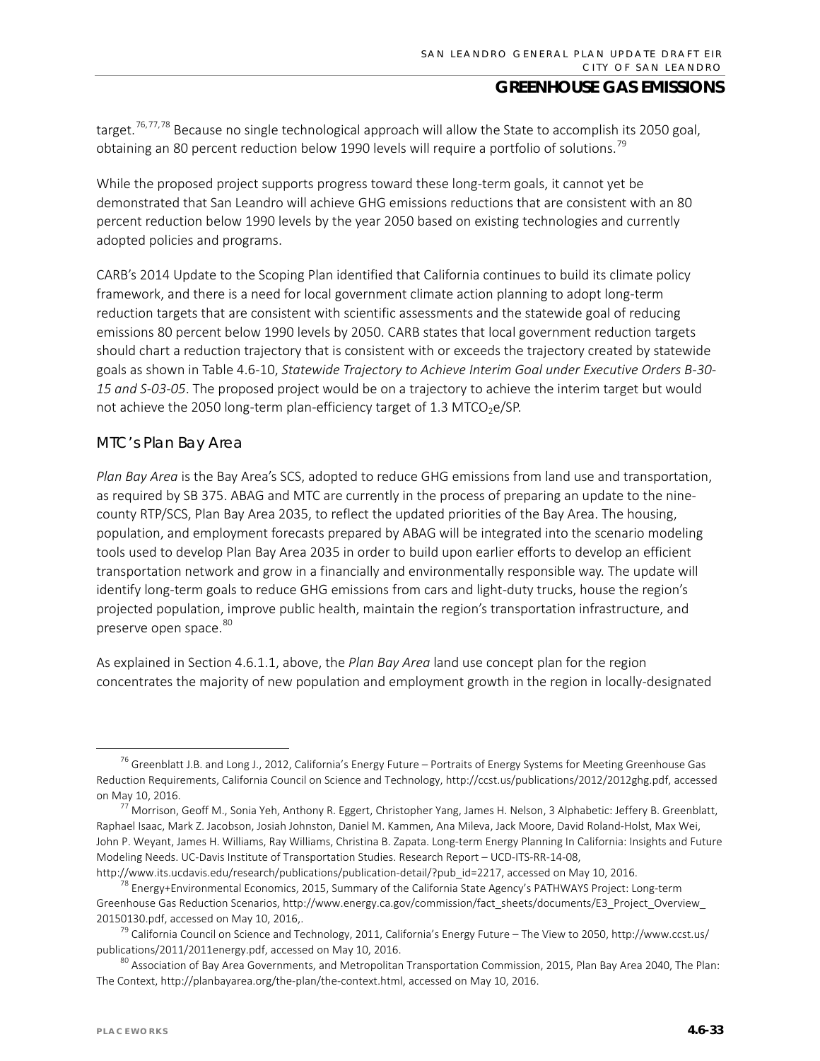target.[76,77,78] Because no single technological approach will allow the State to accomplish its 2050 goal, obtaining an 80 percent reduction below 1990 levels will require a portfolio of solutions.[79]

While the proposed project supports progress toward these long-term goals, it cannot yet be demonstrated that San Leandro will achieve GHG emissions reductions that are consistent with an 80 percent reduction below 1990 levels by the year 2050 based on existing technologies and currently adopted policies and programs.

CARB's 2014 Update to the Scoping Plan identified that California continues to build its climate policy framework, and there is a need for local government climate action planning to adopt long-term reduction targets that are consistent with scientific assessments and the statewide goal of reducing emissions 80 percent below 1990 levels by 2050. CARB states that local government reduction targets should chart a reduction trajectory that is consistent with or exceeds the trajectory created by statewide goals as shown in Table 4.6-10, *Statewide Trajectory to Achieve Interim Goal under Executive Orders B-30-15 and S-03-05*. The proposed project would be on a trajectory to achieve the interim target but would not achieve the 2050 long-term plan-efficiency target of 1.3 $MTCO_2e$/SP.

### MTC's Plan Bay Area

*Plan Bay Area* is the Bay Area's SCS, adopted to reduce GHG emissions from land use and transportation, as required by SB 375. ABAG and MTC are currently in the process of preparing an update to the nine-county RTP/SCS, Plan Bay Area 2035, to reflect the updated priorities of the Bay Area. The housing, population, and employment forecasts prepared by ABAG will be integrated into the scenario modeling tools used to develop Plan Bay Area 2035 in order to build upon earlier efforts to develop an efficient transportation network and grow in a financially and environmentally responsible way. The update will identify long-term goals to reduce GHG emissions from cars and light-duty trucks, house the region's projected population, improve public health, maintain the region's transportation infrastructure, and preserve open space.[80]

As explained in Section 4.6.1.1, above, the *Plan Bay Area* land use concept plan for the region concentrates the majority of new population and employment growth in the region in locally-designated

---

[76] Greenblatt J.B. and Long J., 2012, California's Energy Future – Portraits of Energy Systems for Meeting Greenhouse Gas Reduction Requirements, California Council on Science and Technology, http://ccst.us/publications/2012/2012ghg.pdf, accessed on May 10, 2016.

[77] Morrison, Geoff M., Sonia Yeh, Anthony R. Eggert, Christopher Yang, James H. Nelson, 3 Alphabetic: Jeffery B. Greenblatt, Raphael Isaac, Mark Z. Jacobson, Josiah Johnston, Daniel M. Kammen, Ana Mileva, Jack Moore, David Roland-Holst, Max Wei, John P. Weyant, James H. Williams, Ray Williams, Christina B. Zapata. Long-term Energy Planning In California: Insights and Future Modeling Needs. UC-Davis Institute of Transportation Studies. Research Report – UCD-ITS-RR-14-08, http://www.its.ucdavis.edu/research/publications/publication-detail/?pub_id=2217, accessed on May 10, 2016.

[78] Energy+Environmental Economics, 2015, Summary of the California State Agency's PATHWAYS Project: Long-term Greenhouse Gas Reduction Scenarios, http://www.energy.ca.gov/commission/fact_sheets/documents/E3_Project_Overview_20150130.pdf, accessed on May 10, 2016,.

[79] California Council on Science and Technology, 2011, California's Energy Future – The View to 2050, http://www.ccst.us/publications/2011/2011energy.pdf, accessed on May 10, 2016.

[80] Association of Bay Area Governments, and Metropolitan Transportation Commission, 2015, Plan Bay Area 2040, The Plan: The Context, http://planbayarea.org/the-plan/the-context.html, accessed on May 10, 2016.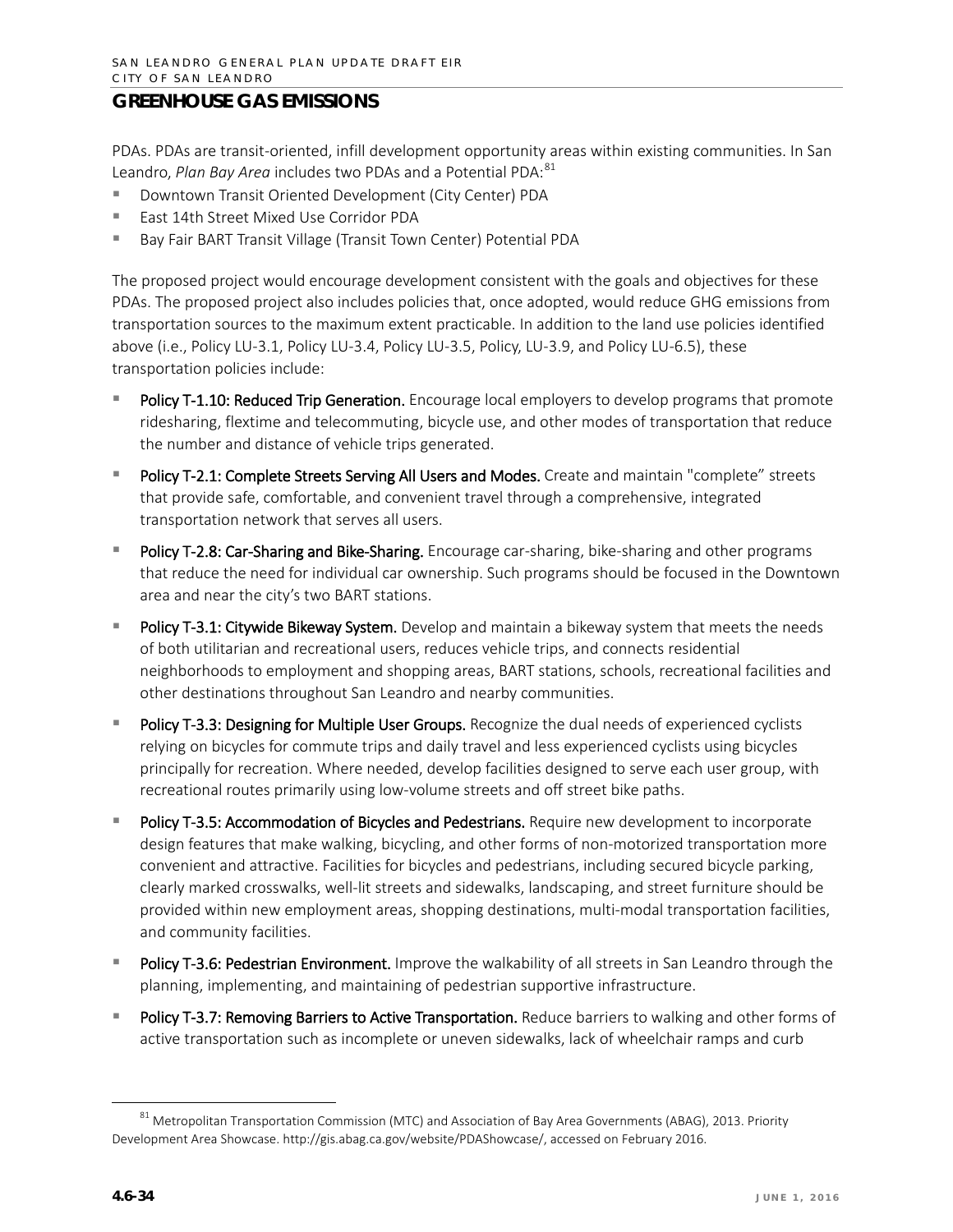PDAs. PDAs are transit-oriented, infill development opportunity areas within existing communities. In San Leandro, *Plan Bay Area* includes two PDAs and a Potential PDA:[81]

- Downtown Transit Oriented Development (City Center) PDA
- East 14th Street Mixed Use Corridor PDA
- Bay Fair BART Transit Village (Transit Town Center) Potential PDA

The proposed project would encourage development consistent with the goals and objectives for these PDAs. The proposed project also includes policies that, once adopted, would reduce GHG emissions from transportation sources to the maximum extent practicable. In addition to the land use policies identified above (i.e., Policy LU-3.1, Policy LU-3.4, Policy LU-3.5, Policy, LU-3.9, and Policy LU-6.5), these transportation policies include:

- **Policy T-1.10: Reduced Trip Generation.** Encourage local employers to develop programs that promote ridesharing, flextime and telecommuting, bicycle use, and other modes of transportation that reduce the number and distance of vehicle trips generated.
- **Policy T-2.1: Complete Streets Serving All Users and Modes.** Create and maintain "complete" streets that provide safe, comfortable, and convenient travel through a comprehensive, integrated transportation network that serves all users.
- **Policy T-2.8: Car-Sharing and Bike-Sharing.** Encourage car-sharing, bike-sharing and other programs that reduce the need for individual car ownership. Such programs should be focused in the Downtown area and near the city's two BART stations.
- **Policy T-3.1: Citywide Bikeway System.** Develop and maintain a bikeway system that meets the needs of both utilitarian and recreational users, reduces vehicle trips, and connects residential neighborhoods to employment and shopping areas, BART stations, schools, recreational facilities and other destinations throughout San Leandro and nearby communities.
- **Policy T-3.3: Designing for Multiple User Groups.** Recognize the dual needs of experienced cyclists relying on bicycles for commute trips and daily travel and less experienced cyclists using bicycles principally for recreation. Where needed, develop facilities designed to serve each user group, with recreational routes primarily using low-volume streets and off street bike paths.
- **Policy T-3.5: Accommodation of Bicycles and Pedestrians.** Require new development to incorporate design features that make walking, bicycling, and other forms of non-motorized transportation more convenient and attractive. Facilities for bicycles and pedestrians, including secured bicycle parking, clearly marked crosswalks, well-lit streets and sidewalks, landscaping, and street furniture should be provided within new employment areas, shopping destinations, multi-modal transportation facilities, and community facilities.
- **Policy T-3.6: Pedestrian Environment.** Improve the walkability of all streets in San Leandro through the planning, implementing, and maintaining of pedestrian supportive infrastructure.
- **Policy T-3.7: Removing Barriers to Active Transportation.** Reduce barriers to walking and other forms of active transportation such as incomplete or uneven sidewalks, lack of wheelchair ramps and curb

[81] Metropolitan Transportation Commission (MTC) and Association of Bay Area Governments (ABAG), 2013. Priority Development Area Showcase. http://gis.abag.ca.gov/website/PDAShowcase/, accessed on February 2016.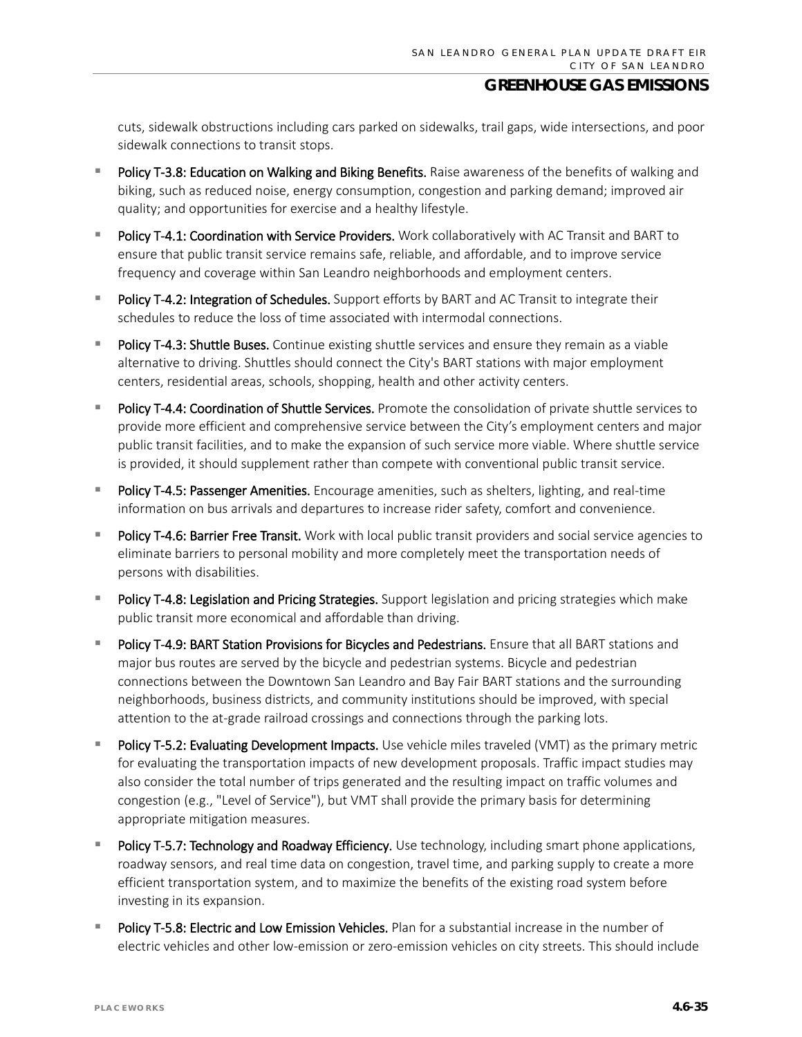cuts, sidewalk obstructions including cars parked on sidewalks, trail gaps, wide intersections, and poor sidewalk connections to transit stops.

- **Policy T-3.8: Education on Walking and Biking Benefits.** Raise awareness of the benefits of walking and biking, such as reduced noise, energy consumption, congestion and parking demand; improved air quality; and opportunities for exercise and a healthy lifestyle.
- **Policy T-4.1: Coordination with Service Providers.** Work collaboratively with AC Transit and BART to ensure that public transit service remains safe, reliable, and affordable, and to improve service frequency and coverage within San Leandro neighborhoods and employment centers.
- **Policy T-4.2: Integration of Schedules.** Support efforts by BART and AC Transit to integrate their schedules to reduce the loss of time associated with intermodal connections.
- **Policy T-4.3: Shuttle Buses.** Continue existing shuttle services and ensure they remain as a viable alternative to driving. Shuttles should connect the City's BART stations with major employment centers, residential areas, schools, shopping, health and other activity centers.
- **Policy T-4.4: Coordination of Shuttle Services.** Promote the consolidation of private shuttle services to provide more efficient and comprehensive service between the City's employment centers and major public transit facilities, and to make the expansion of such service more viable. Where shuttle service is provided, it should supplement rather than compete with conventional public transit service.
- **Policy T-4.5: Passenger Amenities.** Encourage amenities, such as shelters, lighting, and real-time information on bus arrivals and departures to increase rider safety, comfort and convenience.
- **Policy T-4.6: Barrier Free Transit.** Work with local public transit providers and social service agencies to eliminate barriers to personal mobility and more completely meet the transportation needs of persons with disabilities.
- **Policy T-4.8: Legislation and Pricing Strategies.** Support legislation and pricing strategies which make public transit more economical and affordable than driving.
- **Policy T-4.9: BART Station Provisions for Bicycles and Pedestrians.** Ensure that all BART stations and major bus routes are served by the bicycle and pedestrian systems. Bicycle and pedestrian connections between the Downtown San Leandro and Bay Fair BART stations and the surrounding neighborhoods, business districts, and community institutions should be improved, with special attention to the at-grade railroad crossings and connections through the parking lots.
- **Policy T-5.2: Evaluating Development Impacts.** Use vehicle miles traveled (VMT) as the primary metric for evaluating the transportation impacts of new development proposals. Traffic impact studies may also consider the total number of trips generated and the resulting impact on traffic volumes and congestion (e.g., "Level of Service"), but VMT shall provide the primary basis for determining appropriate mitigation measures.
- **Policy T-5.7: Technology and Roadway Efficiency.** Use technology, including smart phone applications, roadway sensors, and real time data on congestion, travel time, and parking supply to create a more efficient transportation system, and to maximize the benefits of the existing road system before investing in its expansion.
- **Policy T-5.8: Electric and Low Emission Vehicles.** Plan for a substantial increase in the number of electric vehicles and other low-emission or zero-emission vehicles on city streets. This should include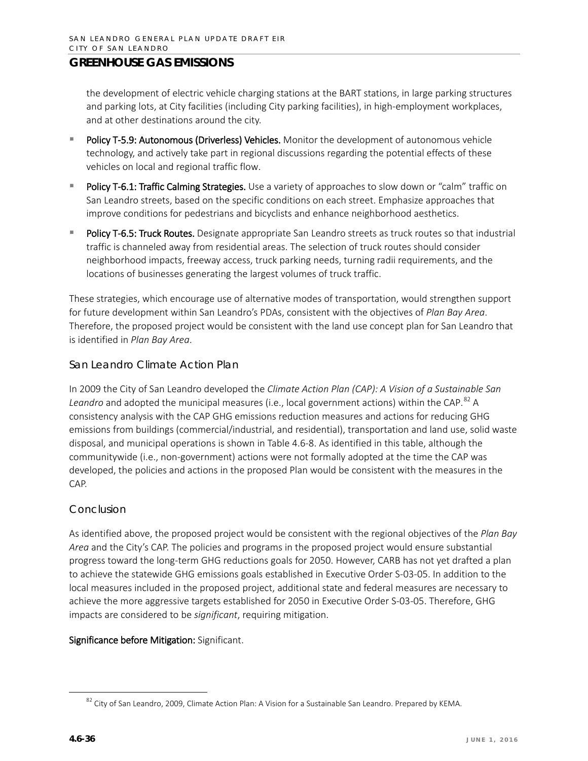the development of electric vehicle charging stations at the BART stations, in large parking structures and parking lots, at City facilities (including City parking facilities), in high-employment workplaces, and at other destinations around the city.

- **Policy T-5.9: Autonomous (Driverless) Vehicles.** Monitor the development of autonomous vehicle technology, and actively take part in regional discussions regarding the potential effects of these vehicles on local and regional traffic flow.
- **Policy T-6.1: Traffic Calming Strategies.** Use a variety of approaches to slow down or "calm" traffic on San Leandro streets, based on the specific conditions on each street. Emphasize approaches that improve conditions for pedestrians and bicyclists and enhance neighborhood aesthetics.
- **Policy T-6.5: Truck Routes.** Designate appropriate San Leandro streets as truck routes so that industrial traffic is channeled away from residential areas. The selection of truck routes should consider neighborhood impacts, freeway access, truck parking needs, turning radii requirements, and the locations of businesses generating the largest volumes of truck traffic.

These strategies, which encourage use of alternative modes of transportation, would strengthen support for future development within San Leandro's PDAs, consistent with the objectives of *Plan Bay Area*. Therefore, the proposed project would be consistent with the land use concept plan for San Leandro that is identified in *Plan Bay Area*.

### San Leandro Climate Action Plan

In 2009 the City of San Leandro developed the *Climate Action Plan (CAP): A Vision of a Sustainable San Leandro* and adopted the municipal measures (i.e., local government actions) within the CAP.[82] A consistency analysis with the CAP GHG emissions reduction measures and actions for reducing GHG emissions from buildings (commercial/industrial, and residential), transportation and land use, solid waste disposal, and municipal operations is shown in Table 4.6-8. As identified in this table, although the communitywide (i.e., non-government) actions were not formally adopted at the time the CAP was developed, the policies and actions in the proposed Plan would be consistent with the measures in the CAP.

### Conclusion

As identified above, the proposed project would be consistent with the regional objectives of the *Plan Bay Area* and the City's CAP. The policies and programs in the proposed project would ensure substantial progress toward the long-term GHG reductions goals for 2050. However, CARB has not yet drafted a plan to achieve the statewide GHG emissions goals established in Executive Order S-03-05. In addition to the local measures included in the proposed project, additional state and federal measures are necessary to achieve the more aggressive targets established for 2050 in Executive Order S-03-05. Therefore, GHG impacts are considered to be *significant*, requiring mitigation.

**Significance before Mitigation:** Significant.

---

[82] City of San Leandro, 2009, Climate Action Plan: A Vision for a Sustainable San Leandro. Prepared by KEMA.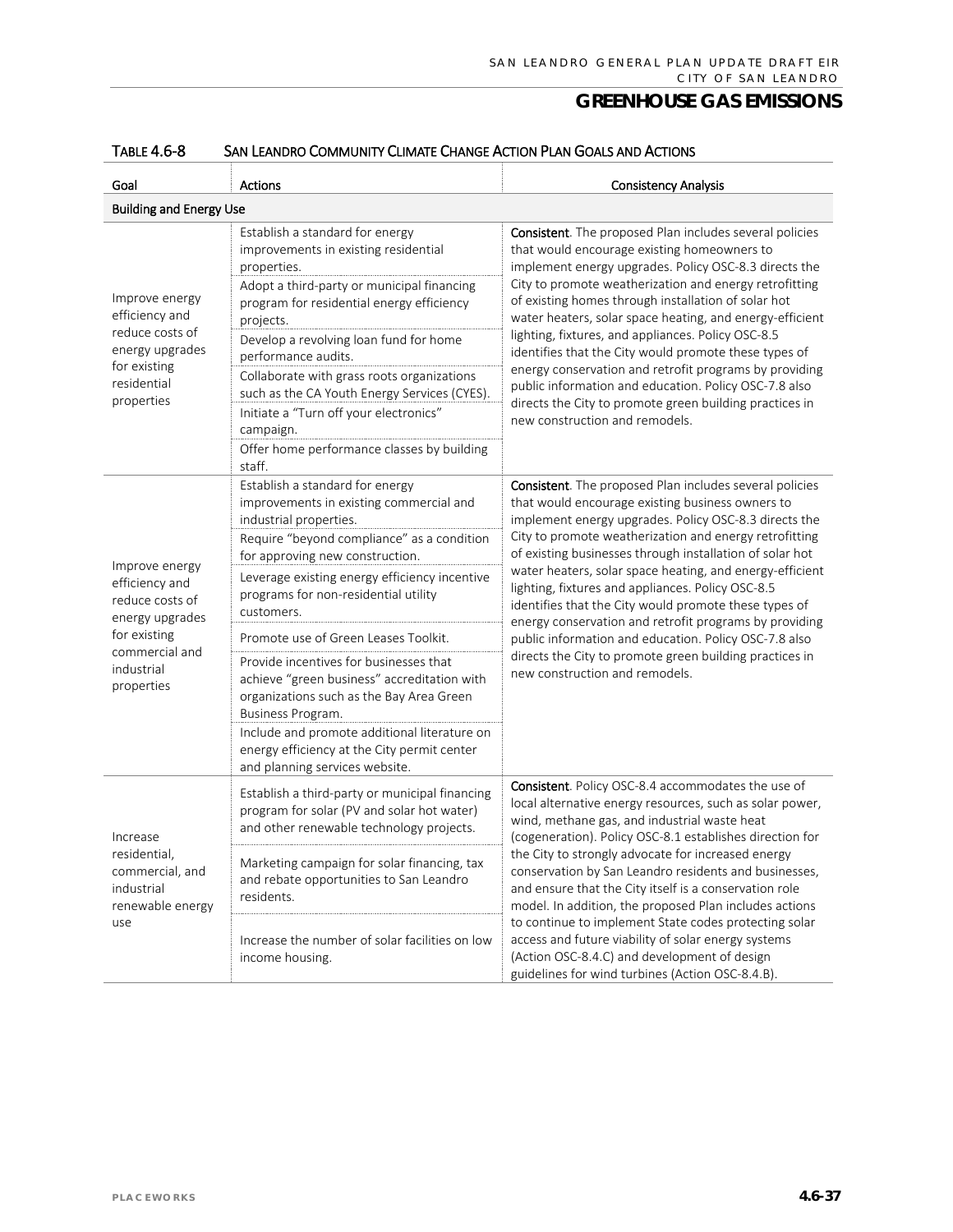# GREENHOUSE GAS EMISSIONS

TABLE 4.6-8 SAN LEANDRO COMMUNITY CLIMATE CHANGE ACTION PLAN GOALS AND ACTIONS

| Goal | Actions | Consistency Analysis |
|---|---|---|
| **Building and Energy Use** | | |
| Improve energy efficiency and reduce costs of energy upgrades for existing residential properties | Establish a standard for energy improvements in existing residential properties.<br>Adopt a third-party or municipal financing program for residential energy efficiency projects.<br>Develop a revolving loan fund for home performance audits.<br>Collaborate with grass roots organizations such as the CA Youth Energy Services (CYES).<br>Initiate a "Turn off your electronics" campaign.<br>Offer home performance classes by building staff. | **Consistent**. The proposed Plan includes several policies that would encourage existing homeowners to implement energy upgrades. Policy OSC-8.3 directs the City to promote weatherization and energy retrofitting of existing homes through installation of solar hot water heaters, solar space heating, and energy-efficient lighting, fixtures, and appliances. Policy OSC-8.5 identifies that the City would promote these types of energy conservation and retrofit programs by providing public information and education. Policy OSC-7.8 also directs the City to promote green building practices in new construction and remodels. |
| Improve energy efficiency and reduce costs of energy upgrades for existing commercial and industrial properties | Establish a standard for energy improvements in existing commercial and industrial properties.<br>Require "beyond compliance" as a condition for approving new construction.<br>Leverage existing energy efficiency incentive programs for non-residential utility customers.<br>Promote use of Green Leases Toolkit.<br>Provide incentives for businesses that achieve "green business" accreditation with organizations such as the Bay Area Green Business Program.<br>Include and promote additional literature on energy efficiency at the City permit center and planning services website. | **Consistent**. The proposed Plan includes several policies that would encourage existing business owners to implement energy upgrades. Policy OSC-8.3 directs the City to promote weatherization and energy retrofitting of existing businesses through installation of solar hot water heaters, solar space heating, and energy-efficient lighting, fixtures and appliances. Policy OSC-8.5 identifies that the City would promote these types of energy conservation and retrofit programs by providing public information and education. Policy OSC-7.8 also directs the City to promote green building practices in new construction and remodels. |
| Increase residential, commercial, and industrial renewable energy use | Establish a third-party or municipal financing program for solar (PV and solar hot water) and other renewable technology projects.<br>Marketing campaign for solar financing, tax and rebate opportunities to San Leandro residents.<br>Increase the number of solar facilities on low income housing. | **Consistent**. Policy OSC-8.4 accommodates the use of local alternative energy resources, such as solar power, wind, methane gas, and industrial waste heat (cogeneration). Policy OSC-8.1 establishes direction for the City to strongly advocate for increased energy conservation by San Leandro residents and businesses, and ensure that the City itself is a conservation role model. In addition, the proposed Plan includes actions to continue to implement State codes protecting solar access and future viability of solar energy systems (Action OSC-8.4.C) and development of design guidelines for wind turbines (Action OSC-8.4.B). |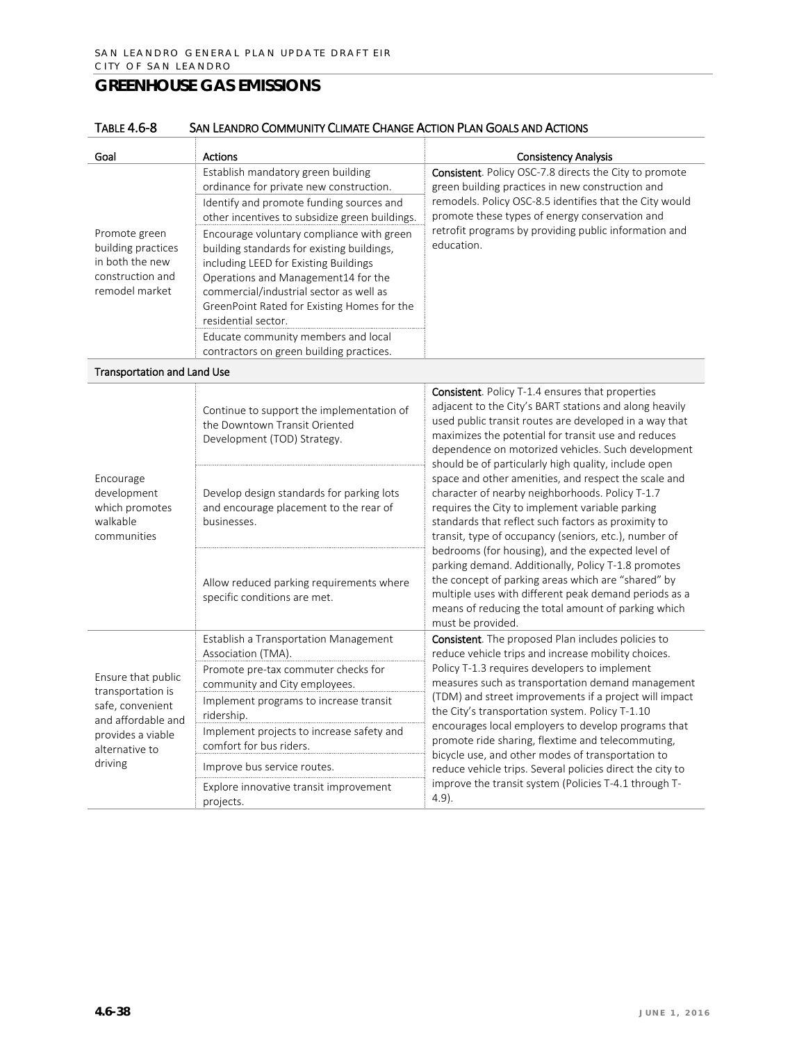# GREENHOUSE GAS EMISSIONS

TABLE 4.6-8 SAN LEANDRO COMMUNITY CLIMATE CHANGE ACTION PLAN GOALS AND ACTIONS

| Goal | Actions | Consistency Analysis |
|---|---|---|
| Promote green building practices in both the new construction and remodel market | Establish mandatory green building ordinance for private new construction. | **Consistent**. Policy OSC-7.8 directs the City to promote green building practices in new construction and remodels. Policy OSC-8.5 identifies that the City would promote these types of energy conservation and retrofit programs by providing public information and education. |
| | Identify and promote funding sources and other incentives to subsidize green buildings. | |
| | Encourage voluntary compliance with green building standards for existing buildings, including LEED for Existing Buildings Operations and Management14 for the commercial/industrial sector as well as GreenPoint Rated for Existing Homes for the residential sector. | |
| | Educate community members and local contractors on green building practices. | |
| **Transportation and Land Use** | | |
| Encourage development which promotes walkable communities | Continue to support the implementation of the Downtown Transit Oriented Development (TOD) Strategy. | **Consistent**. Policy T-1.4 ensures that properties adjacent to the City's BART stations and along heavily used public transit routes are developed in a way that maximizes the potential for transit use and reduces dependence on motorized vehicles. Such development should be of particularly high quality, include open space and other amenities, and respect the scale and character of nearby neighborhoods. Policy T-1.7 requires the City to implement variable parking standards that reflect such factors as proximity to transit, type of occupancy (seniors, etc.), number of bedrooms (for housing), and the expected level of parking demand. Additionally, Policy T-1.8 promotes the concept of parking areas which are "shared" by multiple uses with different peak demand periods as a means of reducing the total amount of parking which must be provided. |
| | Develop design standards for parking lots and encourage placement to the rear of businesses. | |
| | Allow reduced parking requirements where specific conditions are met. | |
| Ensure that public transportation is safe, convenient and affordable and provides a viable alternative to driving | Establish a Transportation Management Association (TMA). | **Consistent**. The proposed Plan includes policies to reduce vehicle trips and increase mobility choices. Policy T-1.3 requires developers to implement measures such as transportation demand management (TDM) and street improvements if a project will impact the City's transportation system. Policy T-1.10 encourages local employers to develop programs that promote ride sharing, flextime and telecommuting, bicycle use, and other modes of transportation to reduce vehicle trips. Several policies direct the city to improve the transit system (Policies T-4.1 through T-4.9). |
| | Promote pre-tax commuter checks for community and City employees. | |
| | Implement programs to increase transit ridership. | |
| | Implement projects to increase safety and comfort for bus riders. | |
| | Improve bus service routes. | |
| | Explore innovative transit improvement projects. | |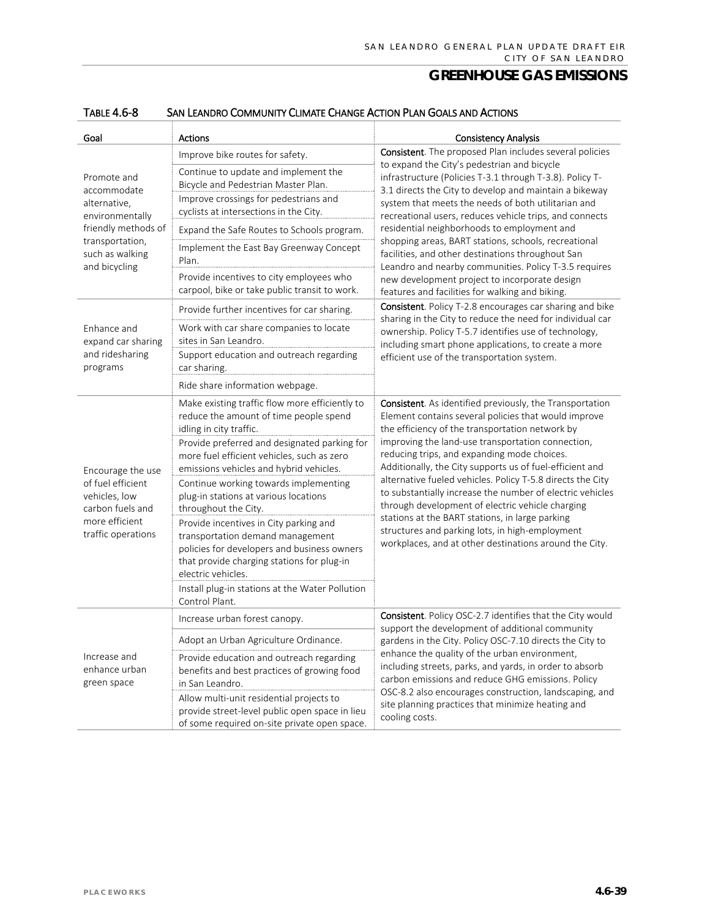# GREENHOUSE GAS EMISSIONS

TABLE 4.6-8 SAN LEANDRO COMMUNITY CLIMATE CHANGE ACTION PLAN GOALS AND ACTIONS

| Goal | Actions | Consistency Analysis |
|---|---|---|
| Promote and accommodate alternative, environmentally friendly methods of transportation, such as walking and bicycling | Improve bike routes for safety. | **Consistent**. The proposed Plan includes several policies to expand the City's pedestrian and bicycle infrastructure (Policies T-3.1 through T-3.8). Policy T-3.1 directs the City to develop and maintain a bikeway system that meets the needs of both utilitarian and recreational users, reduces vehicle trips, and connects residential neighborhoods to employment and shopping areas, BART stations, schools, recreational facilities, and other destinations throughout San Leandro and nearby communities. Policy T-3.5 requires new development project to incorporate design features and facilities for walking and biking. |
| | Continue to update and implement the Bicycle and Pedestrian Master Plan. | |
| | Improve crossings for pedestrians and cyclists at intersections in the City. | |
| | Expand the Safe Routes to Schools program. | |
| | Implement the East Bay Greenway Concept Plan. | |
| | Provide incentives to city employees who carpool, bike or take public transit to work. | |
| Enhance and expand car sharing and ridesharing programs | Provide further incentives for car sharing. | **Consistent**. Policy T-2.8 encourages car sharing and bike sharing in the City to reduce the need for individual car ownership. Policy T-5.7 identifies use of technology, including smart phone applications, to create a more efficient use of the transportation system. |
| | Work with car share companies to locate sites in San Leandro. | |
| | Support education and outreach regarding car sharing. | |
| | Ride share information webpage. | |
| Encourage the use of fuel efficient vehicles, low carbon fuels and more efficient traffic operations | Make existing traffic flow more efficiently to reduce the amount of time people spend idling in city traffic. | **Consistent**. As identified previously, the Transportation Element contains several policies that would improve the efficiency of the transportation network by improving the land-use transportation connection, reducing trips, and expanding mode choices. Additionally, the City supports us of fuel-efficient and alternative fueled vehicles. Policy T-5.8 directs the City to substantially increase the number of electric vehicles through development of electric vehicle charging stations at the BART stations, in large parking structures and parking lots, in high-employment workplaces, and at other destinations around the City. |
| | Provide preferred and designated parking for more fuel efficient vehicles, such as zero emissions vehicles and hybrid vehicles. | |
| | Continue working towards implementing plug-in stations at various locations throughout the City. | |
| | Provide incentives in City parking and transportation demand management policies for developers and business owners that provide charging stations for plug-in electric vehicles. | |
| | Install plug-in stations at the Water Pollution Control Plant. | |
| Increase and enhance urban green space | Increase urban forest canopy. | **Consistent**. Policy OSC-2.7 identifies that the City would support the development of additional community gardens in the City. Policy OSC-7.10 directs the City to enhance the quality of the urban environment, including streets, parks, and yards, in order to absorb carbon emissions and reduce GHG emissions. Policy OSC-8.2 also encourages construction, landscaping, and site planning practices that minimize heating and cooling costs. |
| | Adopt an Urban Agriculture Ordinance. | |
| | Provide education and outreach regarding benefits and best practices of growing food in San Leandro. | |
| | Allow multi-unit residential projects to provide street-level public open space in lieu of some required on-site private open space. | |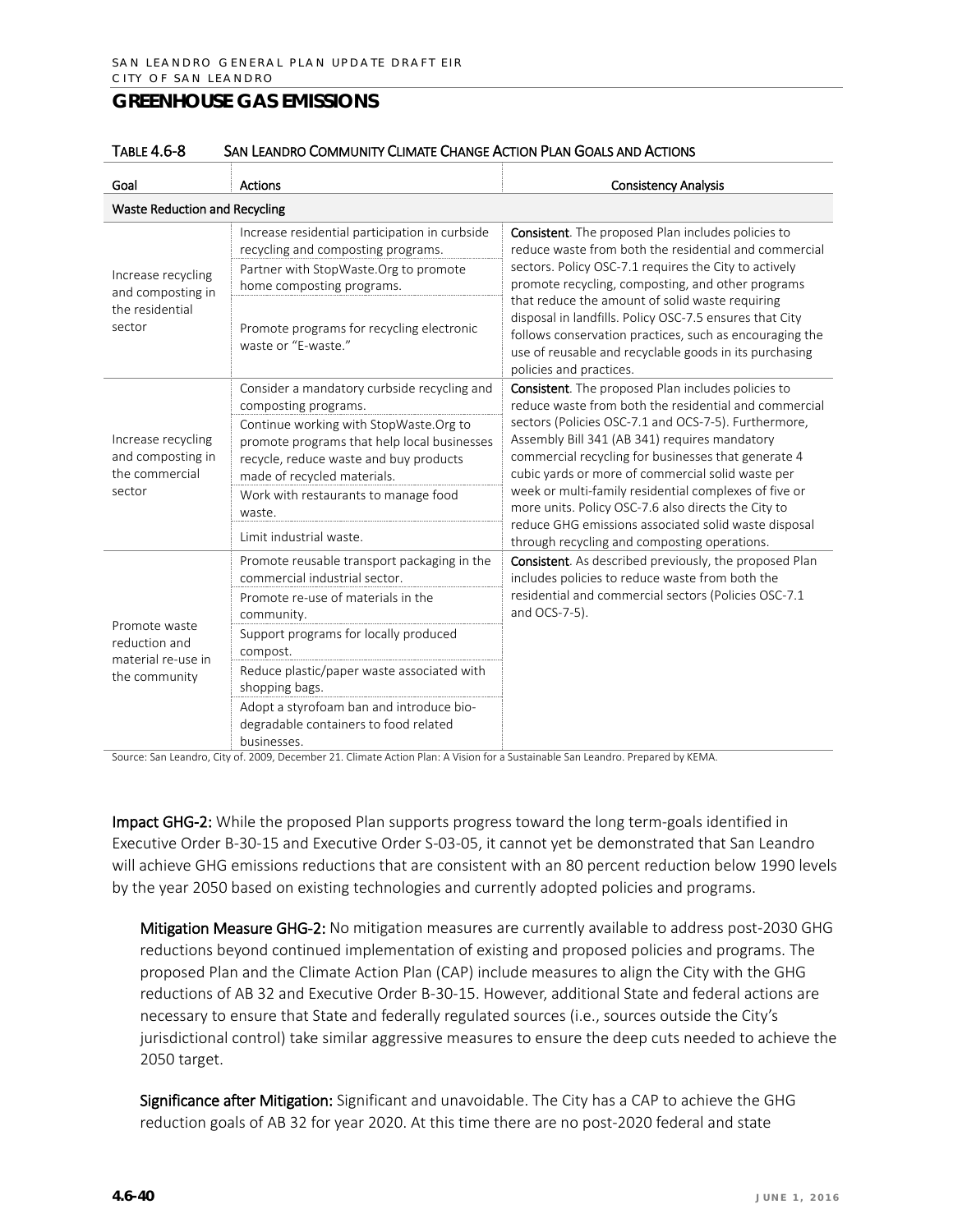## GREENHOUSE GAS EMISSIONS

TABLE 4.6-8 SAN LEANDRO COMMUNITY CLIMATE CHANGE ACTION PLAN GOALS AND ACTIONS

| Goal | Actions | Consistency Analysis |
|---|---|---|
| **Waste Reduction and Recycling** | | |
| Increase recycling and composting in the residential sector | Increase residential participation in curbside recycling and composting programs. | **Consistent**. The proposed Plan includes policies to reduce waste from both the residential and commercial sectors. Policy OSC-7.1 requires the City to actively promote recycling, composting, and other programs that reduce the amount of solid waste requiring disposal in landfills. Policy OSC-7.5 ensures that City follows conservation practices, such as encouraging the use of reusable and recyclable goods in its purchasing policies and practices. |
| | Partner with StopWaste.Org to promote home composting programs. | |
| | Promote programs for recycling electronic waste or "E-waste." | |
| Increase recycling and composting in the commercial sector | Consider a mandatory curbside recycling and composting programs. | **Consistent**. The proposed Plan includes policies to reduce waste from both the residential and commercial sectors (Policies OSC-7.1 and OCS-7-5). Furthermore, Assembly Bill 341 (AB 341) requires mandatory commercial recycling for businesses that generate 4 cubic yards or more of commercial solid waste per week or multi-family residential complexes of five or more units. Policy OSC-7.6 also directs the City to reduce GHG emissions associated solid waste disposal through recycling and composting operations. |
| | Continue working with StopWaste.Org to promote programs that help local businesses recycle, reduce waste and buy products made of recycled materials. | |
| | Work with restaurants to manage food waste. | |
| | Limit industrial waste. | |
| Promote waste reduction and material re-use in the community | Promote reusable transport packaging in the commercial industrial sector. | **Consistent**. As described previously, the proposed Plan includes policies to reduce waste from both the residential and commercial sectors (Policies OSC-7.1 and OCS-7-5). |
| | Promote re-use of materials in the community. | |
| | Support programs for locally produced compost. | |
| | Reduce plastic/paper waste associated with shopping bags. | |
| | Adopt a styrofoam ban and introduce bio-degradable containers to food related businesses. | |

Source: San Leandro, City of. 2009, December 21. Climate Action Plan: A Vision for a Sustainable San Leandro. Prepared by KEMA.

**Impact GHG-2:** While the proposed Plan supports progress toward the long term-goals identified in Executive Order B-30-15 and Executive Order S-03-05, it cannot yet be demonstrated that San Leandro will achieve GHG emissions reductions that are consistent with an 80 percent reduction below 1990 levels by the year 2050 based on existing technologies and currently adopted policies and programs.

**Mitigation Measure GHG-2:** No mitigation measures are currently available to address post-2030 GHG reductions beyond continued implementation of existing and proposed policies and programs. The proposed Plan and the Climate Action Plan (CAP) include measures to align the City with the GHG reductions of AB 32 and Executive Order B-30-15. However, additional State and federal actions are necessary to ensure that State and federally regulated sources (i.e., sources outside the City's jurisdictional control) take similar aggressive measures to ensure the deep cuts needed to achieve the 2050 target.

**Significance after Mitigation:** Significant and unavoidable. The City has a CAP to achieve the GHG reduction goals of AB 32 for year 2020. At this time there are no post-2020 federal and state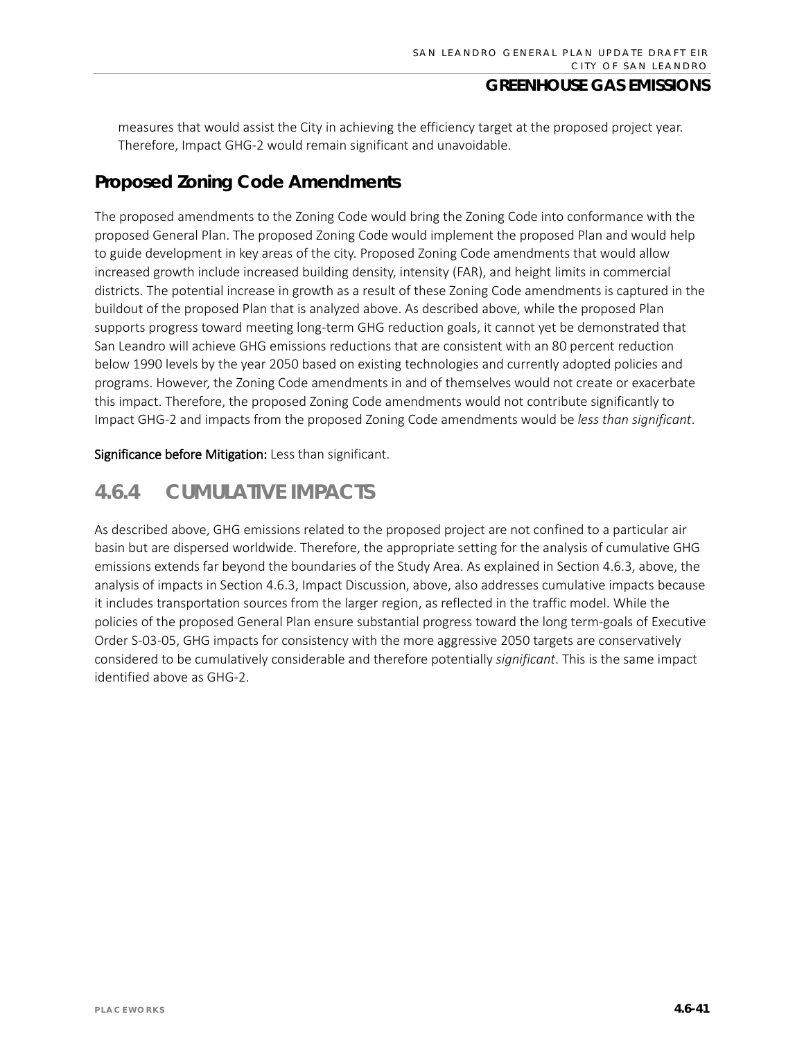measures that would assist the City in achieving the efficiency target at the proposed project year. Therefore, Impact GHG-2 would remain significant and unavoidable.

## Proposed Zoning Code Amendments

The proposed amendments to the Zoning Code would bring the Zoning Code into conformance with the proposed General Plan. The proposed Zoning Code would implement the proposed Plan and would help to guide development in key areas of the city. Proposed Zoning Code amendments that would allow increased growth include increased building density, intensity (FAR), and height limits in commercial districts. The potential increase in growth as a result of these Zoning Code amendments is captured in the buildout of the proposed Plan that is analyzed above. As described above, while the proposed Plan supports progress toward meeting long-term GHG reduction goals, it cannot yet be demonstrated that San Leandro will achieve GHG emissions reductions that are consistent with an 80 percent reduction below 1990 levels by the year 2050 based on existing technologies and currently adopted policies and programs. However, the Zoning Code amendments in and of themselves would not create or exacerbate this impact. Therefore, the proposed Zoning Code amendments would not contribute significantly to Impact GHG-2 and impacts from the proposed Zoning Code amendments would be *less than significant*.

**Significance before Mitigation:** Less than significant.

# 4.6.4 CUMULATIVE IMPACTS

As described above, GHG emissions related to the proposed project are not confined to a particular air basin but are dispersed worldwide. Therefore, the appropriate setting for the analysis of cumulative GHG emissions extends far beyond the boundaries of the Study Area. As explained in Section 4.6.3, above, the analysis of impacts in Section 4.6.3, Impact Discussion, above, also addresses cumulative impacts because it includes transportation sources from the larger region, as reflected in the traffic model. While the policies of the proposed General Plan ensure substantial progress toward the long term-goals of Executive Order S-03-05, GHG impacts for consistency with the more aggressive 2050 targets are conservatively considered to be cumulatively considerable and therefore potentially *significant*. This is the same impact identified above as GHG-2.